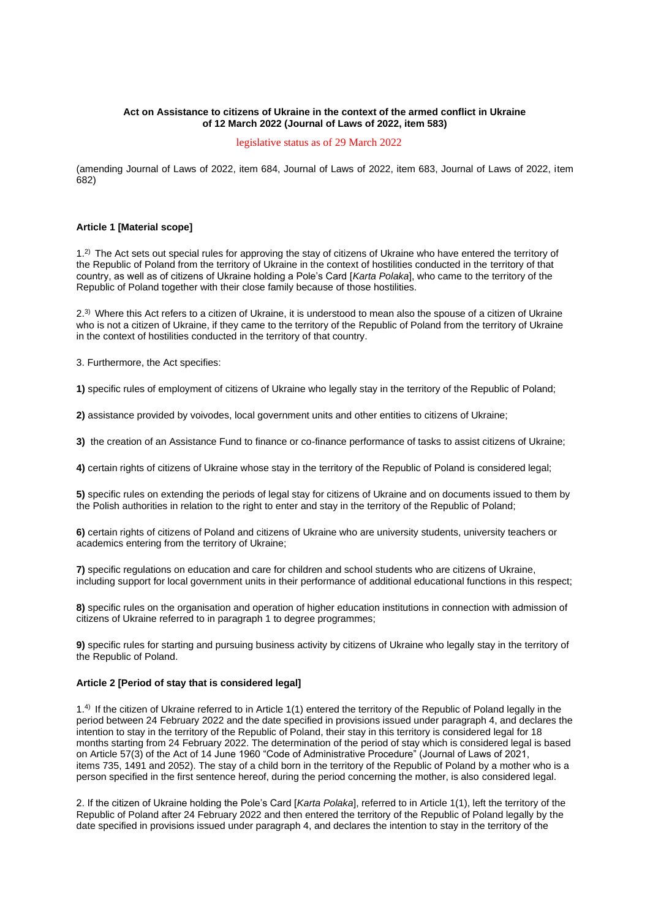**Act on Assistance to citizens of Ukraine in the context of the armed conflict in Ukraine of 12 March 2022 (Journal of Laws of 2022, item 583)**

legislative status as of 29 March 2022

(amending Journal of Laws of 2022, item 684, Journal of Laws of 2022, item 683, Journal of Laws of 2022, item 682)

**Article 1 [Material scope]**

1.[2)] The Act sets out special rules for approving the stay of citizens of Ukraine who have entered the territory of the Republic of Poland from the territory of Ukraine in the context of hostilities conducted in the territory of that country, as well as of citizens of Ukraine holding a Pole's Card [*Karta Polaka*], who came to the territory of the Republic of Poland together with their close family because of those hostilities.

2.[3)] Where this Act refers to a citizen of Ukraine, it is understood to mean also the spouse of a citizen of Ukraine who is not a citizen of Ukraine, if they came to the territory of the Republic of Poland from the territory of Ukraine in the context of hostilities conducted in the territory of that country.

3. Furthermore, the Act specifies:

**1)** specific rules of employment of citizens of Ukraine who legally stay in the territory of the Republic of Poland;

**2)** assistance provided by voivodes, local government units and other entities to citizens of Ukraine;

**3)** the creation of an Assistance Fund to finance or co-finance performance of tasks to assist citizens of Ukraine;

**4)** certain rights of citizens of Ukraine whose stay in the territory of the Republic of Poland is considered legal;

**5)** specific rules on extending the periods of legal stay for citizens of Ukraine and on documents issued to them by the Polish authorities in relation to the right to enter and stay in the territory of the Republic of Poland;

**6)** certain rights of citizens of Poland and citizens of Ukraine who are university students, university teachers or academics entering from the territory of Ukraine;

**7)** specific regulations on education and care for children and school students who are citizens of Ukraine, including support for local government units in their performance of additional educational functions in this respect;

**8)** specific rules on the organisation and operation of higher education institutions in connection with admission of citizens of Ukraine referred to in paragraph 1 to degree programmes;

**9)** specific rules for starting and pursuing business activity by citizens of Ukraine who legally stay in the territory of the Republic of Poland.

**Article 2 [Period of stay that is considered legal]**

1.[4)] If the citizen of Ukraine referred to in Article 1(1) entered the territory of the Republic of Poland legally in the period between 24 February 2022 and the date specified in provisions issued under paragraph 4, and declares the intention to stay in the territory of the Republic of Poland, their stay in this territory is considered legal for 18 months starting from 24 February 2022. The determination of the period of stay which is considered legal is based on Article 57(3) of the Act of 14 June 1960 "Code of Administrative Procedure" (Journal of Laws of 2021, items 735, 1491 and 2052). The stay of a child born in the territory of the Republic of Poland by a mother who is a person specified in the first sentence hereof, during the period concerning the mother, is also considered legal.

2. If the citizen of Ukraine holding the Pole's Card [*Karta Polaka*], referred to in Article 1(1), left the territory of the Republic of Poland after 24 February 2022 and then entered the territory of the Republic of Poland legally by the date specified in provisions issued under paragraph 4, and declares the intention to stay in the territory of the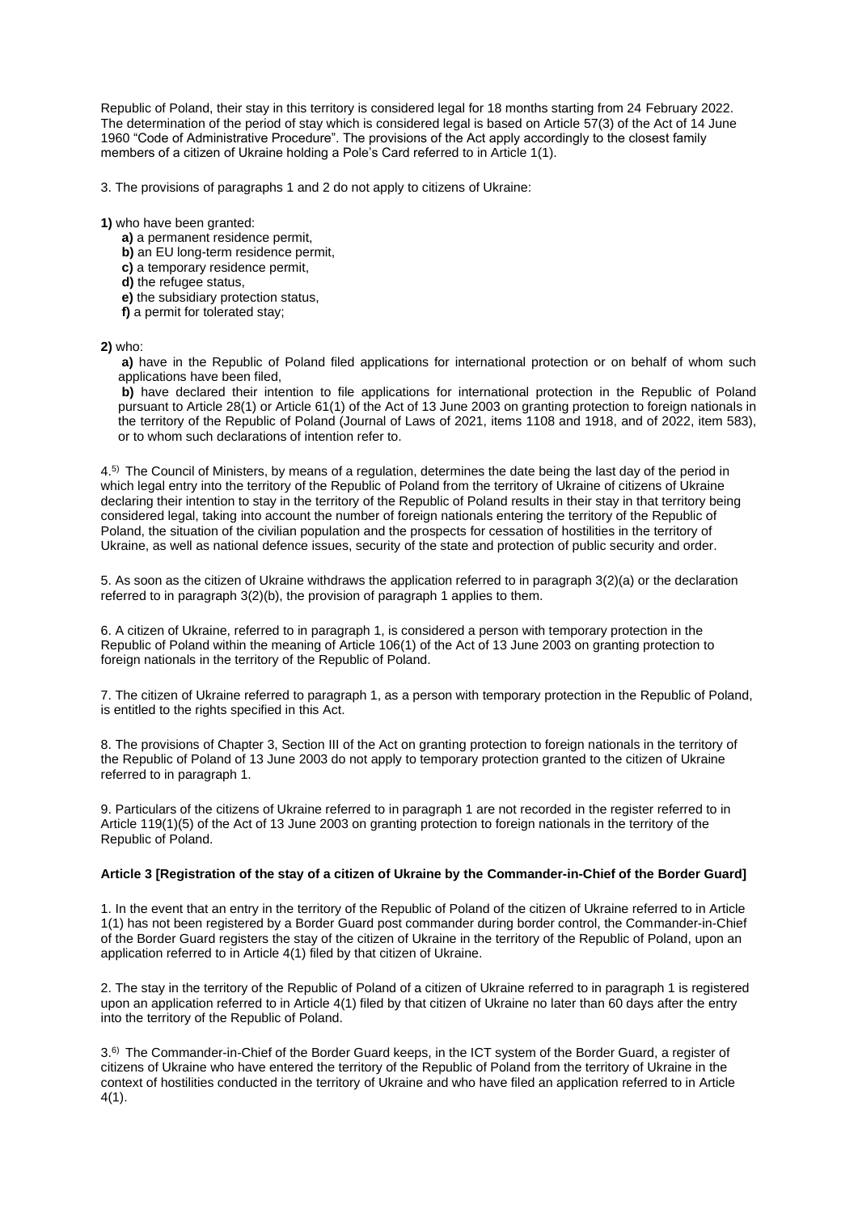Republic of Poland, their stay in this territory is considered legal for 18 months starting from 24 February 2022. The determination of the period of stay which is considered legal is based on Article 57(3) of the Act of 14 June 1960 "Code of Administrative Procedure". The provisions of the Act apply accordingly to the closest family members of a citizen of Ukraine holding a Pole's Card referred to in Article 1(1).

3. The provisions of paragraphs 1 and 2 do not apply to citizens of Ukraine:

**1)** who have been granted:

- **a)** a permanent residence permit,
- **b)** an EU long-term residence permit,
- **c)** a temporary residence permit,
- **d)** the refugee status,
- **e)** the subsidiary protection status,
- **f)** a permit for tolerated stay;

**2)** who:

- **a)** have in the Republic of Poland filed applications for international protection or on behalf of whom such applications have been filed,
- **b)** have declared their intention to file applications for international protection in the Republic of Poland pursuant to Article 28(1) or Article 61(1) of the Act of 13 June 2003 on granting protection to foreign nationals in the territory of the Republic of Poland (Journal of Laws of 2021, items 1108 and 1918, and of 2022, item 583), or to whom such declarations of intention refer to.

4.[5)] The Council of Ministers, by means of a regulation, determines the date being the last day of the period in which legal entry into the territory of the Republic of Poland from the territory of Ukraine of citizens of Ukraine declaring their intention to stay in the territory of the Republic of Poland results in their stay in that territory being considered legal, taking into account the number of foreign nationals entering the territory of the Republic of Poland, the situation of the civilian population and the prospects for cessation of hostilities in the territory of Ukraine, as well as national defence issues, security of the state and protection of public security and order.

5. As soon as the citizen of Ukraine withdraws the application referred to in paragraph 3(2)(a) or the declaration referred to in paragraph 3(2)(b), the provision of paragraph 1 applies to them.

6. A citizen of Ukraine, referred to in paragraph 1, is considered a person with temporary protection in the Republic of Poland within the meaning of Article 106(1) of the Act of 13 June 2003 on granting protection to foreign nationals in the territory of the Republic of Poland.

7. The citizen of Ukraine referred to paragraph 1, as a person with temporary protection in the Republic of Poland, is entitled to the rights specified in this Act.

8. The provisions of Chapter 3, Section III of the Act on granting protection to foreign nationals in the territory of the Republic of Poland of 13 June 2003 do not apply to temporary protection granted to the citizen of Ukraine referred to in paragraph 1.

9. Particulars of the citizens of Ukraine referred to in paragraph 1 are not recorded in the register referred to in Article 119(1)(5) of the Act of 13 June 2003 on granting protection to foreign nationals in the territory of the Republic of Poland.

### Article 3 [Registration of the stay of a citizen of Ukraine by the Commander-in-Chief of the Border Guard]

1. In the event that an entry in the territory of the Republic of Poland of the citizen of Ukraine referred to in Article 1(1) has not been registered by a Border Guard post commander during border control, the Commander-in-Chief of the Border Guard registers the stay of the citizen of Ukraine in the territory of the Republic of Poland, upon an application referred to in Article 4(1) filed by that citizen of Ukraine.

2. The stay in the territory of the Republic of Poland of a citizen of Ukraine referred to in paragraph 1 is registered upon an application referred to in Article 4(1) filed by that citizen of Ukraine no later than 60 days after the entry into the territory of the Republic of Poland.

3.[6)] The Commander-in-Chief of the Border Guard keeps, in the ICT system of the Border Guard, a register of citizens of Ukraine who have entered the territory of the Republic of Poland from the territory of Ukraine in the context of hostilities conducted in the territory of Ukraine and who have filed an application referred to in Article 4(1).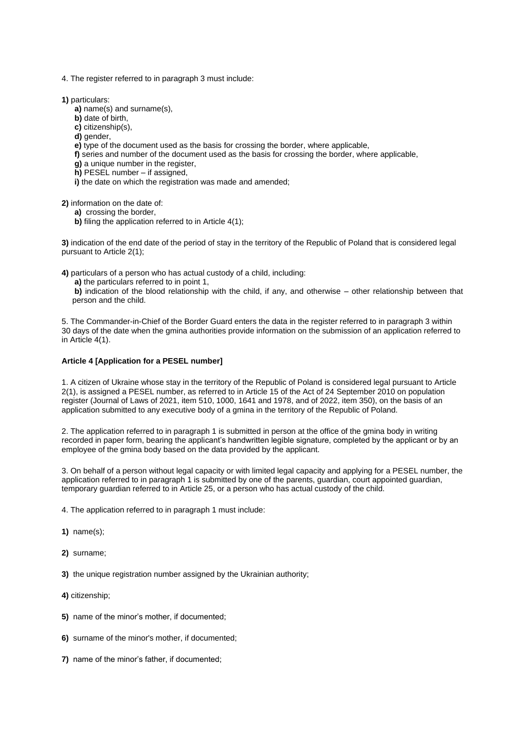4. The register referred to in paragraph 3 must include:

**1)** particulars:

- **a)** name(s) and surname(s),
- **b)** date of birth,
- **c)** citizenship(s),
- **d)** gender,
- **e)** type of the document used as the basis for crossing the border, where applicable,
- **f)** series and number of the document used as the basis for crossing the border, where applicable,
- **g)** a unique number in the register,
- **h)** PESEL number – if assigned,
- **i)** the date on which the registration was made and amended;

**2)** information on the date of:

- **a)** crossing the border,
- **b)** filing the application referred to in Article 4(1);

**3)** indication of the end date of the period of stay in the territory of the Republic of Poland that is considered legal pursuant to Article 2(1);

**4)** particulars of a person who has actual custody of a child, including:

- **a)** the particulars referred to in point 1,
- **b)** indication of the blood relationship with the child, if any, and otherwise – other relationship between that person and the child.

5. The Commander-in-Chief of the Border Guard enters the data in the register referred to in paragraph 3 within 30 days of the date when the gmina authorities provide information on the submission of an application referred to in Article 4(1).

**Article 4 [Application for a PESEL number]**

1. A citizen of Ukraine whose stay in the territory of the Republic of Poland is considered legal pursuant to Article 2(1), is assigned a PESEL number, as referred to in Article 15 of the Act of 24 September 2010 on population register (Journal of Laws of 2021, item 510, 1000, 1641 and 1978, and of 2022, item 350), on the basis of an application submitted to any executive body of a gmina in the territory of the Republic of Poland.

2. The application referred to in paragraph 1 is submitted in person at the office of the gmina body in writing recorded in paper form, bearing the applicant's handwritten legible signature, completed by the applicant or by an employee of the gmina body based on the data provided by the applicant.

3. On behalf of a person without legal capacity or with limited legal capacity and applying for a PESEL number, the application referred to in paragraph 1 is submitted by one of the parents, guardian, court appointed guardian, temporary guardian referred to in Article 25, or a person who has actual custody of the child.

4. The application referred to in paragraph 1 must include:

**1)** name(s);

**2)** surname;

**3)** the unique registration number assigned by the Ukrainian authority;

**4)** citizenship;

**5)** name of the minor's mother, if documented;

**6)** surname of the minor's mother, if documented;

**7)** name of the minor's father, if documented;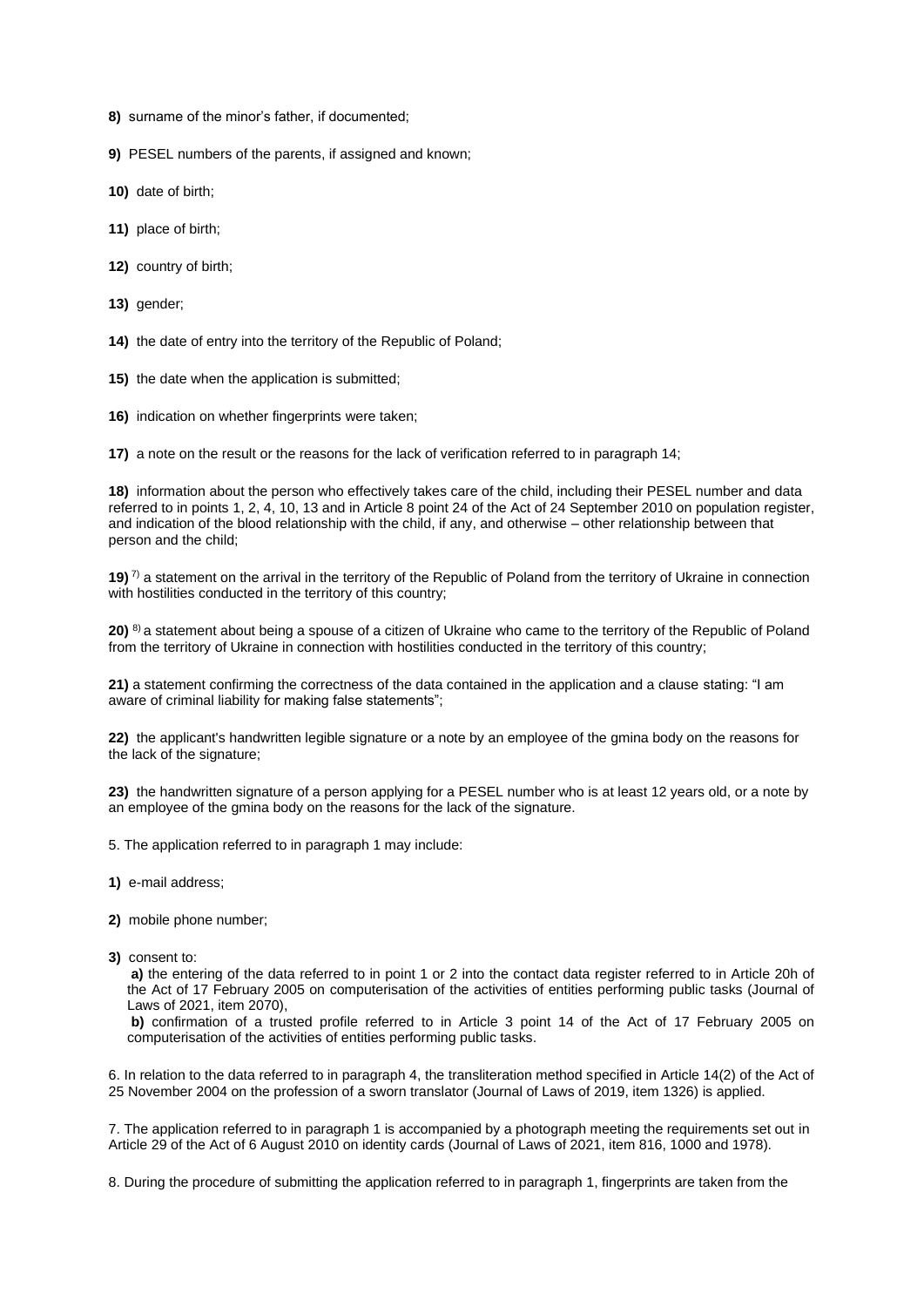**8)** surname of the minor's father, if documented;

**9)** PESEL numbers of the parents, if assigned and known;

**10)** date of birth;

**11)** place of birth;

**12)** country of birth;

**13)** gender;

**14)** the date of entry into the territory of the Republic of Poland;

**15)** the date when the application is submitted;

**16)** indication on whether fingerprints were taken;

**17)** a note on the result or the reasons for the lack of verification referred to in paragraph 14;

**18)** information about the person who effectively takes care of the child, including their PESEL number and data referred to in points 1, 2, 4, 10, 13 and in Article 8 point 24 of the Act of 24 September 2010 on population register, and indication of the blood relationship with the child, if any, and otherwise – other relationship between that person and the child;

**19)** [7] a statement on the arrival in the territory of the Republic of Poland from the territory of Ukraine in connection with hostilities conducted in the territory of this country;

**20)** [8] a statement about being a spouse of a citizen of Ukraine who came to the territory of the Republic of Poland from the territory of Ukraine in connection with hostilities conducted in the territory of this country;

**21)** a statement confirming the correctness of the data contained in the application and a clause stating: "I am aware of criminal liability for making false statements";

**22)** the applicant's handwritten legible signature or a note by an employee of the gmina body on the reasons for the lack of the signature;

**23)** the handwritten signature of a person applying for a PESEL number who is at least 12 years old, or a note by an employee of the gmina body on the reasons for the lack of the signature.

5. The application referred to in paragraph 1 may include:

**1)** e-mail address;

**2)** mobile phone number;

**3)** consent to:

**a)** the entering of the data referred to in point 1 or 2 into the contact data register referred to in Article 20h of the Act of 17 February 2005 on computerisation of the activities of entities performing public tasks (Journal of Laws of 2021, item 2070),

**b)** confirmation of a trusted profile referred to in Article 3 point 14 of the Act of 17 February 2005 on computerisation of the activities of entities performing public tasks.

6. In relation to the data referred to in paragraph 4, the transliteration method specified in Article 14(2) of the Act of 25 November 2004 on the profession of a sworn translator (Journal of Laws of 2019, item 1326) is applied.

7. The application referred to in paragraph 1 is accompanied by a photograph meeting the requirements set out in Article 29 of the Act of 6 August 2010 on identity cards (Journal of Laws of 2021, item 816, 1000 and 1978).

8. During the procedure of submitting the application referred to in paragraph 1, fingerprints are taken from the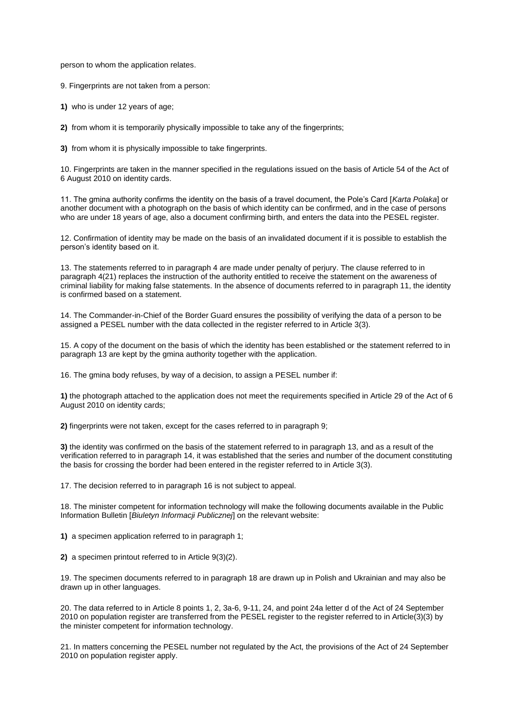person to whom the application relates.

9. Fingerprints are not taken from a person:

**1)** who is under 12 years of age;

**2)** from whom it is temporarily physically impossible to take any of the fingerprints;

**3)** from whom it is physically impossible to take fingerprints.

10. Fingerprints are taken in the manner specified in the regulations issued on the basis of Article 54 of the Act of 6 August 2010 on identity cards.

11. The gmina authority confirms the identity on the basis of a travel document, the Pole's Card [*Karta Polaka*] or another document with a photograph on the basis of which identity can be confirmed, and in the case of persons who are under 18 years of age, also a document confirming birth, and enters the data into the PESEL register.

12. Confirmation of identity may be made on the basis of an invalidated document if it is possible to establish the person's identity based on it.

13. The statements referred to in paragraph 4 are made under penalty of perjury. The clause referred to in paragraph 4(21) replaces the instruction of the authority entitled to receive the statement on the awareness of criminal liability for making false statements. In the absence of documents referred to in paragraph 11, the identity is confirmed based on a statement.

14. The Commander-in-Chief of the Border Guard ensures the possibility of verifying the data of a person to be assigned a PESEL number with the data collected in the register referred to in Article 3(3).

15. A copy of the document on the basis of which the identity has been established or the statement referred to in paragraph 13 are kept by the gmina authority together with the application.

16. The gmina body refuses, by way of a decision, to assign a PESEL number if:

**1)** the photograph attached to the application does not meet the requirements specified in Article 29 of the Act of 6 August 2010 on identity cards;

**2)** fingerprints were not taken, except for the cases referred to in paragraph 9;

**3)** the identity was confirmed on the basis of the statement referred to in paragraph 13, and as a result of the verification referred to in paragraph 14, it was established that the series and number of the document constituting the basis for crossing the border had been entered in the register referred to in Article 3(3).

17. The decision referred to in paragraph 16 is not subject to appeal.

18. The minister competent for information technology will make the following documents available in the Public Information Bulletin [*Biuletyn Informacji Publicznej*] on the relevant website:

**1)** a specimen application referred to in paragraph 1;

**2)** a specimen printout referred to in Article 9(3)(2).

19. The specimen documents referred to in paragraph 18 are drawn up in Polish and Ukrainian and may also be drawn up in other languages.

20. The data referred to in Article 8 points 1, 2, 3a-6, 9-11, 24, and point 24a letter d of the Act of 24 September 2010 on population register are transferred from the PESEL register to the register referred to in Article(3)(3) by the minister competent for information technology.

21. In matters concerning the PESEL number not regulated by the Act, the provisions of the Act of 24 September 2010 on population register apply.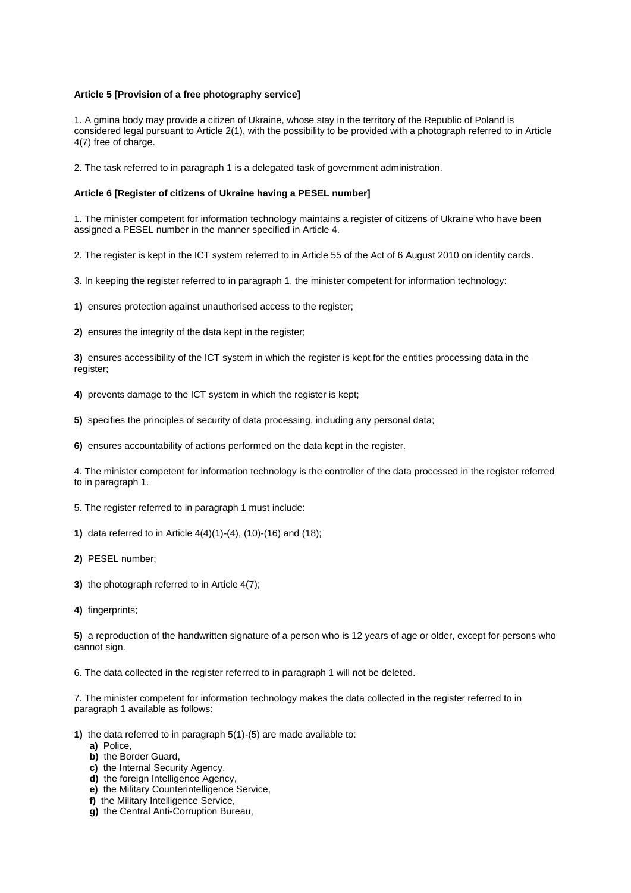**Article 5 [Provision of a free photography service]**

1. A gmina body may provide a citizen of Ukraine, whose stay in the territory of the Republic of Poland is considered legal pursuant to Article 2(1), with the possibility to be provided with a photograph referred to in Article 4(7) free of charge.

2. The task referred to in paragraph 1 is a delegated task of government administration.

**Article 6 [Register of citizens of Ukraine having a PESEL number]**

1. The minister competent for information technology maintains a register of citizens of Ukraine who have been assigned a PESEL number in the manner specified in Article 4.

2. The register is kept in the ICT system referred to in Article 55 of the Act of 6 August 2010 on identity cards.

3. In keeping the register referred to in paragraph 1, the minister competent for information technology:

**1)** ensures protection against unauthorised access to the register;

**2)** ensures the integrity of the data kept in the register;

**3)** ensures accessibility of the ICT system in which the register is kept for the entities processing data in the register;

**4)** prevents damage to the ICT system in which the register is kept;

**5)** specifies the principles of security of data processing, including any personal data;

**6)** ensures accountability of actions performed on the data kept in the register.

4. The minister competent for information technology is the controller of the data processed in the register referred to in paragraph 1.

5. The register referred to in paragraph 1 must include:

**1)** data referred to in Article 4(4)(1)-(4), (10)-(16) and (18);

**2)** PESEL number;

**3)** the photograph referred to in Article 4(7);

**4)** fingerprints;

**5)** a reproduction of the handwritten signature of a person who is 12 years of age or older, except for persons who cannot sign.

6. The data collected in the register referred to in paragraph 1 will not be deleted.

7. The minister competent for information technology makes the data collected in the register referred to in paragraph 1 available as follows:

**1)** the data referred to in paragraph 5(1)-(5) are made available to:

- **a)** Police,
- **b)** the Border Guard,
- **c)** the Internal Security Agency,
- **d)** the foreign Intelligence Agency,
- **e)** the Military Counterintelligence Service,
- **f)** the Military Intelligence Service,
- **g)** the Central Anti-Corruption Bureau,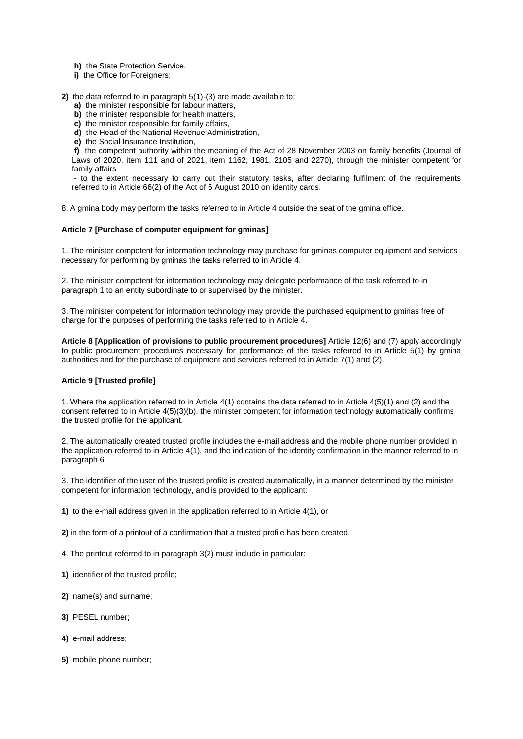**h)** the State Protection Service,

**i)** the Office for Foreigners;

**2)** the data referred to in paragraph 5(1)-(3) are made available to:

**a)** the minister responsible for labour matters,

**b)** the minister responsible for health matters,

**c)** the minister responsible for family affairs,

**d)** the Head of the National Revenue Administration,

**e)** the Social Insurance Institution,

**f)** the competent authority within the meaning of the Act of 28 November 2003 on family benefits (Journal of Laws of 2020, item 111 and of 2021, item 1162, 1981, 2105 and 2270), through the minister competent for family affairs

- to the extent necessary to carry out their statutory tasks, after declaring fulfilment of the requirements referred to in Article 66(2) of the Act of 6 August 2010 on identity cards.

8. A gmina body may perform the tasks referred to in Article 4 outside the seat of the gmina office.

**Article 7 [Purchase of computer equipment for gminas]**

1. The minister competent for information technology may purchase for gminas computer equipment and services necessary for performing by gminas the tasks referred to in Article 4.

2. The minister competent for information technology may delegate performance of the task referred to in paragraph 1 to an entity subordinate to or supervised by the minister.

3. The minister competent for information technology may provide the purchased equipment to gminas free of charge for the purposes of performing the tasks referred to in Article 4.

**Article 8 [Application of provisions to public procurement procedures]** Article 12(6) and (7) apply accordingly to public procurement procedures necessary for performance of the tasks referred to in Article 5(1) by gmina authorities and for the purchase of equipment and services referred to in Article 7(1) and (2).

**Article 9 [Trusted profile]**

1. Where the application referred to in Article 4(1) contains the data referred to in Article 4(5)(1) and (2) and the consent referred to in Article 4(5)(3)(b), the minister competent for information technology automatically confirms the trusted profile for the applicant.

2. The automatically created trusted profile includes the e-mail address and the mobile phone number provided in the application referred to in Article 4(1), and the indication of the identity confirmation in the manner referred to in paragraph 6.

3. The identifier of the user of the trusted profile is created automatically, in a manner determined by the minister competent for information technology, and is provided to the applicant:

**1)** to the e-mail address given in the application referred to in Article 4(1), or

**2)** in the form of a printout of a confirmation that a trusted profile has been created.

4. The printout referred to in paragraph 3(2) must include in particular:

**1)** identifier of the trusted profile;

**2)** name(s) and surname;

**3)** PESEL number;

**4)** e-mail address;

**5)** mobile phone number;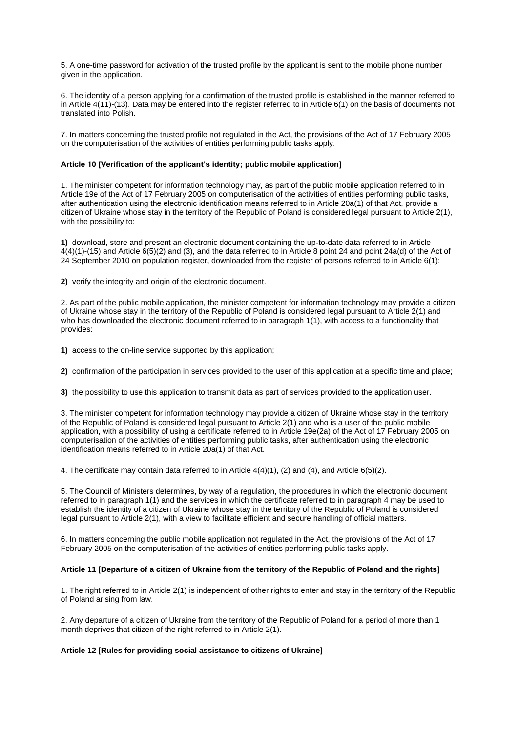5. A one-time password for activation of the trusted profile by the applicant is sent to the mobile phone number given in the application.

6. The identity of a person applying for a confirmation of the trusted profile is established in the manner referred to in Article 4(11)-(13). Data may be entered into the register referred to in Article 6(1) on the basis of documents not translated into Polish.

7. In matters concerning the trusted profile not regulated in the Act, the provisions of the Act of 17 February 2005 on the computerisation of the activities of entities performing public tasks apply.

### Article 10 [Verification of the applicant's identity; public mobile application]

1. The minister competent for information technology may, as part of the public mobile application referred to in Article 19e of the Act of 17 February 2005 on computerisation of the activities of entities performing public tasks, after authentication using the electronic identification means referred to in Article 20a(1) of that Act, provide a citizen of Ukraine whose stay in the territory of the Republic of Poland is considered legal pursuant to Article 2(1), with the possibility to:

**1)** download, store and present an electronic document containing the up-to-date data referred to in Article 4(4)(1)-(15) and Article 6(5)(2) and (3), and the data referred to in Article 8 point 24 and point 24a(d) of the Act of 24 September 2010 on population register, downloaded from the register of persons referred to in Article 6(1);

**2)** verify the integrity and origin of the electronic document.

2. As part of the public mobile application, the minister competent for information technology may provide a citizen of Ukraine whose stay in the territory of the Republic of Poland is considered legal pursuant to Article 2(1) and who has downloaded the electronic document referred to in paragraph 1(1), with access to a functionality that provides:

**1)** access to the on-line service supported by this application;

**2)** confirmation of the participation in services provided to the user of this application at a specific time and place;

**3)** the possibility to use this application to transmit data as part of services provided to the application user.

3. The minister competent for information technology may provide a citizen of Ukraine whose stay in the territory of the Republic of Poland is considered legal pursuant to Article 2(1) and who is a user of the public mobile application, with a possibility of using a certificate referred to in Article 19e(2a) of the Act of 17 February 2005 on computerisation of the activities of entities performing public tasks, after authentication using the electronic identification means referred to in Article 20a(1) of that Act.

4. The certificate may contain data referred to in Article 4(4)(1), (2) and (4), and Article 6(5)(2).

5. The Council of Ministers determines, by way of a regulation, the procedures in which the electronic document referred to in paragraph 1(1) and the services in which the certificate referred to in paragraph 4 may be used to establish the identity of a citizen of Ukraine whose stay in the territory of the Republic of Poland is considered legal pursuant to Article 2(1), with a view to facilitate efficient and secure handling of official matters.

6. In matters concerning the public mobile application not regulated in the Act, the provisions of the Act of 17 February 2005 on the computerisation of the activities of entities performing public tasks apply.

### Article 11 [Departure of a citizen of Ukraine from the territory of the Republic of Poland and the rights]

1. The right referred to in Article 2(1) is independent of other rights to enter and stay in the territory of the Republic of Poland arising from law.

2. Any departure of a citizen of Ukraine from the territory of the Republic of Poland for a period of more than 1 month deprives that citizen of the right referred to in Article 2(1).

### Article 12 [Rules for providing social assistance to citizens of Ukraine]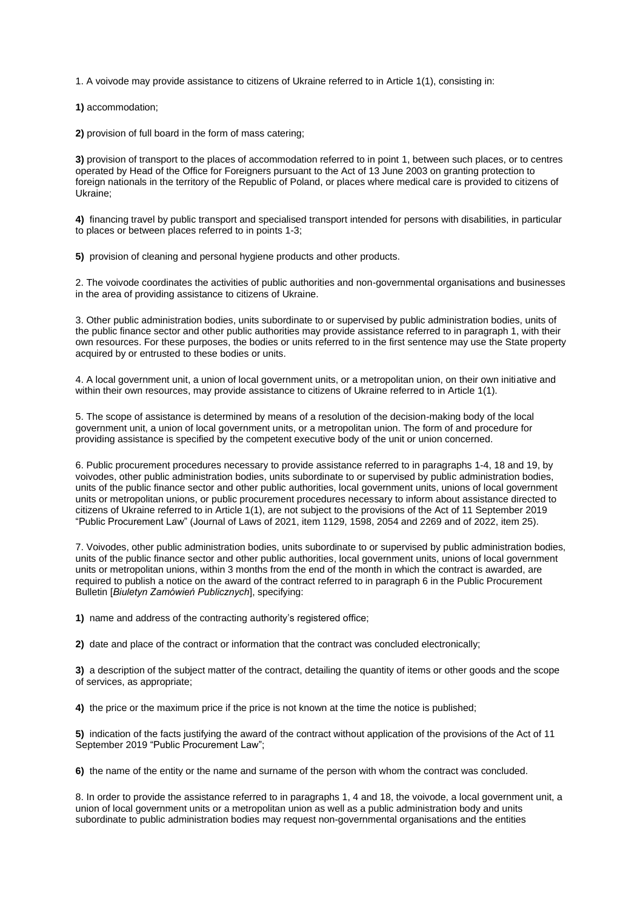1. A voivode may provide assistance to citizens of Ukraine referred to in Article 1(1), consisting in:

**1)** accommodation;

**2)** provision of full board in the form of mass catering;

**3)** provision of transport to the places of accommodation referred to in point 1, between such places, or to centres operated by Head of the Office for Foreigners pursuant to the Act of 13 June 2003 on granting protection to foreign nationals in the territory of the Republic of Poland, or places where medical care is provided to citizens of Ukraine;

**4)** financing travel by public transport and specialised transport intended for persons with disabilities, in particular to places or between places referred to in points 1-3;

**5)** provision of cleaning and personal hygiene products and other products.

2. The voivode coordinates the activities of public authorities and non-governmental organisations and businesses in the area of providing assistance to citizens of Ukraine.

3. Other public administration bodies, units subordinate to or supervised by public administration bodies, units of the public finance sector and other public authorities may provide assistance referred to in paragraph 1, with their own resources. For these purposes, the bodies or units referred to in the first sentence may use the State property acquired by or entrusted to these bodies or units.

4. A local government unit, a union of local government units, or a metropolitan union, on their own initiative and within their own resources, may provide assistance to citizens of Ukraine referred to in Article 1(1).

5. The scope of assistance is determined by means of a resolution of the decision-making body of the local government unit, a union of local government units, or a metropolitan union. The form of and procedure for providing assistance is specified by the competent executive body of the unit or union concerned.

6. Public procurement procedures necessary to provide assistance referred to in paragraphs 1-4, 18 and 19, by voivodes, other public administration bodies, units subordinate to or supervised by public administration bodies, units of the public finance sector and other public authorities, local government units, unions of local government units or metropolitan unions, or public procurement procedures necessary to inform about assistance directed to citizens of Ukraine referred to in Article 1(1), are not subject to the provisions of the Act of 11 September 2019 "Public Procurement Law" (Journal of Laws of 2021, item 1129, 1598, 2054 and 2269 and of 2022, item 25).

7. Voivodes, other public administration bodies, units subordinate to or supervised by public administration bodies, units of the public finance sector and other public authorities, local government units, unions of local government units or metropolitan unions, within 3 months from the end of the month in which the contract is awarded, are required to publish a notice on the award of the contract referred to in paragraph 6 in the Public Procurement Bulletin [*Biuletyn Zamówień Publicznych*], specifying:

**1)** name and address of the contracting authority's registered office;

**2)** date and place of the contract or information that the contract was concluded electronically;

**3)** a description of the subject matter of the contract, detailing the quantity of items or other goods and the scope of services, as appropriate;

**4)** the price or the maximum price if the price is not known at the time the notice is published;

**5)** indication of the facts justifying the award of the contract without application of the provisions of the Act of 11 September 2019 "Public Procurement Law";

**6)** the name of the entity or the name and surname of the person with whom the contract was concluded.

8. In order to provide the assistance referred to in paragraphs 1, 4 and 18, the voivode, a local government unit, a union of local government units or a metropolitan union as well as a public administration body and units subordinate to public administration bodies may request non-governmental organisations and the entities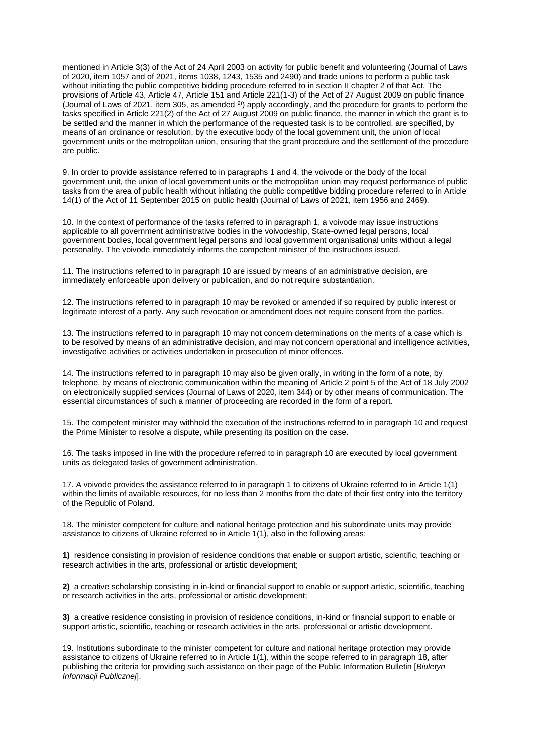mentioned in Article 3(3) of the Act of 24 April 2003 on activity for public benefit and volunteering (Journal of Laws of 2020, item 1057 and of 2021, items 1038, 1243, 1535 and 2490) and trade unions to perform a public task without initiating the public competitive bidding procedure referred to in section II chapter 2 of that Act. The provisions of Article 43, Article 47, Article 151 and Article 221(1-3) of the Act of 27 August 2009 on public finance (Journal of Laws of 2021, item 305, as amended [9]) apply accordingly, and the procedure for grants to perform the tasks specified in Article 221(2) of the Act of 27 August 2009 on public finance, the manner in which the grant is to be settled and the manner in which the performance of the requested task is to be controlled, are specified, by means of an ordinance or resolution, by the executive body of the local government unit, the union of local government units or the metropolitan union, ensuring that the grant procedure and the settlement of the procedure are public.

9. In order to provide assistance referred to in paragraphs 1 and 4, the voivode or the body of the local government unit, the union of local government units or the metropolitan union may request performance of public tasks from the area of public health without initiating the public competitive bidding procedure referred to in Article 14(1) of the Act of 11 September 2015 on public health (Journal of Laws of 2021, item 1956 and 2469).

10. In the context of performance of the tasks referred to in paragraph 1, a voivode may issue instructions applicable to all government administrative bodies in the voivodeship, State-owned legal persons, local government bodies, local government legal persons and local government organisational units without a legal personality. The voivode immediately informs the competent minister of the instructions issued.

11. The instructions referred to in paragraph 10 are issued by means of an administrative decision, are immediately enforceable upon delivery or publication, and do not require substantiation.

12. The instructions referred to in paragraph 10 may be revoked or amended if so required by public interest or legitimate interest of a party. Any such revocation or amendment does not require consent from the parties.

13. The instructions referred to in paragraph 10 may not concern determinations on the merits of a case which is to be resolved by means of an administrative decision, and may not concern operational and intelligence activities, investigative activities or activities undertaken in prosecution of minor offences.

14. The instructions referred to in paragraph 10 may also be given orally, in writing in the form of a note, by telephone, by means of electronic communication within the meaning of Article 2 point 5 of the Act of 18 July 2002 on electronically supplied services (Journal of Laws of 2020, item 344) or by other means of communication. The essential circumstances of such a manner of proceeding are recorded in the form of a report.

15. The competent minister may withhold the execution of the instructions referred to in paragraph 10 and request the Prime Minister to resolve a dispute, while presenting its position on the case.

16. The tasks imposed in line with the procedure referred to in paragraph 10 are executed by local government units as delegated tasks of government administration.

17. A voivode provides the assistance referred to in paragraph 1 to citizens of Ukraine referred to in Article 1(1) within the limits of available resources, for no less than 2 months from the date of their first entry into the territory of the Republic of Poland.

18. The minister competent for culture and national heritage protection and his subordinate units may provide assistance to citizens of Ukraine referred to in Article 1(1), also in the following areas:

**1)** residence consisting in provision of residence conditions that enable or support artistic, scientific, teaching or research activities in the arts, professional or artistic development;

**2)** a creative scholarship consisting in in-kind or financial support to enable or support artistic, scientific, teaching or research activities in the arts, professional or artistic development;

**3)** a creative residence consisting in provision of residence conditions, in-kind or financial support to enable or support artistic, scientific, teaching or research activities in the arts, professional or artistic development.

19. Institutions subordinate to the minister competent for culture and national heritage protection may provide assistance to citizens of Ukraine referred to in Article 1(1), within the scope referred to in paragraph 18, after publishing the criteria for providing such assistance on their page of the Public Information Bulletin [*Biuletyn Informacji Publicznej*].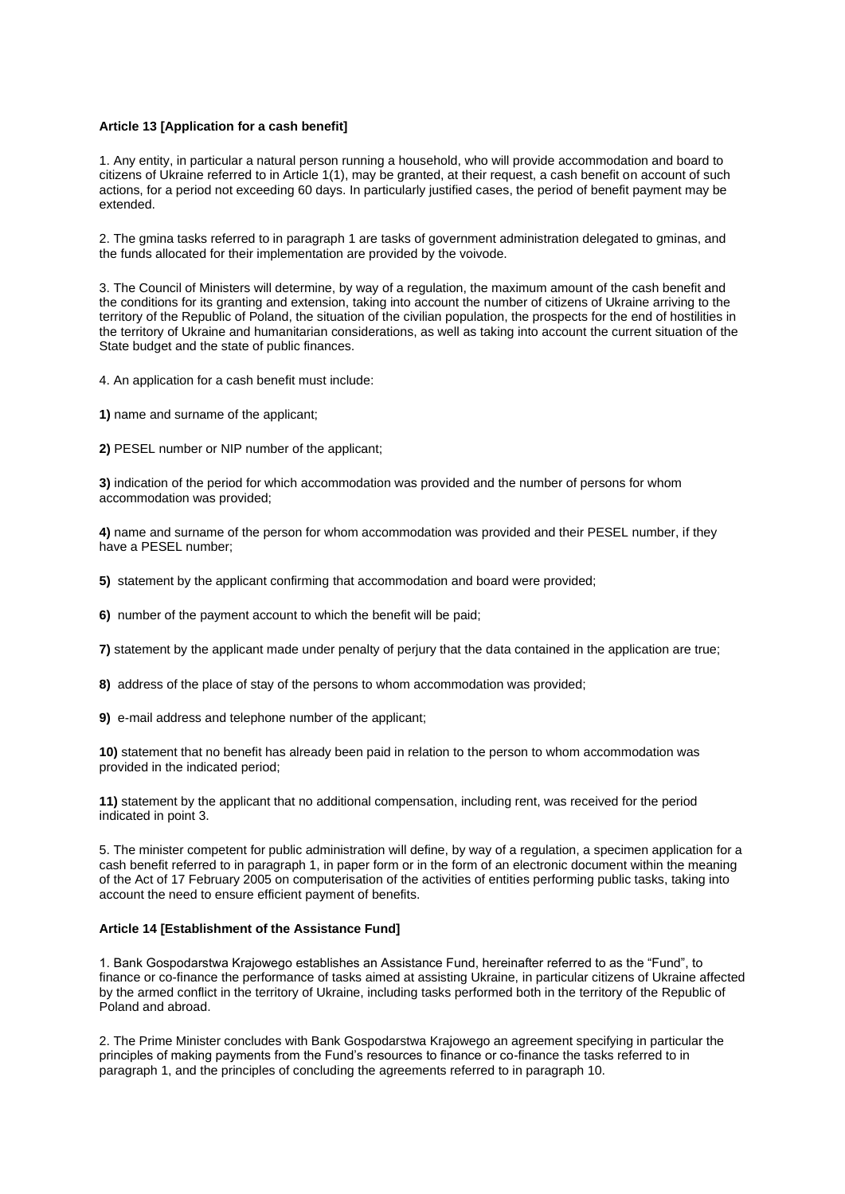**Article 13 [Application for a cash benefit]**

1. Any entity, in particular a natural person running a household, who will provide accommodation and board to citizens of Ukraine referred to in Article 1(1), may be granted, at their request, a cash benefit on account of such actions, for a period not exceeding 60 days. In particularly justified cases, the period of benefit payment may be extended.

2. The gmina tasks referred to in paragraph 1 are tasks of government administration delegated to gminas, and the funds allocated for their implementation are provided by the voivode.

3. The Council of Ministers will determine, by way of a regulation, the maximum amount of the cash benefit and the conditions for its granting and extension, taking into account the number of citizens of Ukraine arriving to the territory of the Republic of Poland, the situation of the civilian population, the prospects for the end of hostilities in the territory of Ukraine and humanitarian considerations, as well as taking into account the current situation of the State budget and the state of public finances.

4. An application for a cash benefit must include:

**1)** name and surname of the applicant;

**2)** PESEL number or NIP number of the applicant;

**3)** indication of the period for which accommodation was provided and the number of persons for whom accommodation was provided;

**4)** name and surname of the person for whom accommodation was provided and their PESEL number, if they have a PESEL number;

**5)** statement by the applicant confirming that accommodation and board were provided;

**6)** number of the payment account to which the benefit will be paid;

**7)** statement by the applicant made under penalty of perjury that the data contained in the application are true;

**8)** address of the place of stay of the persons to whom accommodation was provided;

**9)** e-mail address and telephone number of the applicant;

**10)** statement that no benefit has already been paid in relation to the person to whom accommodation was provided in the indicated period;

**11)** statement by the applicant that no additional compensation, including rent, was received for the period indicated in point 3.

5. The minister competent for public administration will define, by way of a regulation, a specimen application for a cash benefit referred to in paragraph 1, in paper form or in the form of an electronic document within the meaning of the Act of 17 February 2005 on computerisation of the activities of entities performing public tasks, taking into account the need to ensure efficient payment of benefits.

**Article 14 [Establishment of the Assistance Fund]**

1. Bank Gospodarstwa Krajowego establishes an Assistance Fund, hereinafter referred to as the "Fund", to finance or co-finance the performance of tasks aimed at assisting Ukraine, in particular citizens of Ukraine affected by the armed conflict in the territory of Ukraine, including tasks performed both in the territory of the Republic of Poland and abroad.

2. The Prime Minister concludes with Bank Gospodarstwa Krajowego an agreement specifying in particular the principles of making payments from the Fund's resources to finance or co-finance the tasks referred to in paragraph 1, and the principles of concluding the agreements referred to in paragraph 10.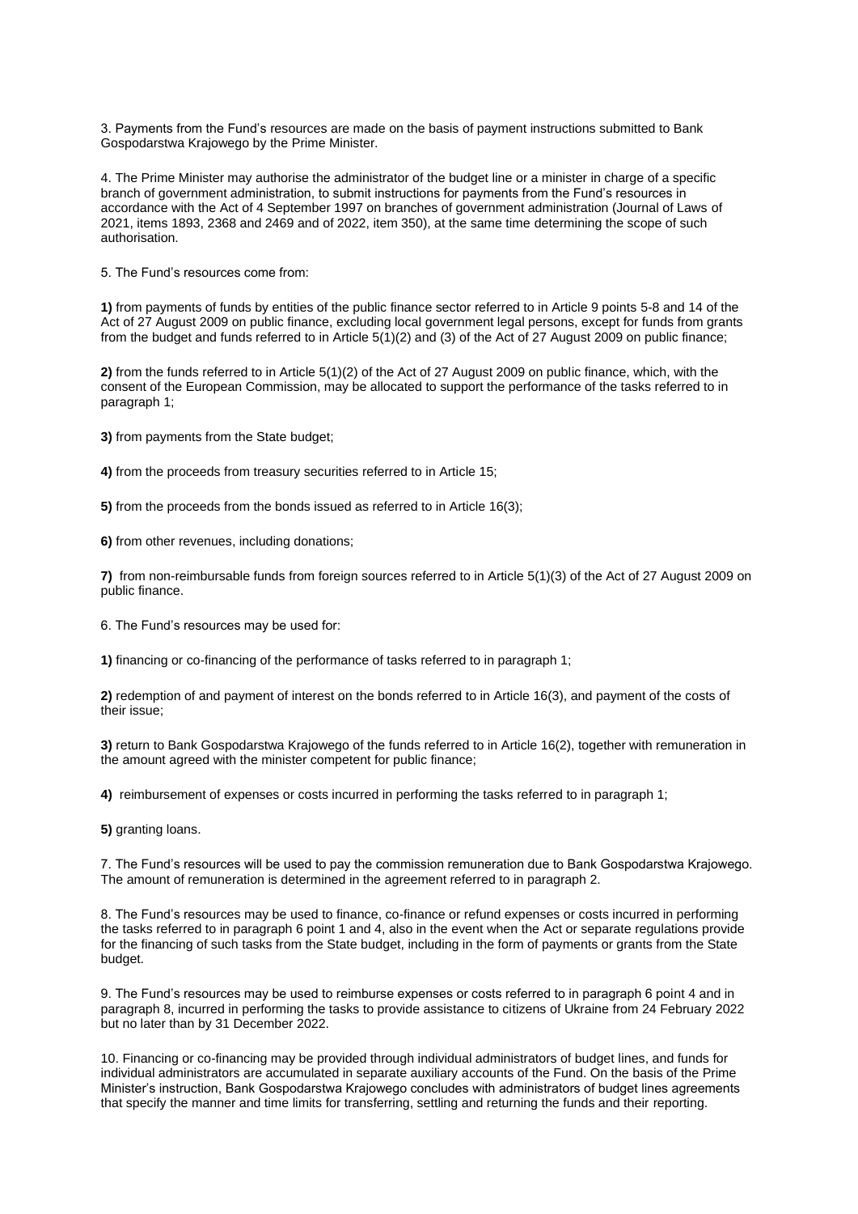3. Payments from the Fund's resources are made on the basis of payment instructions submitted to Bank Gospodarstwa Krajowego by the Prime Minister.

4. The Prime Minister may authorise the administrator of the budget line or a minister in charge of a specific branch of government administration, to submit instructions for payments from the Fund's resources in accordance with the Act of 4 September 1997 on branches of government administration (Journal of Laws of 2021, items 1893, 2368 and 2469 and of 2022, item 350), at the same time determining the scope of such authorisation.

5. The Fund's resources come from:

**1)** from payments of funds by entities of the public finance sector referred to in Article 9 points 5-8 and 14 of the Act of 27 August 2009 on public finance, excluding local government legal persons, except for funds from grants from the budget and funds referred to in Article 5(1)(2) and (3) of the Act of 27 August 2009 on public finance;

**2)** from the funds referred to in Article 5(1)(2) of the Act of 27 August 2009 on public finance, which, with the consent of the European Commission, may be allocated to support the performance of the tasks referred to in paragraph 1;

**3)** from payments from the State budget;

**4)** from the proceeds from treasury securities referred to in Article 15;

**5)** from the proceeds from the bonds issued as referred to in Article 16(3);

**6)** from other revenues, including donations;

**7)** from non-reimbursable funds from foreign sources referred to in Article 5(1)(3) of the Act of 27 August 2009 on public finance.

6. The Fund's resources may be used for:

**1)** financing or co-financing of the performance of tasks referred to in paragraph 1;

**2)** redemption of and payment of interest on the bonds referred to in Article 16(3), and payment of the costs of their issue;

**3)** return to Bank Gospodarstwa Krajowego of the funds referred to in Article 16(2), together with remuneration in the amount agreed with the minister competent for public finance;

**4)** reimbursement of expenses or costs incurred in performing the tasks referred to in paragraph 1;

**5)** granting loans.

7. The Fund's resources will be used to pay the commission remuneration due to Bank Gospodarstwa Krajowego. The amount of remuneration is determined in the agreement referred to in paragraph 2.

8. The Fund's resources may be used to finance, co-finance or refund expenses or costs incurred in performing the tasks referred to in paragraph 6 point 1 and 4, also in the event when the Act or separate regulations provide for the financing of such tasks from the State budget, including in the form of payments or grants from the State budget.

9. The Fund's resources may be used to reimburse expenses or costs referred to in paragraph 6 point 4 and in paragraph 8, incurred in performing the tasks to provide assistance to citizens of Ukraine from 24 February 2022 but no later than by 31 December 2022.

10. Financing or co-financing may be provided through individual administrators of budget lines, and funds for individual administrators are accumulated in separate auxiliary accounts of the Fund. On the basis of the Prime Minister's instruction, Bank Gospodarstwa Krajowego concludes with administrators of budget lines agreements that specify the manner and time limits for transferring, settling and returning the funds and their reporting.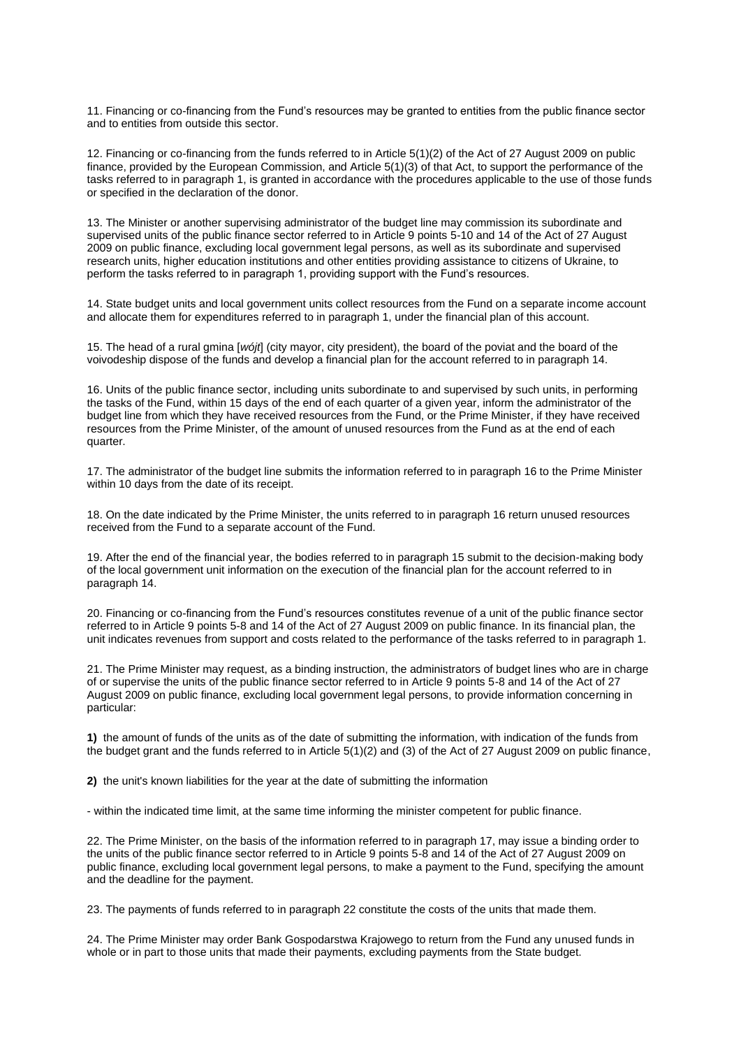11. Financing or co-financing from the Fund's resources may be granted to entities from the public finance sector and to entities from outside this sector.

12. Financing or co-financing from the funds referred to in Article 5(1)(2) of the Act of 27 August 2009 on public finance, provided by the European Commission, and Article 5(1)(3) of that Act, to support the performance of the tasks referred to in paragraph 1, is granted in accordance with the procedures applicable to the use of those funds or specified in the declaration of the donor.

13. The Minister or another supervising administrator of the budget line may commission its subordinate and supervised units of the public finance sector referred to in Article 9 points 5-10 and 14 of the Act of 27 August 2009 on public finance, excluding local government legal persons, as well as its subordinate and supervised research units, higher education institutions and other entities providing assistance to citizens of Ukraine, to perform the tasks referred to in paragraph 1, providing support with the Fund's resources.

14. State budget units and local government units collect resources from the Fund on a separate income account and allocate them for expenditures referred to in paragraph 1, under the financial plan of this account.

15. The head of a rural gmina [*wójt*] (city mayor, city president), the board of the poviat and the board of the voivodeship dispose of the funds and develop a financial plan for the account referred to in paragraph 14.

16. Units of the public finance sector, including units subordinate to and supervised by such units, in performing the tasks of the Fund, within 15 days of the end of each quarter of a given year, inform the administrator of the budget line from which they have received resources from the Fund, or the Prime Minister, if they have received resources from the Prime Minister, of the amount of unused resources from the Fund as at the end of each quarter.

17. The administrator of the budget line submits the information referred to in paragraph 16 to the Prime Minister within 10 days from the date of its receipt.

18. On the date indicated by the Prime Minister, the units referred to in paragraph 16 return unused resources received from the Fund to a separate account of the Fund.

19. After the end of the financial year, the bodies referred to in paragraph 15 submit to the decision-making body of the local government unit information on the execution of the financial plan for the account referred to in paragraph 14.

20. Financing or co-financing from the Fund's resources constitutes revenue of a unit of the public finance sector referred to in Article 9 points 5-8 and 14 of the Act of 27 August 2009 on public finance. In its financial plan, the unit indicates revenues from support and costs related to the performance of the tasks referred to in paragraph 1.

21. The Prime Minister may request, as a binding instruction, the administrators of budget lines who are in charge of or supervise the units of the public finance sector referred to in Article 9 points 5-8 and 14 of the Act of 27 August 2009 on public finance, excluding local government legal persons, to provide information concerning in particular:

**1)** the amount of funds of the units as of the date of submitting the information, with indication of the funds from the budget grant and the funds referred to in Article 5(1)(2) and (3) of the Act of 27 August 2009 on public finance,

**2)** the unit's known liabilities for the year at the date of submitting the information

- within the indicated time limit, at the same time informing the minister competent for public finance.

22. The Prime Minister, on the basis of the information referred to in paragraph 17, may issue a binding order to the units of the public finance sector referred to in Article 9 points 5-8 and 14 of the Act of 27 August 2009 on public finance, excluding local government legal persons, to make a payment to the Fund, specifying the amount and the deadline for the payment.

23. The payments of funds referred to in paragraph 22 constitute the costs of the units that made them.

24. The Prime Minister may order Bank Gospodarstwa Krajowego to return from the Fund any unused funds in whole or in part to those units that made their payments, excluding payments from the State budget.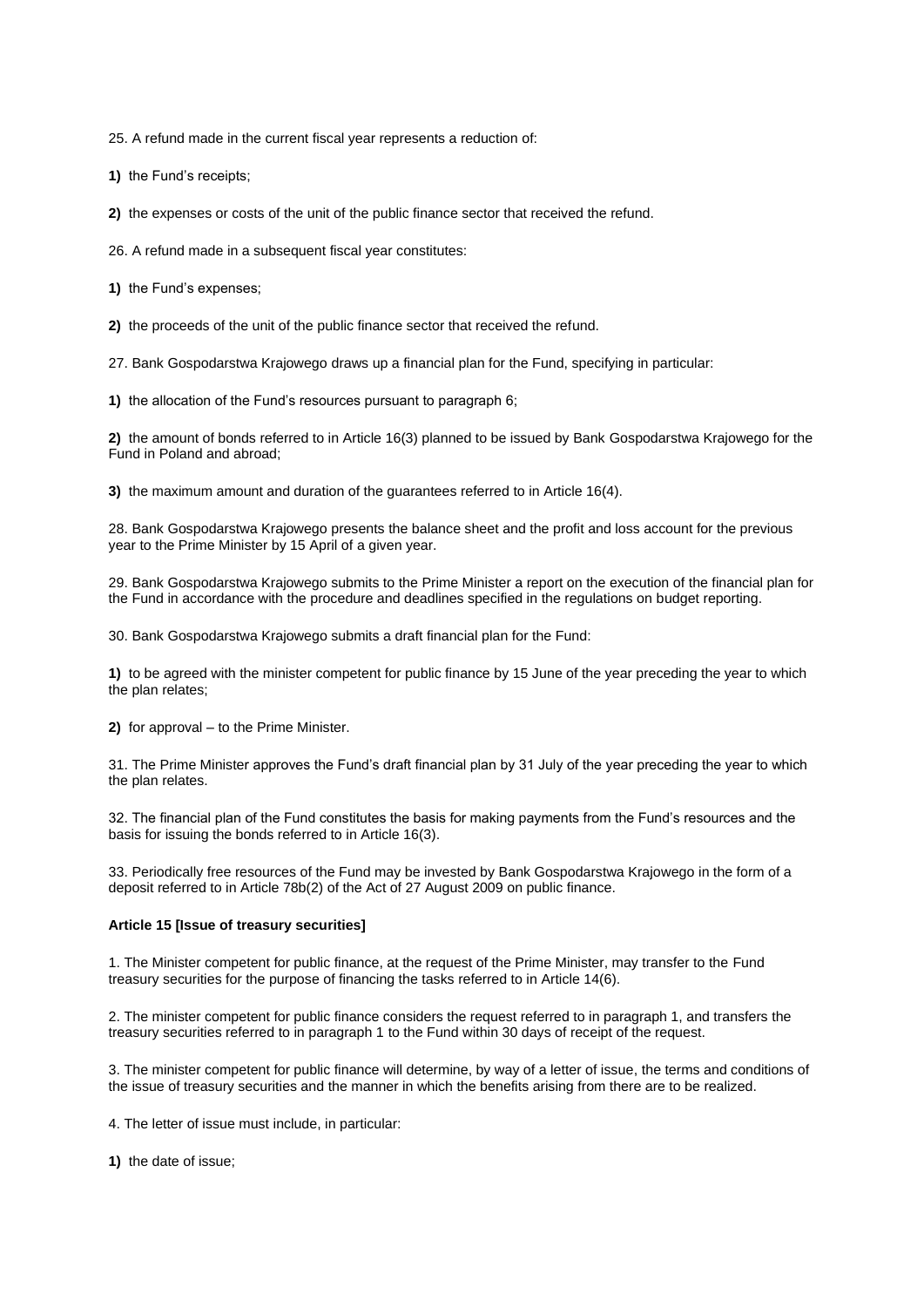25. A refund made in the current fiscal year represents a reduction of:

**1)** the Fund's receipts;

**2)** the expenses or costs of the unit of the public finance sector that received the refund.

26. A refund made in a subsequent fiscal year constitutes:

**1)** the Fund's expenses;

**2)** the proceeds of the unit of the public finance sector that received the refund.

27. Bank Gospodarstwa Krajowego draws up a financial plan for the Fund, specifying in particular:

**1)** the allocation of the Fund's resources pursuant to paragraph 6;

**2)** the amount of bonds referred to in Article 16(3) planned to be issued by Bank Gospodarstwa Krajowego for the Fund in Poland and abroad;

**3)** the maximum amount and duration of the guarantees referred to in Article 16(4).

28. Bank Gospodarstwa Krajowego presents the balance sheet and the profit and loss account for the previous year to the Prime Minister by 15 April of a given year.

29. Bank Gospodarstwa Krajowego submits to the Prime Minister a report on the execution of the financial plan for the Fund in accordance with the procedure and deadlines specified in the regulations on budget reporting.

30. Bank Gospodarstwa Krajowego submits a draft financial plan for the Fund:

**1)** to be agreed with the minister competent for public finance by 15 June of the year preceding the year to which the plan relates;

**2)** for approval – to the Prime Minister.

31. The Prime Minister approves the Fund's draft financial plan by 31 July of the year preceding the year to which the plan relates.

32. The financial plan of the Fund constitutes the basis for making payments from the Fund's resources and the basis for issuing the bonds referred to in Article 16(3).

33. Periodically free resources of the Fund may be invested by Bank Gospodarstwa Krajowego in the form of a deposit referred to in Article 78b(2) of the Act of 27 August 2009 on public finance.

**Article 15 [Issue of treasury securities]**

1. The Minister competent for public finance, at the request of the Prime Minister, may transfer to the Fund treasury securities for the purpose of financing the tasks referred to in Article 14(6).

2. The minister competent for public finance considers the request referred to in paragraph 1, and transfers the treasury securities referred to in paragraph 1 to the Fund within 30 days of receipt of the request.

3. The minister competent for public finance will determine, by way of a letter of issue, the terms and conditions of the issue of treasury securities and the manner in which the benefits arising from there are to be realized.

4. The letter of issue must include, in particular:

**1)** the date of issue;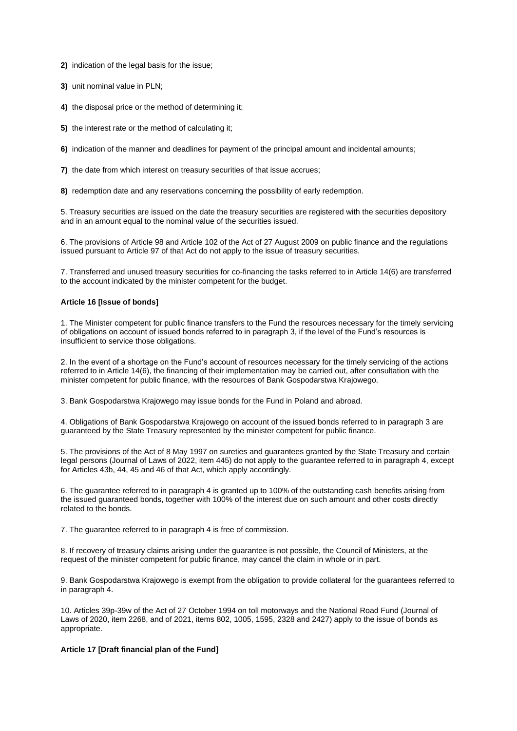**2)** indication of the legal basis for the issue;

**3)** unit nominal value in PLN;

**4)** the disposal price or the method of determining it;

**5)** the interest rate or the method of calculating it;

**6)** indication of the manner and deadlines for payment of the principal amount and incidental amounts;

**7)** the date from which interest on treasury securities of that issue accrues;

**8)** redemption date and any reservations concerning the possibility of early redemption.

5. Treasury securities are issued on the date the treasury securities are registered with the securities depository and in an amount equal to the nominal value of the securities issued.

6. The provisions of Article 98 and Article 102 of the Act of 27 August 2009 on public finance and the regulations issued pursuant to Article 97 of that Act do not apply to the issue of treasury securities.

7. Transferred and unused treasury securities for co-financing the tasks referred to in Article 14(6) are transferred to the account indicated by the minister competent for the budget.

**Article 16 [Issue of bonds]**

1. The Minister competent for public finance transfers to the Fund the resources necessary for the timely servicing of obligations on account of issued bonds referred to in paragraph 3, if the level of the Fund's resources is insufficient to service those obligations.

2. In the event of a shortage on the Fund's account of resources necessary for the timely servicing of the actions referred to in Article 14(6), the financing of their implementation may be carried out, after consultation with the minister competent for public finance, with the resources of Bank Gospodarstwa Krajowego.

3. Bank Gospodarstwa Krajowego may issue bonds for the Fund in Poland and abroad.

4. Obligations of Bank Gospodarstwa Krajowego on account of the issued bonds referred to in paragraph 3 are guaranteed by the State Treasury represented by the minister competent for public finance.

5. The provisions of the Act of 8 May 1997 on sureties and guarantees granted by the State Treasury and certain legal persons (Journal of Laws of 2022, item 445) do not apply to the guarantee referred to in paragraph 4, except for Articles 43b, 44, 45 and 46 of that Act, which apply accordingly.

6. The guarantee referred to in paragraph 4 is granted up to 100% of the outstanding cash benefits arising from the issued guaranteed bonds, together with 100% of the interest due on such amount and other costs directly related to the bonds.

7. The guarantee referred to in paragraph 4 is free of commission.

8. If recovery of treasury claims arising under the guarantee is not possible, the Council of Ministers, at the request of the minister competent for public finance, may cancel the claim in whole or in part.

9. Bank Gospodarstwa Krajowego is exempt from the obligation to provide collateral for the guarantees referred to in paragraph 4.

10. Articles 39p-39w of the Act of 27 October 1994 on toll motorways and the National Road Fund (Journal of Laws of 2020, item 2268, and of 2021, items 802, 1005, 1595, 2328 and 2427) apply to the issue of bonds as appropriate.

**Article 17 [Draft financial plan of the Fund]**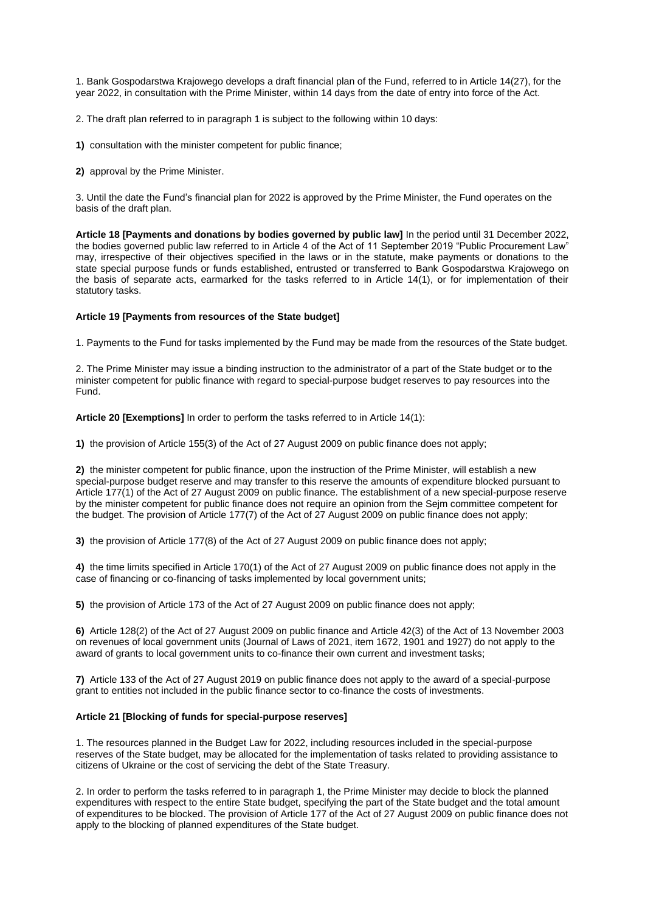1. Bank Gospodarstwa Krajowego develops a draft financial plan of the Fund, referred to in Article 14(27), for the year 2022, in consultation with the Prime Minister, within 14 days from the date of entry into force of the Act.

2. The draft plan referred to in paragraph 1 is subject to the following within 10 days:

**1)** consultation with the minister competent for public finance;

**2)** approval by the Prime Minister.

3. Until the date the Fund's financial plan for 2022 is approved by the Prime Minister, the Fund operates on the basis of the draft plan.

**Article 18 [Payments and donations by bodies governed by public law]** In the period until 31 December 2022, the bodies governed public law referred to in Article 4 of the Act of 11 September 2019 "Public Procurement Law" may, irrespective of their objectives specified in the laws or in the statute, make payments or donations to the state special purpose funds or funds established, entrusted or transferred to Bank Gospodarstwa Krajowego on the basis of separate acts, earmarked for the tasks referred to in Article 14(1), or for implementation of their statutory tasks.

**Article 19 [Payments from resources of the State budget]**

1. Payments to the Fund for tasks implemented by the Fund may be made from the resources of the State budget.

2. The Prime Minister may issue a binding instruction to the administrator of a part of the State budget or to the minister competent for public finance with regard to special-purpose budget reserves to pay resources into the Fund.

**Article 20 [Exemptions]** In order to perform the tasks referred to in Article 14(1):

**1)** the provision of Article 155(3) of the Act of 27 August 2009 on public finance does not apply;

**2)** the minister competent for public finance, upon the instruction of the Prime Minister, will establish a new special-purpose budget reserve and may transfer to this reserve the amounts of expenditure blocked pursuant to Article 177(1) of the Act of 27 August 2009 on public finance. The establishment of a new special-purpose reserve by the minister competent for public finance does not require an opinion from the Sejm committee competent for the budget. The provision of Article 177(7) of the Act of 27 August 2009 on public finance does not apply;

**3)** the provision of Article 177(8) of the Act of 27 August 2009 on public finance does not apply;

**4)** the time limits specified in Article 170(1) of the Act of 27 August 2009 on public finance does not apply in the case of financing or co-financing of tasks implemented by local government units;

**5)** the provision of Article 173 of the Act of 27 August 2009 on public finance does not apply;

**6)** Article 128(2) of the Act of 27 August 2009 on public finance and Article 42(3) of the Act of 13 November 2003 on revenues of local government units (Journal of Laws of 2021, item 1672, 1901 and 1927) do not apply to the award of grants to local government units to co-finance their own current and investment tasks;

**7)** Article 133 of the Act of 27 August 2019 on public finance does not apply to the award of a special-purpose grant to entities not included in the public finance sector to co-finance the costs of investments.

**Article 21 [Blocking of funds for special-purpose reserves]**

1. The resources planned in the Budget Law for 2022, including resources included in the special-purpose reserves of the State budget, may be allocated for the implementation of tasks related to providing assistance to citizens of Ukraine or the cost of servicing the debt of the State Treasury.

2. In order to perform the tasks referred to in paragraph 1, the Prime Minister may decide to block the planned expenditures with respect to the entire State budget, specifying the part of the State budget and the total amount of expenditures to be blocked. The provision of Article 177 of the Act of 27 August 2009 on public finance does not apply to the blocking of planned expenditures of the State budget.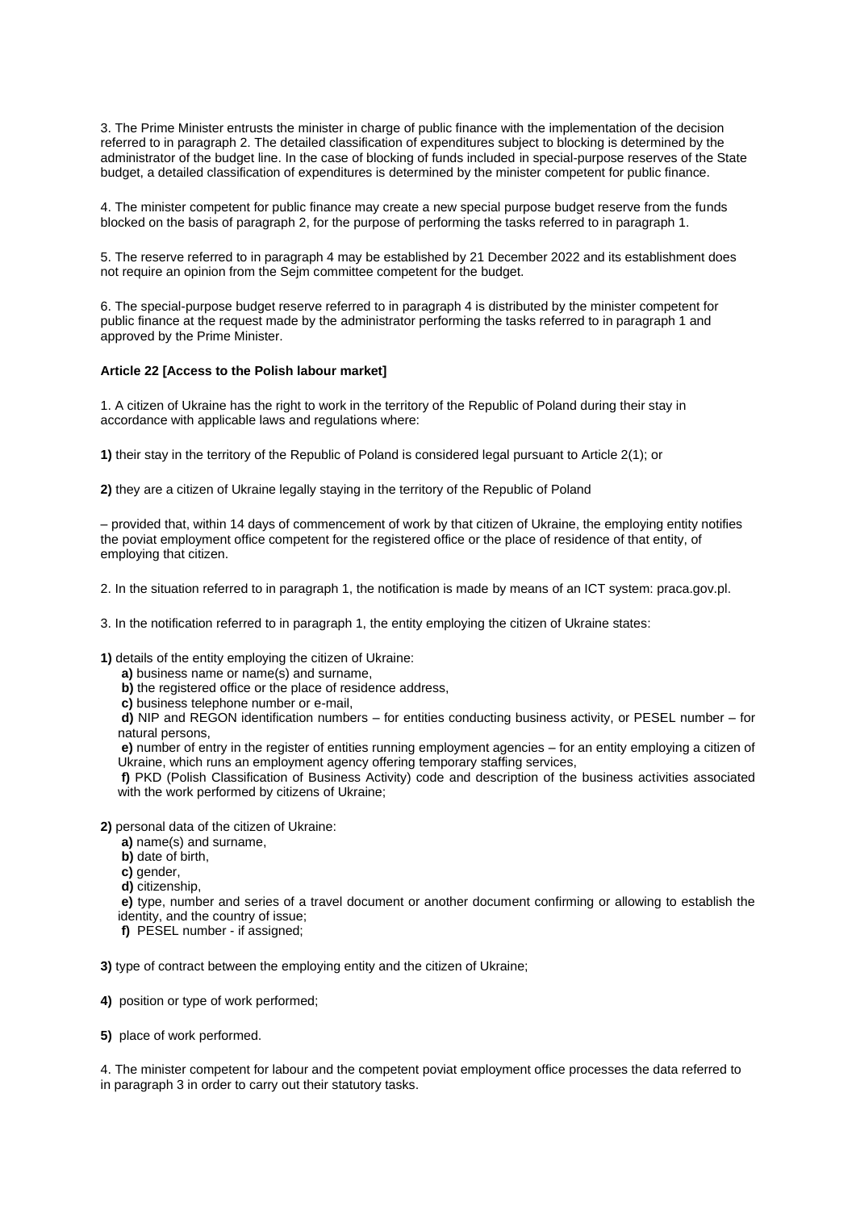3. The Prime Minister entrusts the minister in charge of public finance with the implementation of the decision referred to in paragraph 2. The detailed classification of expenditures subject to blocking is determined by the administrator of the budget line. In the case of blocking of funds included in special-purpose reserves of the State budget, a detailed classification of expenditures is determined by the minister competent for public finance.

4. The minister competent for public finance may create a new special purpose budget reserve from the funds blocked on the basis of paragraph 2, for the purpose of performing the tasks referred to in paragraph 1.

5. The reserve referred to in paragraph 4 may be established by 21 December 2022 and its establishment does not require an opinion from the Sejm committee competent for the budget.

6. The special-purpose budget reserve referred to in paragraph 4 is distributed by the minister competent for public finance at the request made by the administrator performing the tasks referred to in paragraph 1 and approved by the Prime Minister.

**Article 22 [Access to the Polish labour market]**

1. A citizen of Ukraine has the right to work in the territory of the Republic of Poland during their stay in accordance with applicable laws and regulations where:

**1)** their stay in the territory of the Republic of Poland is considered legal pursuant to Article 2(1); or

**2)** they are a citizen of Ukraine legally staying in the territory of the Republic of Poland

– provided that, within 14 days of commencement of work by that citizen of Ukraine, the employing entity notifies the poviat employment office competent for the registered office or the place of residence of that entity, of employing that citizen.

2. In the situation referred to in paragraph 1, the notification is made by means of an ICT system: praca.gov.pl.

3. In the notification referred to in paragraph 1, the entity employing the citizen of Ukraine states:

**1)** details of the entity employing the citizen of Ukraine:

- **a)** business name or name(s) and surname,
- **b)** the registered office or the place of residence address,
- **c)** business telephone number or e-mail,
- **d)** NIP and REGON identification numbers – for entities conducting business activity, or PESEL number – for natural persons,
- **e)** number of entry in the register of entities running employment agencies – for an entity employing a citizen of Ukraine, which runs an employment agency offering temporary staffing services,
- **f)** PKD (Polish Classification of Business Activity) code and description of the business activities associated with the work performed by citizens of Ukraine;

**2)** personal data of the citizen of Ukraine:

- **a)** name(s) and surname,
- **b)** date of birth,
- **c)** gender,
- **d)** citizenship,
- **e)** type, number and series of a travel document or another document confirming or allowing to establish the identity, and the country of issue;
- **f)** PESEL number - if assigned;

**3)** type of contract between the employing entity and the citizen of Ukraine;

**4)** position or type of work performed;

**5)** place of work performed.

4. The minister competent for labour and the competent poviat employment office processes the data referred to in paragraph 3 in order to carry out their statutory tasks.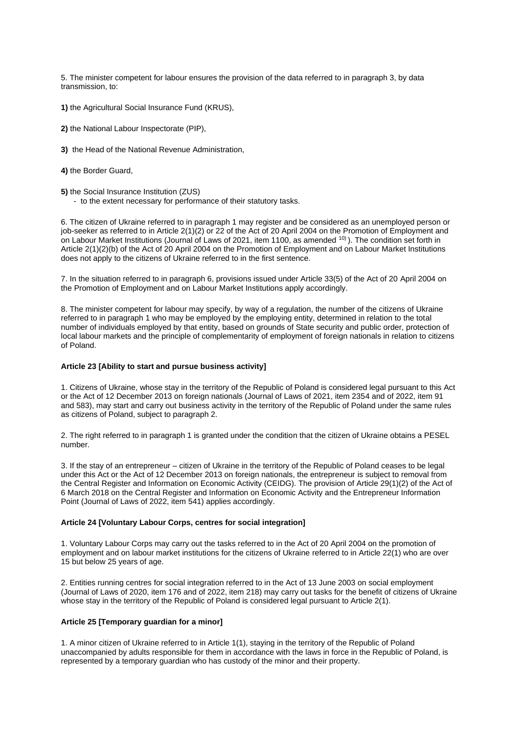5. The minister competent for labour ensures the provision of the data referred to in paragraph 3, by data transmission, to:

**1)** the Agricultural Social Insurance Fund (KRUS),

**2)** the National Labour Inspectorate (PIP),

**3)** the Head of the National Revenue Administration,

**4)** the Border Guard,

**5)** the Social Insurance Institution (ZUS)
 - to the extent necessary for performance of their statutory tasks.

6. The citizen of Ukraine referred to in paragraph 1 may register and be considered as an unemployed person or job-seeker as referred to in Article 2(1)(2) or 22 of the Act of 20 April 2004 on the Promotion of Employment and on Labour Market Institutions (Journal of Laws of 2021, item 1100, as amended [10)] ). The condition set forth in Article 2(1)(2)(b) of the Act of 20 April 2004 on the Promotion of Employment and on Labour Market Institutions does not apply to the citizens of Ukraine referred to in the first sentence.

7. In the situation referred to in paragraph 6, provisions issued under Article 33(5) of the Act of 20 April 2004 on the Promotion of Employment and on Labour Market Institutions apply accordingly.

8. The minister competent for labour may specify, by way of a regulation, the number of the citizens of Ukraine referred to in paragraph 1 who may be employed by the employing entity, determined in relation to the total number of individuals employed by that entity, based on grounds of State security and public order, protection of local labour markets and the principle of complementarity of employment of foreign nationals in relation to citizens of Poland.

**Article 23 [Ability to start and pursue business activity]**

1. Citizens of Ukraine, whose stay in the territory of the Republic of Poland is considered legal pursuant to this Act or the Act of 12 December 2013 on foreign nationals (Journal of Laws of 2021, item 2354 and of 2022, item 91 and 583), may start and carry out business activity in the territory of the Republic of Poland under the same rules as citizens of Poland, subject to paragraph 2.

2. The right referred to in paragraph 1 is granted under the condition that the citizen of Ukraine obtains a PESEL number.

3. If the stay of an entrepreneur – citizen of Ukraine in the territory of the Republic of Poland ceases to be legal under this Act or the Act of 12 December 2013 on foreign nationals, the entrepreneur is subject to removal from the Central Register and Information on Economic Activity (CEIDG). The provision of Article 29(1)(2) of the Act of 6 March 2018 on the Central Register and Information on Economic Activity and the Entrepreneur Information Point (Journal of Laws of 2022, item 541) applies accordingly.

**Article 24 [Voluntary Labour Corps, centres for social integration]**

1. Voluntary Labour Corps may carry out the tasks referred to in the Act of 20 April 2004 on the promotion of employment and on labour market institutions for the citizens of Ukraine referred to in Article 22(1) who are over 15 but below 25 years of age.

2. Entities running centres for social integration referred to in the Act of 13 June 2003 on social employment (Journal of Laws of 2020, item 176 and of 2022, item 218) may carry out tasks for the benefit of citizens of Ukraine whose stay in the territory of the Republic of Poland is considered legal pursuant to Article 2(1).

**Article 25 [Temporary guardian for a minor]**

1. A minor citizen of Ukraine referred to in Article 1(1), staying in the territory of the Republic of Poland unaccompanied by adults responsible for them in accordance with the laws in force in the Republic of Poland, is represented by a temporary guardian who has custody of the minor and their property.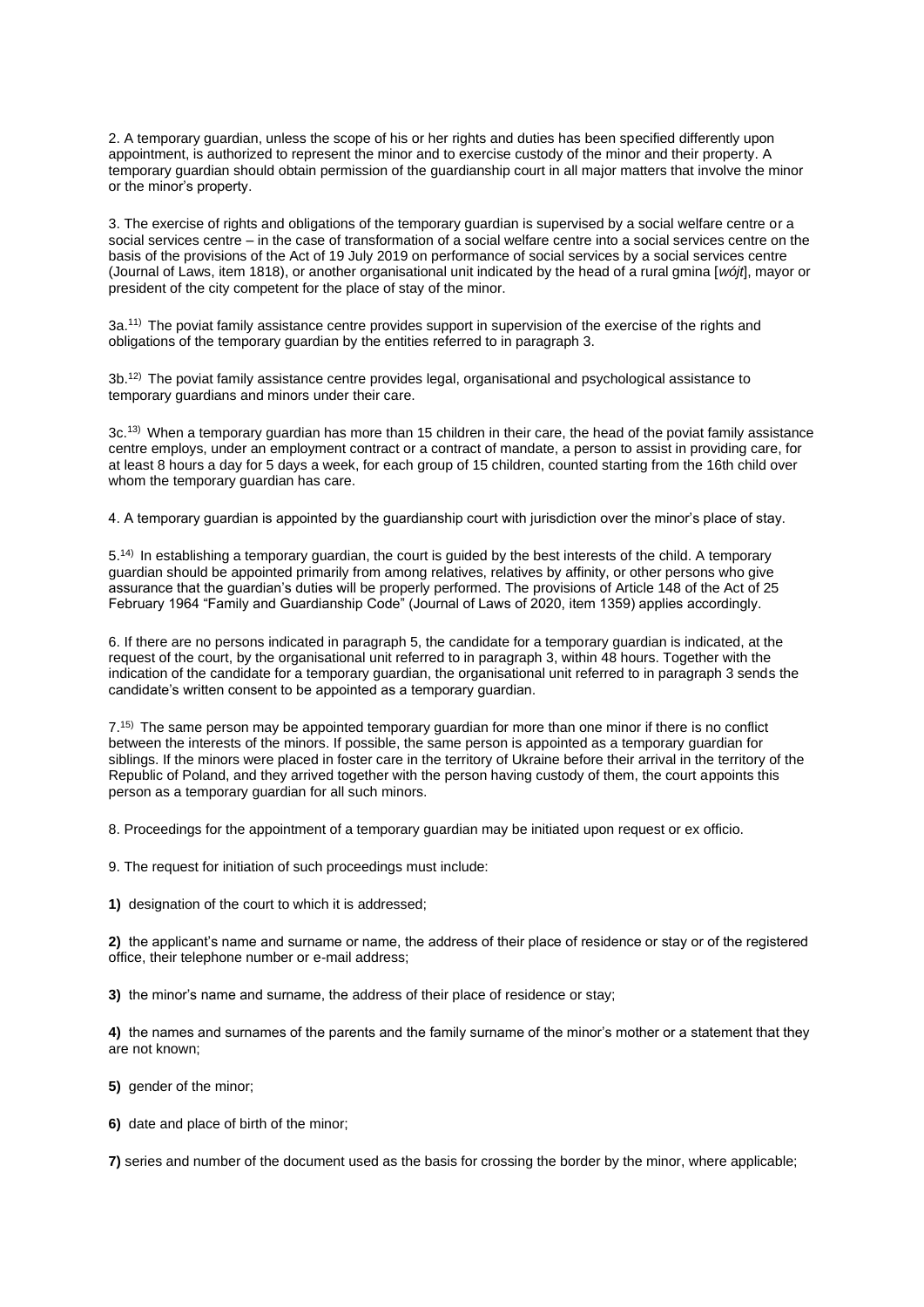2. A temporary guardian, unless the scope of his or her rights and duties has been specified differently upon appointment, is authorized to represent the minor and to exercise custody of the minor and their property. A temporary guardian should obtain permission of the guardianship court in all major matters that involve the minor or the minor's property.

3. The exercise of rights and obligations of the temporary guardian is supervised by a social welfare centre or a social services centre – in the case of transformation of a social welfare centre into a social services centre on the basis of the provisions of the Act of 19 July 2019 on performance of social services by a social services centre (Journal of Laws, item 1818), or another organisational unit indicated by the head of a rural gmina [*wójt*], mayor or president of the city competent for the place of stay of the minor.

3a.[11)] The poviat family assistance centre provides support in supervision of the exercise of the rights and obligations of the temporary guardian by the entities referred to in paragraph 3.

3b.[12)] The poviat family assistance centre provides legal, organisational and psychological assistance to temporary guardians and minors under their care.

3c.[13)] When a temporary guardian has more than 15 children in their care, the head of the poviat family assistance centre employs, under an employment contract or a contract of mandate, a person to assist in providing care, for at least 8 hours a day for 5 days a week, for each group of 15 children, counted starting from the 16th child over whom the temporary guardian has care.

4. A temporary guardian is appointed by the guardianship court with jurisdiction over the minor's place of stay.

5.[14)] In establishing a temporary guardian, the court is guided by the best interests of the child. A temporary guardian should be appointed primarily from among relatives, relatives by affinity, or other persons who give assurance that the guardian's duties will be properly performed. The provisions of Article 148 of the Act of 25 February 1964 "Family and Guardianship Code" (Journal of Laws of 2020, item 1359) applies accordingly.

6. If there are no persons indicated in paragraph 5, the candidate for a temporary guardian is indicated, at the request of the court, by the organisational unit referred to in paragraph 3, within 48 hours. Together with the indication of the candidate for a temporary guardian, the organisational unit referred to in paragraph 3 sends the candidate's written consent to be appointed as a temporary guardian.

7.[15)] The same person may be appointed temporary guardian for more than one minor if there is no conflict between the interests of the minors. If possible, the same person is appointed as a temporary guardian for siblings. If the minors were placed in foster care in the territory of Ukraine before their arrival in the territory of the Republic of Poland, and they arrived together with the person having custody of them, the court appoints this person as a temporary guardian for all such minors.

8. Proceedings for the appointment of a temporary guardian may be initiated upon request or ex officio.

9. The request for initiation of such proceedings must include:

**1)** designation of the court to which it is addressed;

**2)** the applicant's name and surname or name, the address of their place of residence or stay or of the registered office, their telephone number or e-mail address;

**3)** the minor's name and surname, the address of their place of residence or stay;

**4)** the names and surnames of the parents and the family surname of the minor's mother or a statement that they are not known;

**5)** gender of the minor;

**6)** date and place of birth of the minor;

**7)** series and number of the document used as the basis for crossing the border by the minor, where applicable;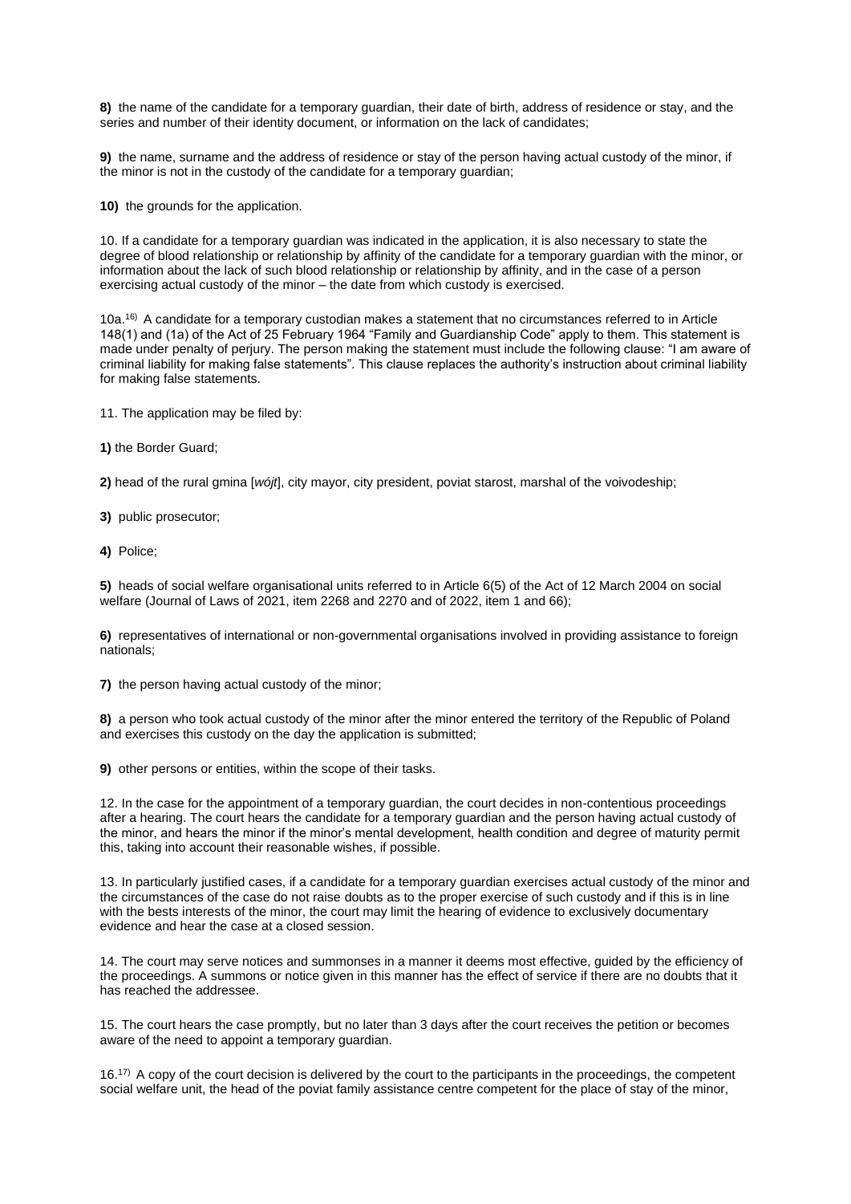**8)** the name of the candidate for a temporary guardian, their date of birth, address of residence or stay, and the series and number of their identity document, or information on the lack of candidates;

**9)** the name, surname and the address of residence or stay of the person having actual custody of the minor, if the minor is not in the custody of the candidate for a temporary guardian;

**10)** the grounds for the application.

10. If a candidate for a temporary guardian was indicated in the application, it is also necessary to state the degree of blood relationship or relationship by affinity of the candidate for a temporary guardian with the minor, or information about the lack of such blood relationship or relationship by affinity, and in the case of a person exercising actual custody of the minor – the date from which custody is exercised.

10a.[16] A candidate for a temporary custodian makes a statement that no circumstances referred to in Article 148(1) and (1a) of the Act of 25 February 1964 "Family and Guardianship Code" apply to them. This statement is made under penalty of perjury. The person making the statement must include the following clause: "I am aware of criminal liability for making false statements". This clause replaces the authority's instruction about criminal liability for making false statements.

11. The application may be filed by:

**1)** the Border Guard;

**2)** head of the rural gmina [*wójt*], city mayor, city president, poviat starost, marshal of the voivodeship;

**3)** public prosecutor;

**4)** Police;

**5)** heads of social welfare organisational units referred to in Article 6(5) of the Act of 12 March 2004 on social welfare (Journal of Laws of 2021, item 2268 and 2270 and of 2022, item 1 and 66);

**6)** representatives of international or non-governmental organisations involved in providing assistance to foreign nationals;

**7)** the person having actual custody of the minor;

**8)** a person who took actual custody of the minor after the minor entered the territory of the Republic of Poland and exercises this custody on the day the application is submitted;

**9)** other persons or entities, within the scope of their tasks.

12. In the case for the appointment of a temporary guardian, the court decides in non-contentious proceedings after a hearing. The court hears the candidate for a temporary guardian and the person having actual custody of the minor, and hears the minor if the minor's mental development, health condition and degree of maturity permit this, taking into account their reasonable wishes, if possible.

13. In particularly justified cases, if a candidate for a temporary guardian exercises actual custody of the minor and the circumstances of the case do not raise doubts as to the proper exercise of such custody and if this is in line with the bests interests of the minor, the court may limit the hearing of evidence to exclusively documentary evidence and hear the case at a closed session.

14. The court may serve notices and summonses in a manner it deems most effective, guided by the efficiency of the proceedings. A summons or notice given in this manner has the effect of service if there are no doubts that it has reached the addressee.

15. The court hears the case promptly, but no later than 3 days after the court receives the petition or becomes aware of the need to appoint a temporary guardian.

16.[17] A copy of the court decision is delivered by the court to the participants in the proceedings, the competent social welfare unit, the head of the poviat family assistance centre competent for the place of stay of the minor,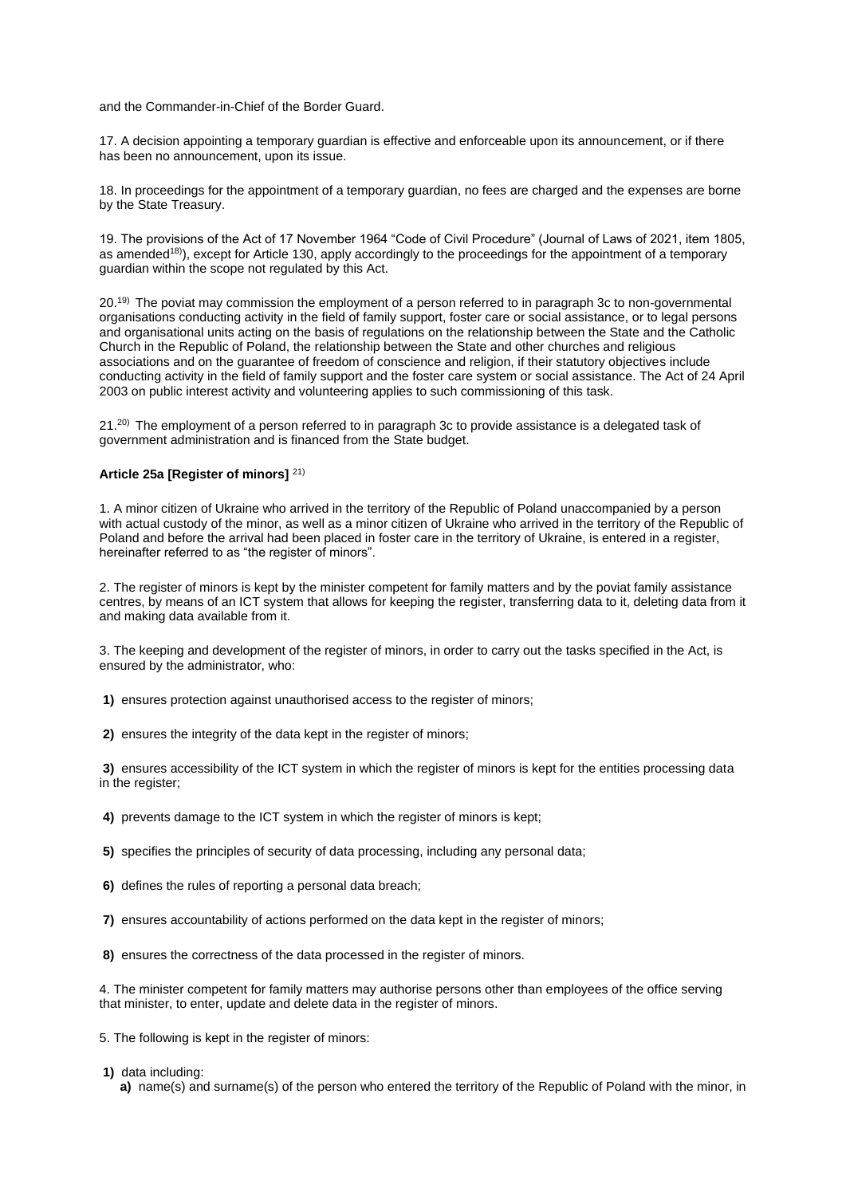and the Commander-in-Chief of the Border Guard.

17. A decision appointing a temporary guardian is effective and enforceable upon its announcement, or if there has been no announcement, upon its issue.

18. In proceedings for the appointment of a temporary guardian, no fees are charged and the expenses are borne by the State Treasury.

19. The provisions of the Act of 17 November 1964 "Code of Civil Procedure" (Journal of Laws of 2021, item 1805, as amended[18]), except for Article 130, apply accordingly to the proceedings for the appointment of a temporary guardian within the scope not regulated by this Act.

20.[19] The poviat may commission the employment of a person referred to in paragraph 3c to non-governmental organisations conducting activity in the field of family support, foster care or social assistance, or to legal persons and organisational units acting on the basis of regulations on the relationship between the State and the Catholic Church in the Republic of Poland, the relationship between the State and other churches and religious associations and on the guarantee of freedom of conscience and religion, if their statutory objectives include conducting activity in the field of family support and the foster care system or social assistance. The Act of 24 April 2003 on public interest activity and volunteering applies to such commissioning of this task.

21.[20] The employment of a person referred to in paragraph 3c to provide assistance is a delegated task of government administration and is financed from the State budget.

**Article 25a [Register of minors]** [21]

1. A minor citizen of Ukraine who arrived in the territory of the Republic of Poland unaccompanied by a person with actual custody of the minor, as well as a minor citizen of Ukraine who arrived in the territory of the Republic of Poland and before the arrival had been placed in foster care in the territory of Ukraine, is entered in a register, hereinafter referred to as "the register of minors".

2. The register of minors is kept by the minister competent for family matters and by the poviat family assistance centres, by means of an ICT system that allows for keeping the register, transferring data to it, deleting data from it and making data available from it.

3. The keeping and development of the register of minors, in order to carry out the tasks specified in the Act, is ensured by the administrator, who:

**1)** ensures protection against unauthorised access to the register of minors;

**2)** ensures the integrity of the data kept in the register of minors;

**3)** ensures accessibility of the ICT system in which the register of minors is kept for the entities processing data in the register;

**4)** prevents damage to the ICT system in which the register of minors is kept;

**5)** specifies the principles of security of data processing, including any personal data;

**6)** defines the rules of reporting a personal data breach;

**7)** ensures accountability of actions performed on the data kept in the register of minors;

**8)** ensures the correctness of the data processed in the register of minors.

4. The minister competent for family matters may authorise persons other than employees of the office serving that minister, to enter, update and delete data in the register of minors.

5. The following is kept in the register of minors:

**1)** data including:

**a)** name(s) and surname(s) of the person who entered the territory of the Republic of Poland with the minor, in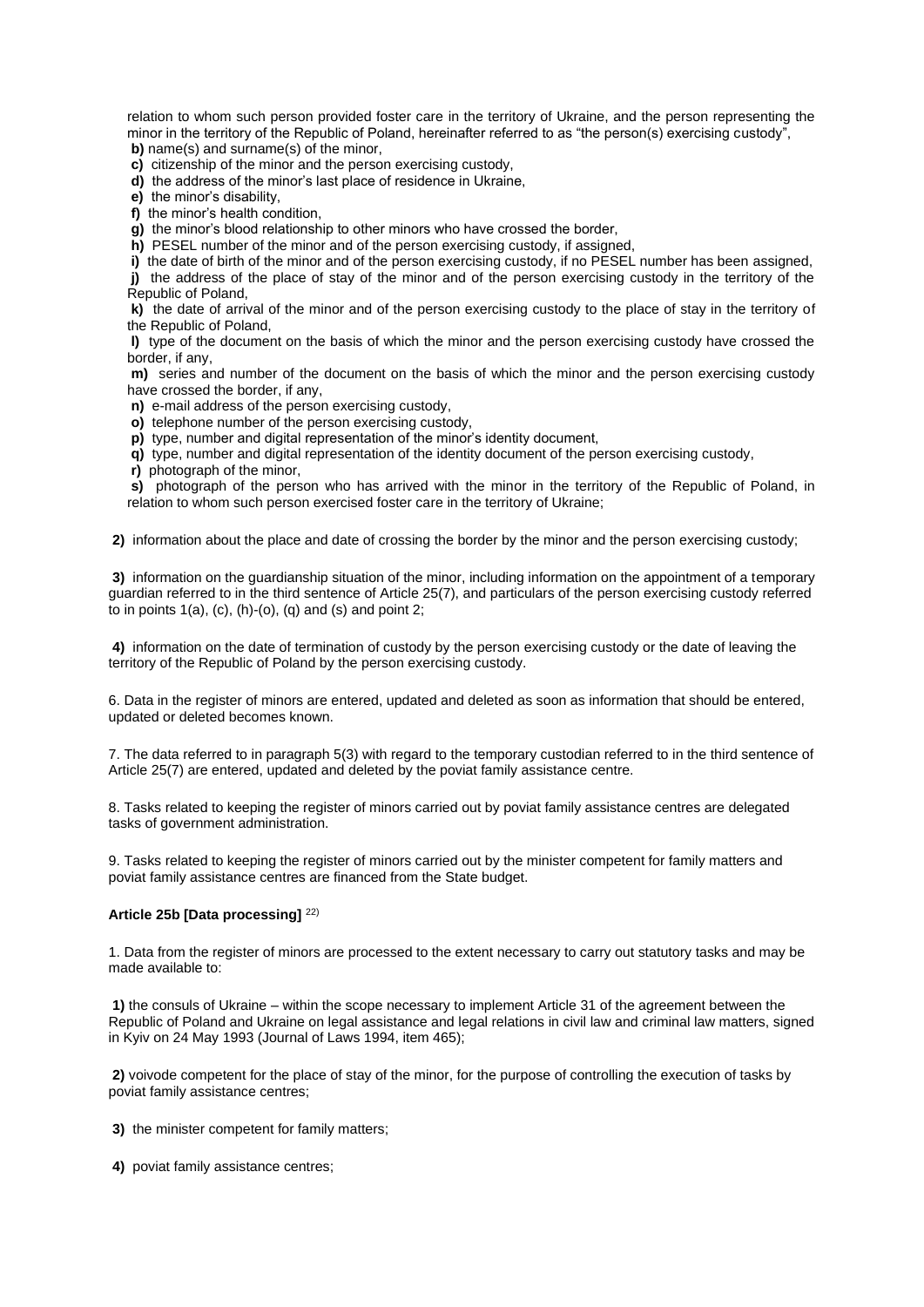relation to whom such person provided foster care in the territory of Ukraine, and the person representing the minor in the territory of the Republic of Poland, hereinafter referred to as "the person(s) exercising custody",

**b)** name(s) and surname(s) of the minor,

**c)** citizenship of the minor and the person exercising custody,

**d)** the address of the minor's last place of residence in Ukraine,

**e)** the minor's disability,

**f)** the minor's health condition,

**g)** the minor's blood relationship to other minors who have crossed the border,

**h)** PESEL number of the minor and of the person exercising custody, if assigned,

**i)** the date of birth of the minor and of the person exercising custody, if no PESEL number has been assigned,

**j)** the address of the place of stay of the minor and of the person exercising custody in the territory of the Republic of Poland,

**k)** the date of arrival of the minor and of the person exercising custody to the place of stay in the territory of the Republic of Poland,

**l)** type of the document on the basis of which the minor and the person exercising custody have crossed the border, if any,

**m)** series and number of the document on the basis of which the minor and the person exercising custody have crossed the border, if any,

**n)** e-mail address of the person exercising custody,

**o)** telephone number of the person exercising custody,

**p)** type, number and digital representation of the minor's identity document,

**q)** type, number and digital representation of the identity document of the person exercising custody,

**r)** photograph of the minor,

**s)** photograph of the person who has arrived with the minor in the territory of the Republic of Poland, in relation to whom such person exercised foster care in the territory of Ukraine;

**2)** information about the place and date of crossing the border by the minor and the person exercising custody;

**3)** information on the guardianship situation of the minor, including information on the appointment of a temporary guardian referred to in the third sentence of Article 25(7), and particulars of the person exercising custody referred to in points 1(a), (c), (h)-(o), (q) and (s) and point 2;

**4)** information on the date of termination of custody by the person exercising custody or the date of leaving the territory of the Republic of Poland by the person exercising custody.

6. Data in the register of minors are entered, updated and deleted as soon as information that should be entered, updated or deleted becomes known.

7. The data referred to in paragraph 5(3) with regard to the temporary custodian referred to in the third sentence of Article 25(7) are entered, updated and deleted by the poviat family assistance centre.

8. Tasks related to keeping the register of minors carried out by poviat family assistance centres are delegated tasks of government administration.

9. Tasks related to keeping the register of minors carried out by the minister competent for family matters and poviat family assistance centres are financed from the State budget.

**Article 25b [Data processing]** [22)]

1. Data from the register of minors are processed to the extent necessary to carry out statutory tasks and may be made available to:

**1)** the consuls of Ukraine – within the scope necessary to implement Article 31 of the agreement between the Republic of Poland and Ukraine on legal assistance and legal relations in civil law and criminal law matters, signed in Kyiv on 24 May 1993 (Journal of Laws 1994, item 465);

**2)** voivode competent for the place of stay of the minor, for the purpose of controlling the execution of tasks by poviat family assistance centres;

**3)** the minister competent for family matters;

**4)** poviat family assistance centres;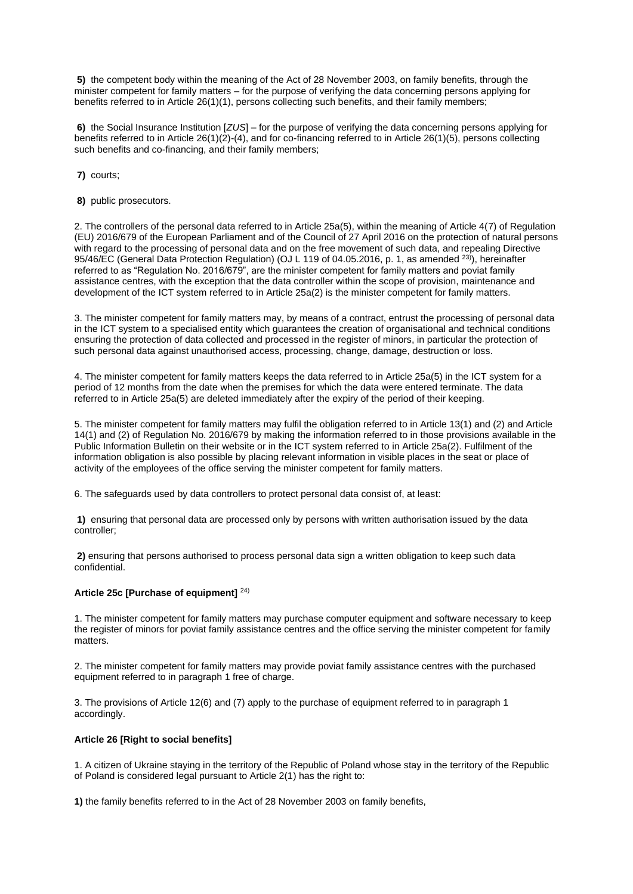**5)** the competent body within the meaning of the Act of 28 November 2003, on family benefits, through the minister competent for family matters – for the purpose of verifying the data concerning persons applying for benefits referred to in Article 26(1)(1), persons collecting such benefits, and their family members;

**6)** the Social Insurance Institution [*ZUS*] – for the purpose of verifying the data concerning persons applying for benefits referred to in Article 26(1)(2)-(4), and for co-financing referred to in Article 26(1)(5), persons collecting such benefits and co-financing, and their family members;

**7)** courts;

**8)** public prosecutors.

2. The controllers of the personal data referred to in Article 25a(5), within the meaning of Article 4(7) of Regulation (EU) 2016/679 of the European Parliament and of the Council of 27 April 2016 on the protection of natural persons with regard to the processing of personal data and on the free movement of such data, and repealing Directive 95/46/EC (General Data Protection Regulation) (OJ L 119 of 04.05.2016, p. 1, as amended [23)]), hereinafter referred to as "Regulation No. 2016/679", are the minister competent for family matters and poviat family assistance centres, with the exception that the data controller within the scope of provision, maintenance and development of the ICT system referred to in Article 25a(2) is the minister competent for family matters.

3. The minister competent for family matters may, by means of a contract, entrust the processing of personal data in the ICT system to a specialised entity which guarantees the creation of organisational and technical conditions ensuring the protection of data collected and processed in the register of minors, in particular the protection of such personal data against unauthorised access, processing, change, damage, destruction or loss.

4. The minister competent for family matters keeps the data referred to in Article 25a(5) in the ICT system for a period of 12 months from the date when the premises for which the data were entered terminate. The data referred to in Article 25a(5) are deleted immediately after the expiry of the period of their keeping.

5. The minister competent for family matters may fulfil the obligation referred to in Article 13(1) and (2) and Article 14(1) and (2) of Regulation No. 2016/679 by making the information referred to in those provisions available in the Public Information Bulletin on their website or in the ICT system referred to in Article 25a(2). Fulfilment of the information obligation is also possible by placing relevant information in visible places in the seat or place of activity of the employees of the office serving the minister competent for family matters.

6. The safeguards used by data controllers to protect personal data consist of, at least:

**1)** ensuring that personal data are processed only by persons with written authorisation issued by the data controller;

**2)** ensuring that persons authorised to process personal data sign a written obligation to keep such data confidential.

#### Article 25c [Purchase of equipment] [24)]

1. The minister competent for family matters may purchase computer equipment and software necessary to keep the register of minors for poviat family assistance centres and the office serving the minister competent for family matters.

2. The minister competent for family matters may provide poviat family assistance centres with the purchased equipment referred to in paragraph 1 free of charge.

3. The provisions of Article 12(6) and (7) apply to the purchase of equipment referred to in paragraph 1 accordingly.

#### Article 26 [Right to social benefits]

1. A citizen of Ukraine staying in the territory of the Republic of Poland whose stay in the territory of the Republic of Poland is considered legal pursuant to Article 2(1) has the right to:

**1)** the family benefits referred to in the Act of 28 November 2003 on family benefits,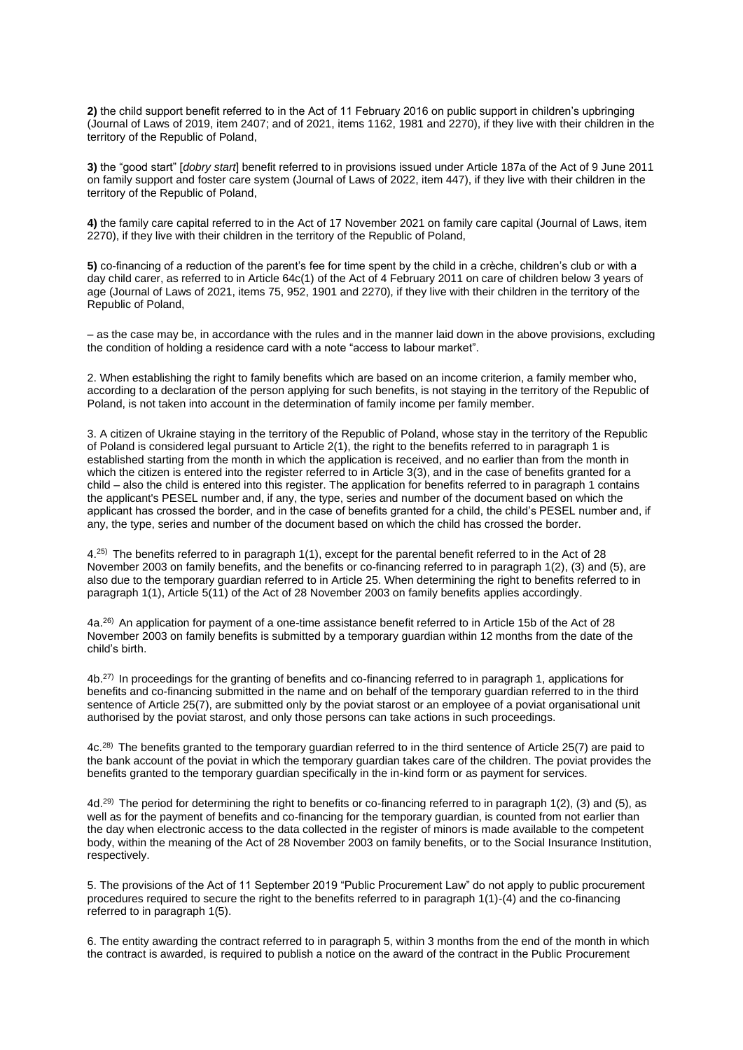**2)** the child support benefit referred to in the Act of 11 February 2016 on public support in children's upbringing (Journal of Laws of 2019, item 2407; and of 2021, items 1162, 1981 and 2270), if they live with their children in the territory of the Republic of Poland,

**3)** the "good start" [*dobry start*] benefit referred to in provisions issued under Article 187a of the Act of 9 June 2011 on family support and foster care system (Journal of Laws of 2022, item 447), if they live with their children in the territory of the Republic of Poland,

**4)** the family care capital referred to in the Act of 17 November 2021 on family care capital (Journal of Laws, item 2270), if they live with their children in the territory of the Republic of Poland,

**5)** co-financing of a reduction of the parent's fee for time spent by the child in a crèche, children's club or with a day child carer, as referred to in Article 64c(1) of the Act of 4 February 2011 on care of children below 3 years of age (Journal of Laws of 2021, items 75, 952, 1901 and 2270), if they live with their children in the territory of the Republic of Poland,

– as the case may be, in accordance with the rules and in the manner laid down in the above provisions, excluding the condition of holding a residence card with a note "access to labour market".

2. When establishing the right to family benefits which are based on an income criterion, a family member who, according to a declaration of the person applying for such benefits, is not staying in the territory of the Republic of Poland, is not taken into account in the determination of family income per family member.

3. A citizen of Ukraine staying in the territory of the Republic of Poland, whose stay in the territory of the Republic of Poland is considered legal pursuant to Article 2(1), the right to the benefits referred to in paragraph 1 is established starting from the month in which the application is received, and no earlier than from the month in which the citizen is entered into the register referred to in Article 3(3), and in the case of benefits granted for a child – also the child is entered into this register. The application for benefits referred to in paragraph 1 contains the applicant's PESEL number and, if any, the type, series and number of the document based on which the applicant has crossed the border, and in the case of benefits granted for a child, the child's PESEL number and, if any, the type, series and number of the document based on which the child has crossed the border.

4.[25] The benefits referred to in paragraph 1(1), except for the parental benefit referred to in the Act of 28 November 2003 on family benefits, and the benefits or co-financing referred to in paragraph 1(2), (3) and (5), are also due to the temporary guardian referred to in Article 25. When determining the right to benefits referred to in paragraph 1(1), Article 5(11) of the Act of 28 November 2003 on family benefits applies accordingly.

4a.[26] An application for payment of a one-time assistance benefit referred to in Article 15b of the Act of 28 November 2003 on family benefits is submitted by a temporary guardian within 12 months from the date of the child's birth.

4b.[27] In proceedings for the granting of benefits and co-financing referred to in paragraph 1, applications for benefits and co-financing submitted in the name and on behalf of the temporary guardian referred to in the third sentence of Article 25(7), are submitted only by the poviat starost or an employee of a poviat organisational unit authorised by the poviat starost, and only those persons can take actions in such proceedings.

4c.[28] The benefits granted to the temporary guardian referred to in the third sentence of Article 25(7) are paid to the bank account of the poviat in which the temporary guardian takes care of the children. The poviat provides the benefits granted to the temporary guardian specifically in the in-kind form or as payment for services.

4d.[29] The period for determining the right to benefits or co-financing referred to in paragraph 1(2), (3) and (5), as well as for the payment of benefits and co-financing for the temporary guardian, is counted from not earlier than the day when electronic access to the data collected in the register of minors is made available to the competent body, within the meaning of the Act of 28 November 2003 on family benefits, or to the Social Insurance Institution, respectively.

5. The provisions of the Act of 11 September 2019 "Public Procurement Law" do not apply to public procurement procedures required to secure the right to the benefits referred to in paragraph 1(1)-(4) and the co-financing referred to in paragraph 1(5).

6. The entity awarding the contract referred to in paragraph 5, within 3 months from the end of the month in which the contract is awarded, is required to publish a notice on the award of the contract in the Public Procurement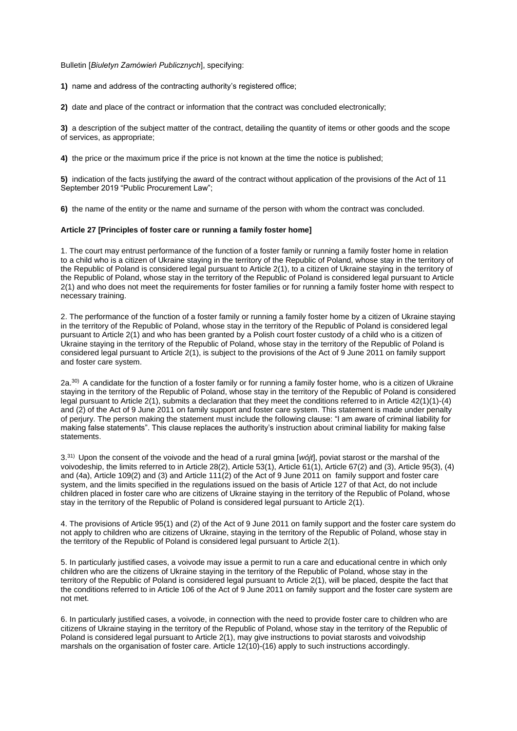Bulletin [*Biuletyn Zamówień Publicznych*], specifying:

**1)** name and address of the contracting authority's registered office;

**2)** date and place of the contract or information that the contract was concluded electronically;

**3)** a description of the subject matter of the contract, detailing the quantity of items or other goods and the scope of services, as appropriate;

**4)** the price or the maximum price if the price is not known at the time the notice is published;

**5)** indication of the facts justifying the award of the contract without application of the provisions of the Act of 11 September 2019 "Public Procurement Law";

**6)** the name of the entity or the name and surname of the person with whom the contract was concluded.

**Article 27 [Principles of foster care or running a family foster home]**

1. The court may entrust performance of the function of a foster family or running a family foster home in relation to a child who is a citizen of Ukraine staying in the territory of the Republic of Poland, whose stay in the territory of the Republic of Poland is considered legal pursuant to Article 2(1), to a citizen of Ukraine staying in the territory of the Republic of Poland, whose stay in the territory of the Republic of Poland is considered legal pursuant to Article 2(1) and who does not meet the requirements for foster families or for running a family foster home with respect to necessary training.

2. The performance of the function of a foster family or running a family foster home by a citizen of Ukraine staying in the territory of the Republic of Poland, whose stay in the territory of the Republic of Poland is considered legal pursuant to Article 2(1) and who has been granted by a Polish court foster custody of a child who is a citizen of Ukraine staying in the territory of the Republic of Poland, whose stay in the territory of the Republic of Poland is considered legal pursuant to Article 2(1), is subject to the provisions of the Act of 9 June 2011 on family support and foster care system.

2a.[30] A candidate for the function of a foster family or for running a family foster home, who is a citizen of Ukraine staying in the territory of the Republic of Poland, whose stay in the territory of the Republic of Poland is considered legal pursuant to Article 2(1), submits a declaration that they meet the conditions referred to in Article 42(1)(1)-(4) and (2) of the Act of 9 June 2011 on family support and foster care system. This statement is made under penalty of perjury. The person making the statement must include the following clause: "I am aware of criminal liability for making false statements". This clause replaces the authority's instruction about criminal liability for making false statements.

3.[31] Upon the consent of the voivode and the head of a rural gmina [*wójt*], poviat starost or the marshal of the voivodeship, the limits referred to in Article 28(2), Article 53(1), Article 61(1), Article 67(2) and (3), Article 95(3), (4) and (4a), Article 109(2) and (3) and Article 111(2) of the Act of 9 June 2011 on family support and foster care system, and the limits specified in the regulations issued on the basis of Article 127 of that Act, do not include children placed in foster care who are citizens of Ukraine staying in the territory of the Republic of Poland, whose stay in the territory of the Republic of Poland is considered legal pursuant to Article 2(1).

4. The provisions of Article 95(1) and (2) of the Act of 9 June 2011 on family support and the foster care system do not apply to children who are citizens of Ukraine, staying in the territory of the Republic of Poland, whose stay in the territory of the Republic of Poland is considered legal pursuant to Article 2(1).

5. In particularly justified cases, a voivode may issue a permit to run a care and educational centre in which only children who are the citizens of Ukraine staying in the territory of the Republic of Poland, whose stay in the territory of the Republic of Poland is considered legal pursuant to Article 2(1), will be placed, despite the fact that the conditions referred to in Article 106 of the Act of 9 June 2011 on family support and the foster care system are not met.

6. In particularly justified cases, a voivode, in connection with the need to provide foster care to children who are citizens of Ukraine staying in the territory of the Republic of Poland, whose stay in the territory of the Republic of Poland is considered legal pursuant to Article 2(1), may give instructions to poviat starosts and voivodship marshals on the organisation of foster care. Article 12(10)-(16) apply to such instructions accordingly.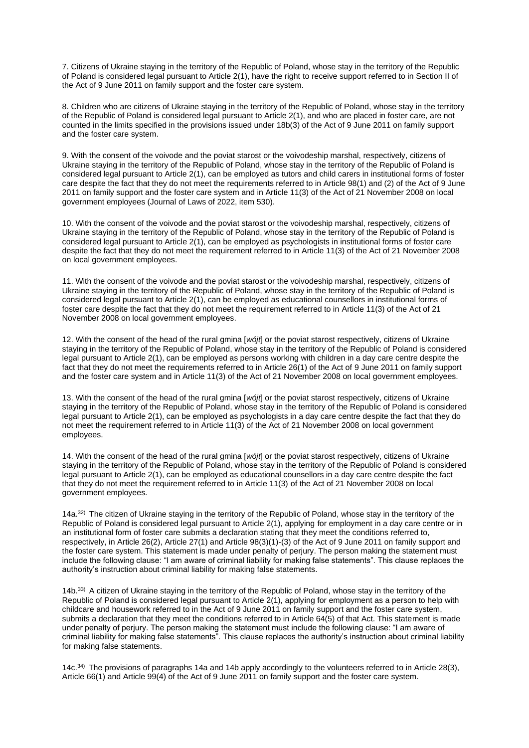7. Citizens of Ukraine staying in the territory of the Republic of Poland, whose stay in the territory of the Republic of Poland is considered legal pursuant to Article 2(1), have the right to receive support referred to in Section II of the Act of 9 June 2011 on family support and the foster care system.

8. Children who are citizens of Ukraine staying in the territory of the Republic of Poland, whose stay in the territory of the Republic of Poland is considered legal pursuant to Article 2(1), and who are placed in foster care, are not counted in the limits specified in the provisions issued under 18b(3) of the Act of 9 June 2011 on family support and the foster care system.

9. With the consent of the voivode and the poviat starost or the voivodeship marshal, respectively, citizens of Ukraine staying in the territory of the Republic of Poland, whose stay in the territory of the Republic of Poland is considered legal pursuant to Article 2(1), can be employed as tutors and child carers in institutional forms of foster care despite the fact that they do not meet the requirements referred to in Article 98(1) and (2) of the Act of 9 June 2011 on family support and the foster care system and in Article 11(3) of the Act of 21 November 2008 on local government employees (Journal of Laws of 2022, item 530).

10. With the consent of the voivode and the poviat starost or the voivodeship marshal, respectively, citizens of Ukraine staying in the territory of the Republic of Poland, whose stay in the territory of the Republic of Poland is considered legal pursuant to Article 2(1), can be employed as psychologists in institutional forms of foster care despite the fact that they do not meet the requirement referred to in Article 11(3) of the Act of 21 November 2008 on local government employees.

11. With the consent of the voivode and the poviat starost or the voivodeship marshal, respectively, citizens of Ukraine staying in the territory of the Republic of Poland, whose stay in the territory of the Republic of Poland is considered legal pursuant to Article 2(1), can be employed as educational counsellors in institutional forms of foster care despite the fact that they do not meet the requirement referred to in Article 11(3) of the Act of 21 November 2008 on local government employees.

12. With the consent of the head of the rural gmina [*wójt*] or the poviat starost respectively, citizens of Ukraine staying in the territory of the Republic of Poland, whose stay in the territory of the Republic of Poland is considered legal pursuant to Article 2(1), can be employed as persons working with children in a day care centre despite the fact that they do not meet the requirements referred to in Article 26(1) of the Act of 9 June 2011 on family support and the foster care system and in Article 11(3) of the Act of 21 November 2008 on local government employees.

13. With the consent of the head of the rural gmina [*wójt*] or the poviat starost respectively, citizens of Ukraine staying in the territory of the Republic of Poland, whose stay in the territory of the Republic of Poland is considered legal pursuant to Article 2(1), can be employed as psychologists in a day care centre despite the fact that they do not meet the requirement referred to in Article 11(3) of the Act of 21 November 2008 on local government employees.

14. With the consent of the head of the rural gmina [*wójt*] or the poviat starost respectively, citizens of Ukraine staying in the territory of the Republic of Poland, whose stay in the territory of the Republic of Poland is considered legal pursuant to Article 2(1), can be employed as educational counsellors in a day care centre despite the fact that they do not meet the requirement referred to in Article 11(3) of the Act of 21 November 2008 on local government employees.

14a.[32] The citizen of Ukraine staying in the territory of the Republic of Poland, whose stay in the territory of the Republic of Poland is considered legal pursuant to Article 2(1), applying for employment in a day care centre or in an institutional form of foster care submits a declaration stating that they meet the conditions referred to, respectively, in Article 26(2), Article 27(1) and Article 98(3)(1)-(3) of the Act of 9 June 2011 on family support and the foster care system. This statement is made under penalty of perjury. The person making the statement must include the following clause: "I am aware of criminal liability for making false statements". This clause replaces the authority's instruction about criminal liability for making false statements.

14b.[33] A citizen of Ukraine staying in the territory of the Republic of Poland, whose stay in the territory of the Republic of Poland is considered legal pursuant to Article 2(1), applying for employment as a person to help with childcare and housework referred to in the Act of 9 June 2011 on family support and the foster care system, submits a declaration that they meet the conditions referred to in Article 64(5) of that Act. This statement is made under penalty of perjury. The person making the statement must include the following clause: "I am aware of criminal liability for making false statements". This clause replaces the authority's instruction about criminal liability for making false statements.

14c.[34] The provisions of paragraphs 14a and 14b apply accordingly to the volunteers referred to in Article 28(3), Article 66(1) and Article 99(4) of the Act of 9 June 2011 on family support and the foster care system.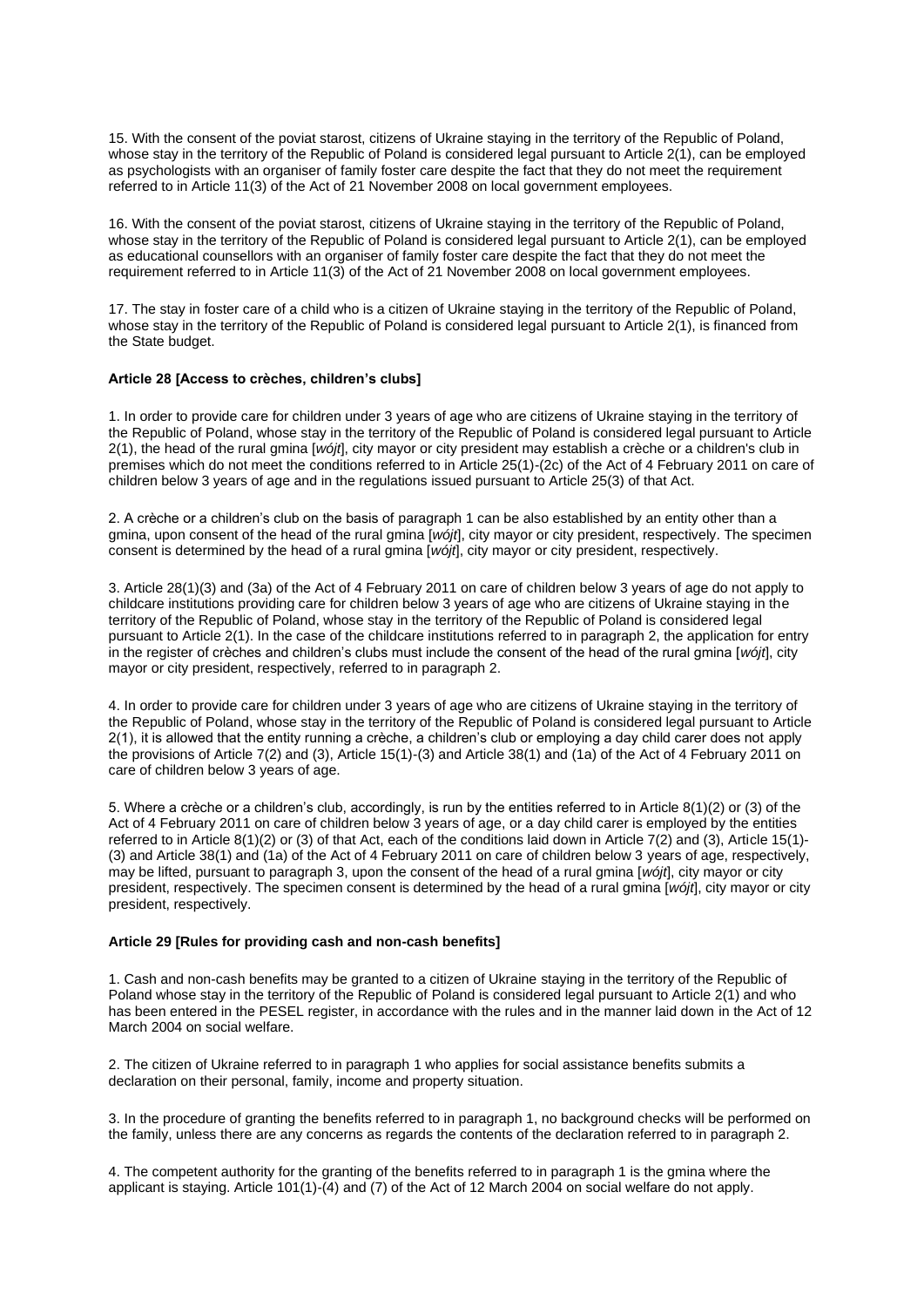15. With the consent of the poviat starost, citizens of Ukraine staying in the territory of the Republic of Poland, whose stay in the territory of the Republic of Poland is considered legal pursuant to Article 2(1), can be employed as psychologists with an organiser of family foster care despite the fact that they do not meet the requirement referred to in Article 11(3) of the Act of 21 November 2008 on local government employees.

16. With the consent of the poviat starost, citizens of Ukraine staying in the territory of the Republic of Poland, whose stay in the territory of the Republic of Poland is considered legal pursuant to Article 2(1), can be employed as educational counsellors with an organiser of family foster care despite the fact that they do not meet the requirement referred to in Article 11(3) of the Act of 21 November 2008 on local government employees.

17. The stay in foster care of a child who is a citizen of Ukraine staying in the territory of the Republic of Poland, whose stay in the territory of the Republic of Poland is considered legal pursuant to Article 2(1), is financed from the State budget.

**Article 28 [Access to crèches, children's clubs]**

1. In order to provide care for children under 3 years of age who are citizens of Ukraine staying in the territory of the Republic of Poland, whose stay in the territory of the Republic of Poland is considered legal pursuant to Article 2(1), the head of the rural gmina [*wójt*], city mayor or city president may establish a crèche or a children's club in premises which do not meet the conditions referred to in Article 25(1)-(2c) of the Act of 4 February 2011 on care of children below 3 years of age and in the regulations issued pursuant to Article 25(3) of that Act.

2. A crèche or a children's club on the basis of paragraph 1 can be also established by an entity other than a gmina, upon consent of the head of the rural gmina [*wójt*], city mayor or city president, respectively. The specimen consent is determined by the head of a rural gmina [*wójt*], city mayor or city president, respectively.

3. Article 28(1)(3) and (3a) of the Act of 4 February 2011 on care of children below 3 years of age do not apply to childcare institutions providing care for children below 3 years of age who are citizens of Ukraine staying in the territory of the Republic of Poland, whose stay in the territory of the Republic of Poland is considered legal pursuant to Article 2(1). In the case of the childcare institutions referred to in paragraph 2, the application for entry in the register of crèches and children's clubs must include the consent of the head of the rural gmina [*wójt*], city mayor or city president, respectively, referred to in paragraph 2.

4. In order to provide care for children under 3 years of age who are citizens of Ukraine staying in the territory of the Republic of Poland, whose stay in the territory of the Republic of Poland is considered legal pursuant to Article 2(1), it is allowed that the entity running a crèche, a children's club or employing a day child carer does not apply the provisions of Article 7(2) and (3), Article 15(1)-(3) and Article 38(1) and (1a) of the Act of 4 February 2011 on care of children below 3 years of age.

5. Where a crèche or a children's club, accordingly, is run by the entities referred to in Article 8(1)(2) or (3) of the Act of 4 February 2011 on care of children below 3 years of age, or a day child carer is employed by the entities referred to in Article 8(1)(2) or (3) of that Act, each of the conditions laid down in Article 7(2) and (3), Article 15(1)-(3) and Article 38(1) and (1a) of the Act of 4 February 2011 on care of children below 3 years of age, respectively, may be lifted, pursuant to paragraph 3, upon the consent of the head of a rural gmina [*wójt*], city mayor or city president, respectively. The specimen consent is determined by the head of a rural gmina [*wójt*], city mayor or city president, respectively.

**Article 29 [Rules for providing cash and non-cash benefits]**

1. Cash and non-cash benefits may be granted to a citizen of Ukraine staying in the territory of the Republic of Poland whose stay in the territory of the Republic of Poland is considered legal pursuant to Article 2(1) and who has been entered in the PESEL register, in accordance with the rules and in the manner laid down in the Act of 12 March 2004 on social welfare.

2. The citizen of Ukraine referred to in paragraph 1 who applies for social assistance benefits submits a declaration on their personal, family, income and property situation.

3. In the procedure of granting the benefits referred to in paragraph 1, no background checks will be performed on the family, unless there are any concerns as regards the contents of the declaration referred to in paragraph 2.

4. The competent authority for the granting of the benefits referred to in paragraph 1 is the gmina where the applicant is staying. Article 101(1)-(4) and (7) of the Act of 12 March 2004 on social welfare do not apply.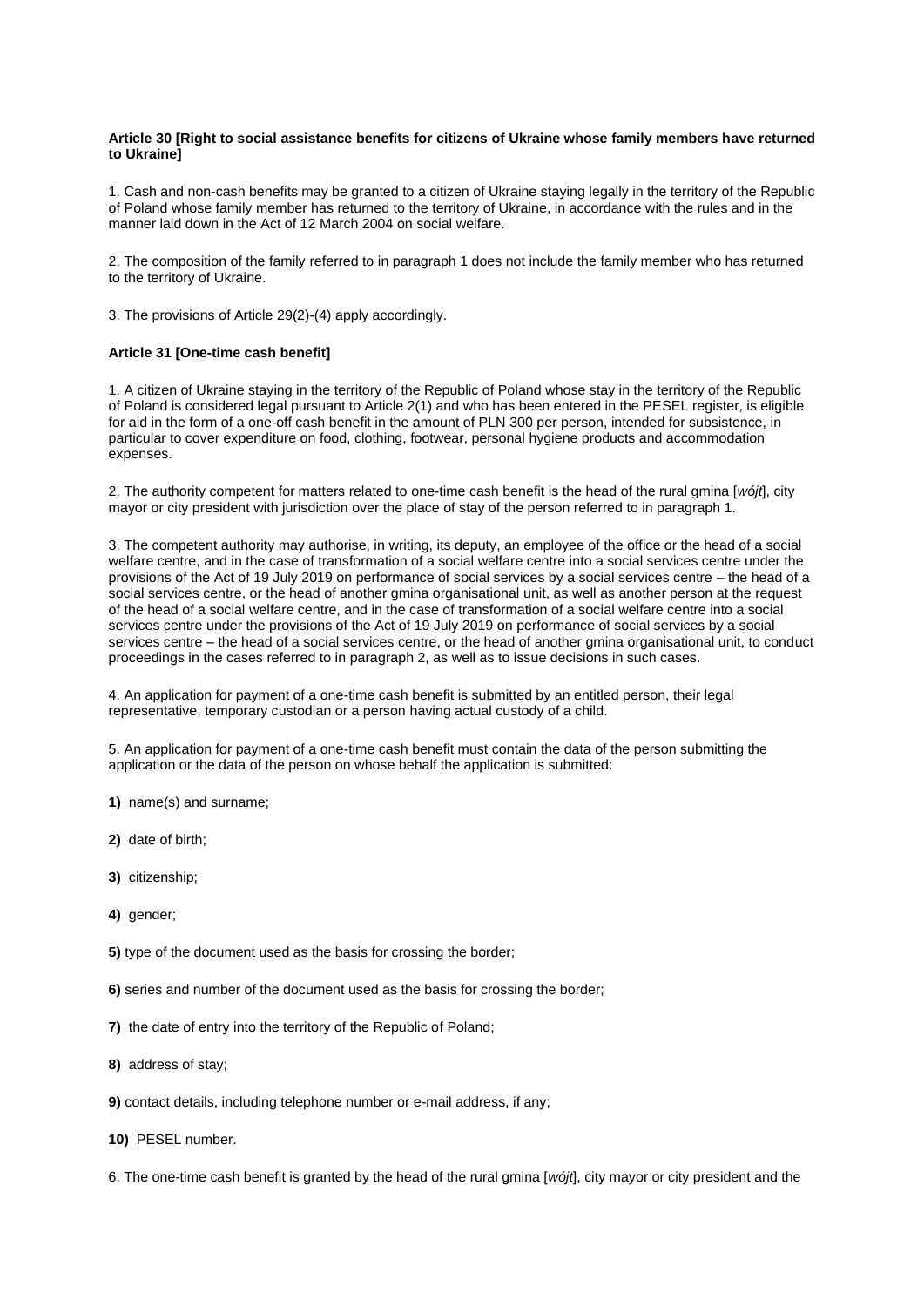**Article 30 [Right to social assistance benefits for citizens of Ukraine whose family members have returned to Ukraine]**

1. Cash and non-cash benefits may be granted to a citizen of Ukraine staying legally in the territory of the Republic of Poland whose family member has returned to the territory of Ukraine, in accordance with the rules and in the manner laid down in the Act of 12 March 2004 on social welfare.

2. The composition of the family referred to in paragraph 1 does not include the family member who has returned to the territory of Ukraine.

3. The provisions of Article 29(2)-(4) apply accordingly.

**Article 31 [One-time cash benefit]**

1. A citizen of Ukraine staying in the territory of the Republic of Poland whose stay in the territory of the Republic of Poland is considered legal pursuant to Article 2(1) and who has been entered in the PESEL register, is eligible for aid in the form of a one-off cash benefit in the amount of PLN 300 per person, intended for subsistence, in particular to cover expenditure on food, clothing, footwear, personal hygiene products and accommodation expenses.

2. The authority competent for matters related to one-time cash benefit is the head of the rural gmina [*wójt*], city mayor or city president with jurisdiction over the place of stay of the person referred to in paragraph 1.

3. The competent authority may authorise, in writing, its deputy, an employee of the office or the head of a social welfare centre, and in the case of transformation of a social welfare centre into a social services centre under the provisions of the Act of 19 July 2019 on performance of social services by a social services centre – the head of a social services centre, or the head of another gmina organisational unit, as well as another person at the request of the head of a social welfare centre, and in the case of transformation of a social welfare centre into a social services centre under the provisions of the Act of 19 July 2019 on performance of social services by a social services centre – the head of a social services centre, or the head of another gmina organisational unit, to conduct proceedings in the cases referred to in paragraph 2, as well as to issue decisions in such cases.

4. An application for payment of a one-time cash benefit is submitted by an entitled person, their legal representative, temporary custodian or a person having actual custody of a child.

5. An application for payment of a one-time cash benefit must contain the data of the person submitting the application or the data of the person on whose behalf the application is submitted:

**1)** name(s) and surname;

**2)** date of birth;

**3)** citizenship;

**4)** gender;

**5)** type of the document used as the basis for crossing the border;

**6)** series and number of the document used as the basis for crossing the border;

**7)** the date of entry into the territory of the Republic of Poland;

**8)** address of stay;

**9)** contact details, including telephone number or e-mail address, if any;

**10)** PESEL number.

6. The one-time cash benefit is granted by the head of the rural gmina [*wójt*], city mayor or city president and the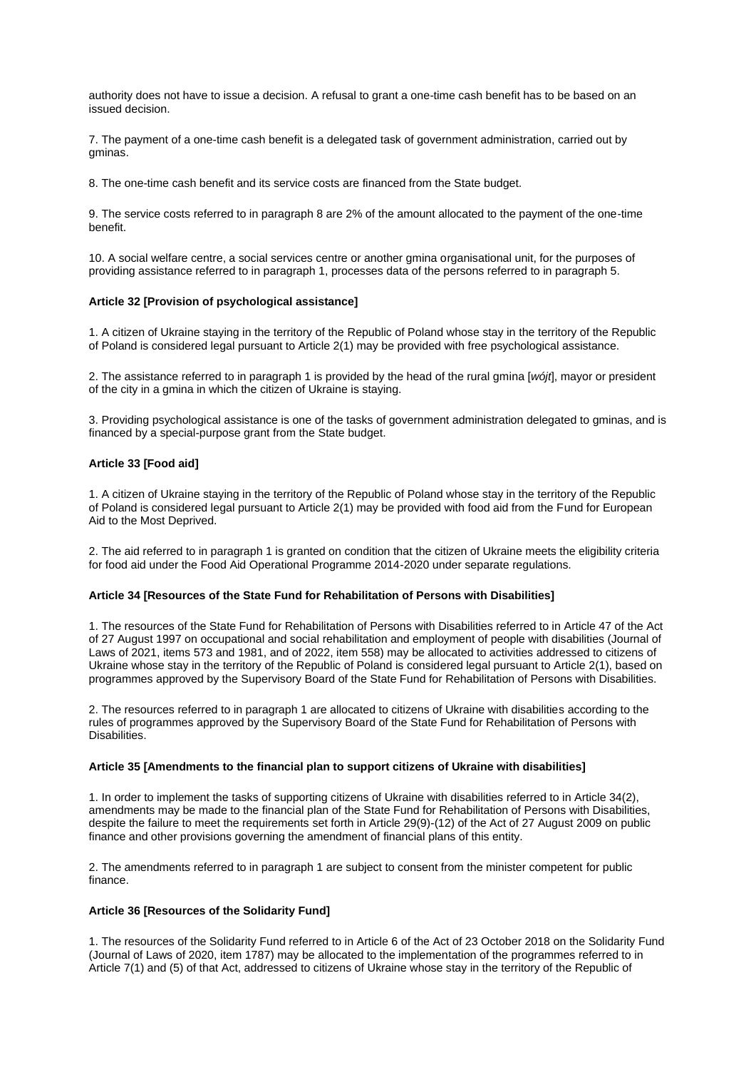authority does not have to issue a decision. A refusal to grant a one-time cash benefit has to be based on an issued decision.

7. The payment of a one-time cash benefit is a delegated task of government administration, carried out by gminas.

8. The one-time cash benefit and its service costs are financed from the State budget.

9. The service costs referred to in paragraph 8 are 2% of the amount allocated to the payment of the one-time benefit.

10. A social welfare centre, a social services centre or another gmina organisational unit, for the purposes of providing assistance referred to in paragraph 1, processes data of the persons referred to in paragraph 5.

**Article 32 [Provision of psychological assistance]**

1. A citizen of Ukraine staying in the territory of the Republic of Poland whose stay in the territory of the Republic of Poland is considered legal pursuant to Article 2(1) may be provided with free psychological assistance.

2. The assistance referred to in paragraph 1 is provided by the head of the rural gmina [*wójt*], mayor or president of the city in a gmina in which the citizen of Ukraine is staying.

3. Providing psychological assistance is one of the tasks of government administration delegated to gminas, and is financed by a special-purpose grant from the State budget.

**Article 33 [Food aid]**

1. A citizen of Ukraine staying in the territory of the Republic of Poland whose stay in the territory of the Republic of Poland is considered legal pursuant to Article 2(1) may be provided with food aid from the Fund for European Aid to the Most Deprived.

2. The aid referred to in paragraph 1 is granted on condition that the citizen of Ukraine meets the eligibility criteria for food aid under the Food Aid Operational Programme 2014-2020 under separate regulations.

**Article 34 [Resources of the State Fund for Rehabilitation of Persons with Disabilities]**

1. The resources of the State Fund for Rehabilitation of Persons with Disabilities referred to in Article 47 of the Act of 27 August 1997 on occupational and social rehabilitation and employment of people with disabilities (Journal of Laws of 2021, items 573 and 1981, and of 2022, item 558) may be allocated to activities addressed to citizens of Ukraine whose stay in the territory of the Republic of Poland is considered legal pursuant to Article 2(1), based on programmes approved by the Supervisory Board of the State Fund for Rehabilitation of Persons with Disabilities.

2. The resources referred to in paragraph 1 are allocated to citizens of Ukraine with disabilities according to the rules of programmes approved by the Supervisory Board of the State Fund for Rehabilitation of Persons with Disabilities.

**Article 35 [Amendments to the financial plan to support citizens of Ukraine with disabilities]**

1. In order to implement the tasks of supporting citizens of Ukraine with disabilities referred to in Article 34(2), amendments may be made to the financial plan of the State Fund for Rehabilitation of Persons with Disabilities, despite the failure to meet the requirements set forth in Article 29(9)-(12) of the Act of 27 August 2009 on public finance and other provisions governing the amendment of financial plans of this entity.

2. The amendments referred to in paragraph 1 are subject to consent from the minister competent for public finance.

**Article 36 [Resources of the Solidarity Fund]**

1. The resources of the Solidarity Fund referred to in Article 6 of the Act of 23 October 2018 on the Solidarity Fund (Journal of Laws of 2020, item 1787) may be allocated to the implementation of the programmes referred to in Article 7(1) and (5) of that Act, addressed to citizens of Ukraine whose stay in the territory of the Republic of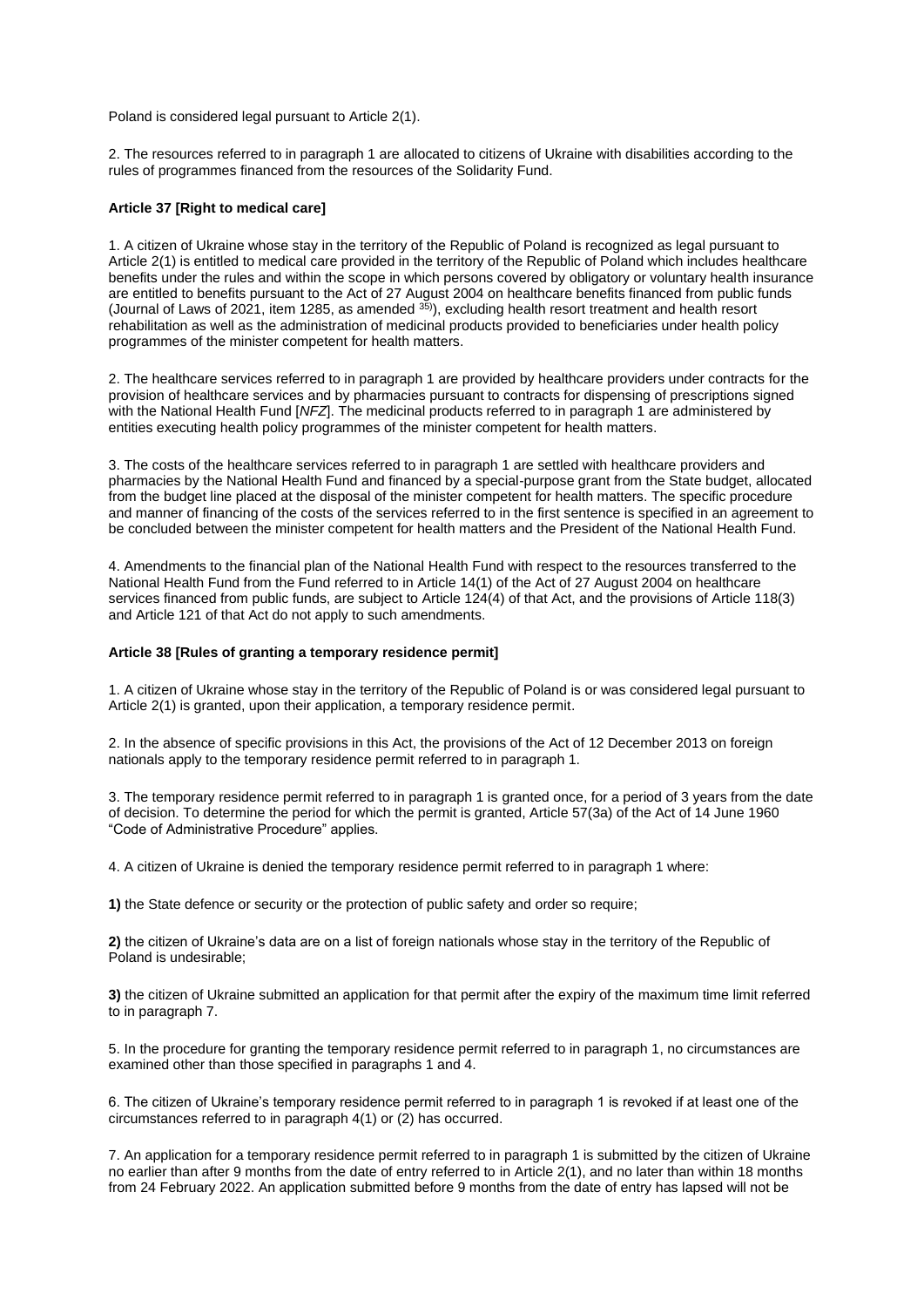Poland is considered legal pursuant to Article 2(1).

2. The resources referred to in paragraph 1 are allocated to citizens of Ukraine with disabilities according to the rules of programmes financed from the resources of the Solidarity Fund.

**Article 37 [Right to medical care]**

1. A citizen of Ukraine whose stay in the territory of the Republic of Poland is recognized as legal pursuant to Article 2(1) is entitled to medical care provided in the territory of the Republic of Poland which includes healthcare benefits under the rules and within the scope in which persons covered by obligatory or voluntary health insurance are entitled to benefits pursuant to the Act of 27 August 2004 on healthcare benefits financed from public funds (Journal of Laws of 2021, item 1285, as amended [35)]), excluding health resort treatment and health resort rehabilitation as well as the administration of medicinal products provided to beneficiaries under health policy programmes of the minister competent for health matters.

2. The healthcare services referred to in paragraph 1 are provided by healthcare providers under contracts for the provision of healthcare services and by pharmacies pursuant to contracts for dispensing of prescriptions signed with the National Health Fund [*NFZ*]. The medicinal products referred to in paragraph 1 are administered by entities executing health policy programmes of the minister competent for health matters.

3. The costs of the healthcare services referred to in paragraph 1 are settled with healthcare providers and pharmacies by the National Health Fund and financed by a special-purpose grant from the State budget, allocated from the budget line placed at the disposal of the minister competent for health matters. The specific procedure and manner of financing of the costs of the services referred to in the first sentence is specified in an agreement to be concluded between the minister competent for health matters and the President of the National Health Fund.

4. Amendments to the financial plan of the National Health Fund with respect to the resources transferred to the National Health Fund from the Fund referred to in Article 14(1) of the Act of 27 August 2004 on healthcare services financed from public funds, are subject to Article 124(4) of that Act, and the provisions of Article 118(3) and Article 121 of that Act do not apply to such amendments.

**Article 38 [Rules of granting a temporary residence permit]**

1. A citizen of Ukraine whose stay in the territory of the Republic of Poland is or was considered legal pursuant to Article 2(1) is granted, upon their application, a temporary residence permit.

2. In the absence of specific provisions in this Act, the provisions of the Act of 12 December 2013 on foreign nationals apply to the temporary residence permit referred to in paragraph 1.

3. The temporary residence permit referred to in paragraph 1 is granted once, for a period of 3 years from the date of decision. To determine the period for which the permit is granted, Article 57(3a) of the Act of 14 June 1960 "Code of Administrative Procedure" applies.

4. A citizen of Ukraine is denied the temporary residence permit referred to in paragraph 1 where:

**1)** the State defence or security or the protection of public safety and order so require;

**2)** the citizen of Ukraine's data are on a list of foreign nationals whose stay in the territory of the Republic of Poland is undesirable;

**3)** the citizen of Ukraine submitted an application for that permit after the expiry of the maximum time limit referred to in paragraph 7.

5. In the procedure for granting the temporary residence permit referred to in paragraph 1, no circumstances are examined other than those specified in paragraphs 1 and 4.

6. The citizen of Ukraine's temporary residence permit referred to in paragraph 1 is revoked if at least one of the circumstances referred to in paragraph 4(1) or (2) has occurred.

7. An application for a temporary residence permit referred to in paragraph 1 is submitted by the citizen of Ukraine no earlier than after 9 months from the date of entry referred to in Article 2(1), and no later than within 18 months from 24 February 2022. An application submitted before 9 months from the date of entry has lapsed will not be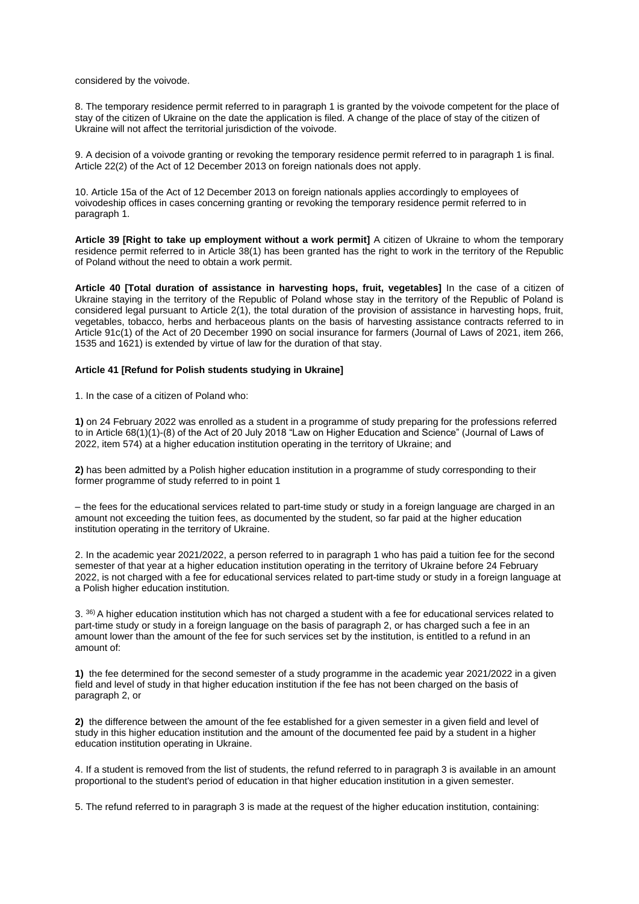considered by the voivode.

8. The temporary residence permit referred to in paragraph 1 is granted by the voivode competent for the place of stay of the citizen of Ukraine on the date the application is filed. A change of the place of stay of the citizen of Ukraine will not affect the territorial jurisdiction of the voivode.

9. A decision of a voivode granting or revoking the temporary residence permit referred to in paragraph 1 is final. Article 22(2) of the Act of 12 December 2013 on foreign nationals does not apply.

10. Article 15a of the Act of 12 December 2013 on foreign nationals applies accordingly to employees of voivodeship offices in cases concerning granting or revoking the temporary residence permit referred to in paragraph 1.

**Article 39 [Right to take up employment without a work permit]** A citizen of Ukraine to whom the temporary residence permit referred to in Article 38(1) has been granted has the right to work in the territory of the Republic of Poland without the need to obtain a work permit.

**Article 40 [Total duration of assistance in harvesting hops, fruit, vegetables]** In the case of a citizen of Ukraine staying in the territory of the Republic of Poland whose stay in the territory of the Republic of Poland is considered legal pursuant to Article 2(1), the total duration of the provision of assistance in harvesting hops, fruit, vegetables, tobacco, herbs and herbaceous plants on the basis of harvesting assistance contracts referred to in Article 91c(1) of the Act of 20 December 1990 on social insurance for farmers (Journal of Laws of 2021, item 266, 1535 and 1621) is extended by virtue of law for the duration of that stay.

**Article 41 [Refund for Polish students studying in Ukraine]**

1. In the case of a citizen of Poland who:

**1)** on 24 February 2022 was enrolled as a student in a programme of study preparing for the professions referred to in Article 68(1)(1)-(8) of the Act of 20 July 2018 "Law on Higher Education and Science" (Journal of Laws of 2022, item 574) at a higher education institution operating in the territory of Ukraine; and

**2)** has been admitted by a Polish higher education institution in a programme of study corresponding to their former programme of study referred to in point 1

– the fees for the educational services related to part-time study or study in a foreign language are charged in an amount not exceeding the tuition fees, as documented by the student, so far paid at the higher education institution operating in the territory of Ukraine.

2. In the academic year 2021/2022, a person referred to in paragraph 1 who has paid a tuition fee for the second semester of that year at a higher education institution operating in the territory of Ukraine before 24 February 2022, is not charged with a fee for educational services related to part-time study or study in a foreign language at a Polish higher education institution.

3. [36)] A higher education institution which has not charged a student with a fee for educational services related to part-time study or study in a foreign language on the basis of paragraph 2, or has charged such a fee in an amount lower than the amount of the fee for such services set by the institution, is entitled to a refund in an amount of:

**1)** the fee determined for the second semester of a study programme in the academic year 2021/2022 in a given field and level of study in that higher education institution if the fee has not been charged on the basis of paragraph 2, or

**2)** the difference between the amount of the fee established for a given semester in a given field and level of study in this higher education institution and the amount of the documented fee paid by a student in a higher education institution operating in Ukraine.

4. If a student is removed from the list of students, the refund referred to in paragraph 3 is available in an amount proportional to the student's period of education in that higher education institution in a given semester.

5. The refund referred to in paragraph 3 is made at the request of the higher education institution, containing: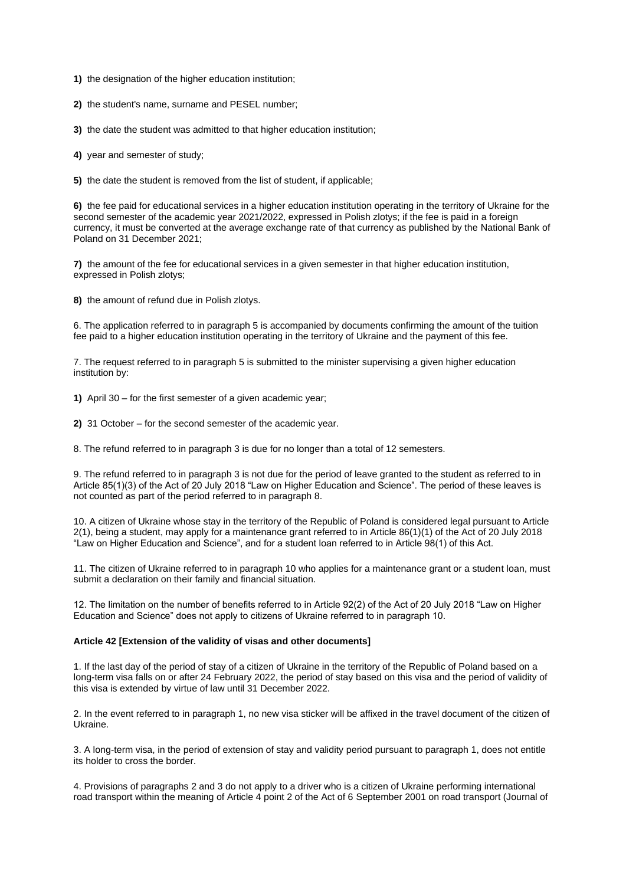**1)** the designation of the higher education institution;

**2)** the student's name, surname and PESEL number;

**3)** the date the student was admitted to that higher education institution;

**4)** year and semester of study;

**5)** the date the student is removed from the list of student, if applicable;

**6)** the fee paid for educational services in a higher education institution operating in the territory of Ukraine for the second semester of the academic year 2021/2022, expressed in Polish zlotys; if the fee is paid in a foreign currency, it must be converted at the average exchange rate of that currency as published by the National Bank of Poland on 31 December 2021;

**7)** the amount of the fee for educational services in a given semester in that higher education institution, expressed in Polish zlotys;

**8)** the amount of refund due in Polish zlotys.

6. The application referred to in paragraph 5 is accompanied by documents confirming the amount of the tuition fee paid to a higher education institution operating in the territory of Ukraine and the payment of this fee.

7. The request referred to in paragraph 5 is submitted to the minister supervising a given higher education institution by:

**1)** April 30 – for the first semester of a given academic year;

**2)** 31 October – for the second semester of the academic year.

8. The refund referred to in paragraph 3 is due for no longer than a total of 12 semesters.

9. The refund referred to in paragraph 3 is not due for the period of leave granted to the student as referred to in Article 85(1)(3) of the Act of 20 July 2018 "Law on Higher Education and Science". The period of these leaves is not counted as part of the period referred to in paragraph 8.

10. A citizen of Ukraine whose stay in the territory of the Republic of Poland is considered legal pursuant to Article 2(1), being a student, may apply for a maintenance grant referred to in Article 86(1)(1) of the Act of 20 July 2018 "Law on Higher Education and Science", and for a student loan referred to in Article 98(1) of this Act.

11. The citizen of Ukraine referred to in paragraph 10 who applies for a maintenance grant or a student loan, must submit a declaration on their family and financial situation.

12. The limitation on the number of benefits referred to in Article 92(2) of the Act of 20 July 2018 "Law on Higher Education and Science" does not apply to citizens of Ukraine referred to in paragraph 10.

**Article 42 [Extension of the validity of visas and other documents]**

1. If the last day of the period of stay of a citizen of Ukraine in the territory of the Republic of Poland based on a long-term visa falls on or after 24 February 2022, the period of stay based on this visa and the period of validity of this visa is extended by virtue of law until 31 December 2022.

2. In the event referred to in paragraph 1, no new visa sticker will be affixed in the travel document of the citizen of Ukraine.

3. A long-term visa, in the period of extension of stay and validity period pursuant to paragraph 1, does not entitle its holder to cross the border.

4. Provisions of paragraphs 2 and 3 do not apply to a driver who is a citizen of Ukraine performing international road transport within the meaning of Article 4 point 2 of the Act of 6 September 2001 on road transport (Journal of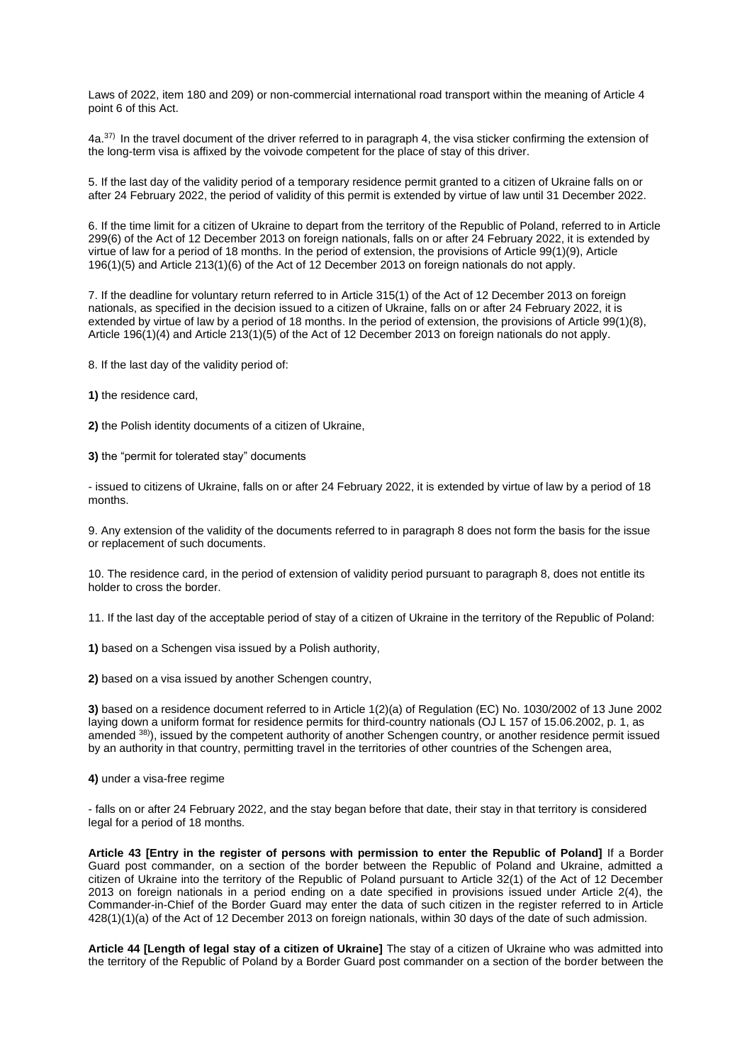Laws of 2022, item 180 and 209) or non-commercial international road transport within the meaning of Article 4 point 6 of this Act.

4a.[37] In the travel document of the driver referred to in paragraph 4, the visa sticker confirming the extension of the long-term visa is affixed by the voivode competent for the place of stay of this driver.

5. If the last day of the validity period of a temporary residence permit granted to a citizen of Ukraine falls on or after 24 February 2022, the period of validity of this permit is extended by virtue of law until 31 December 2022.

6. If the time limit for a citizen of Ukraine to depart from the territory of the Republic of Poland, referred to in Article 299(6) of the Act of 12 December 2013 on foreign nationals, falls on or after 24 February 2022, it is extended by virtue of law for a period of 18 months. In the period of extension, the provisions of Article 99(1)(9), Article 196(1)(5) and Article 213(1)(6) of the Act of 12 December 2013 on foreign nationals do not apply.

7. If the deadline for voluntary return referred to in Article 315(1) of the Act of 12 December 2013 on foreign nationals, as specified in the decision issued to a citizen of Ukraine, falls on or after 24 February 2022, it is extended by virtue of law by a period of 18 months. In the period of extension, the provisions of Article 99(1)(8), Article 196(1)(4) and Article 213(1)(5) of the Act of 12 December 2013 on foreign nationals do not apply.

8. If the last day of the validity period of:

**1)** the residence card,

**2)** the Polish identity documents of a citizen of Ukraine,

**3)** the "permit for tolerated stay" documents

- issued to citizens of Ukraine, falls on or after 24 February 2022, it is extended by virtue of law by a period of 18 months.

9. Any extension of the validity of the documents referred to in paragraph 8 does not form the basis for the issue or replacement of such documents.

10. The residence card, in the period of extension of validity period pursuant to paragraph 8, does not entitle its holder to cross the border.

11. If the last day of the acceptable period of stay of a citizen of Ukraine in the territory of the Republic of Poland:

**1)** based on a Schengen visa issued by a Polish authority,

**2)** based on a visa issued by another Schengen country,

**3)** based on a residence document referred to in Article 1(2)(a) of Regulation (EC) No. 1030/2002 of 13 June 2002 laying down a uniform format for residence permits for third-country nationals (OJ L 157 of 15.06.2002, p. 1, as amended [38]), issued by the competent authority of another Schengen country, or another residence permit issued by an authority in that country, permitting travel in the territories of other countries of the Schengen area,

**4)** under a visa-free regime

- falls on or after 24 February 2022, and the stay began before that date, their stay in that territory is considered legal for a period of 18 months.

**Article 43 [Entry in the register of persons with permission to enter the Republic of Poland]** If a Border Guard post commander, on a section of the border between the Republic of Poland and Ukraine, admitted a citizen of Ukraine into the territory of the Republic of Poland pursuant to Article 32(1) of the Act of 12 December 2013 on foreign nationals in a period ending on a date specified in provisions issued under Article 2(4), the Commander-in-Chief of the Border Guard may enter the data of such citizen in the register referred to in Article 428(1)(1)(a) of the Act of 12 December 2013 on foreign nationals, within 30 days of the date of such admission.

**Article 44 [Length of legal stay of a citizen of Ukraine]** The stay of a citizen of Ukraine who was admitted into the territory of the Republic of Poland by a Border Guard post commander on a section of the border between the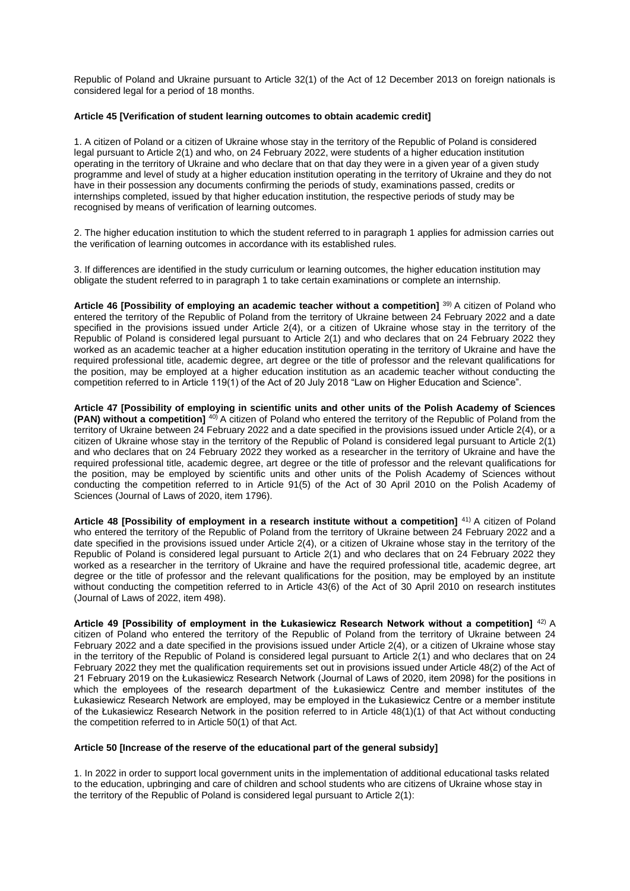Republic of Poland and Ukraine pursuant to Article 32(1) of the Act of 12 December 2013 on foreign nationals is considered legal for a period of 18 months.

**Article 45 [Verification of student learning outcomes to obtain academic credit]**

1. A citizen of Poland or a citizen of Ukraine whose stay in the territory of the Republic of Poland is considered legal pursuant to Article 2(1) and who, on 24 February 2022, were students of a higher education institution operating in the territory of Ukraine and who declare that on that day they were in a given year of a given study programme and level of study at a higher education institution operating in the territory of Ukraine and they do not have in their possession any documents confirming the periods of study, examinations passed, credits or internships completed, issued by that higher education institution, the respective periods of study may be recognised by means of verification of learning outcomes.

2. The higher education institution to which the student referred to in paragraph 1 applies for admission carries out the verification of learning outcomes in accordance with its established rules.

3. If differences are identified in the study curriculum or learning outcomes, the higher education institution may obligate the student referred to in paragraph 1 to take certain examinations or complete an internship.

**Article 46 [Possibility of employing an academic teacher without a competition]** [39] A citizen of Poland who entered the territory of the Republic of Poland from the territory of Ukraine between 24 February 2022 and a date specified in the provisions issued under Article 2(4), or a citizen of Ukraine whose stay in the territory of the Republic of Poland is considered legal pursuant to Article 2(1) and who declares that on 24 February 2022 they worked as an academic teacher at a higher education institution operating in the territory of Ukraine and have the required professional title, academic degree, art degree or the title of professor and the relevant qualifications for the position, may be employed at a higher education institution as an academic teacher without conducting the competition referred to in Article 119(1) of the Act of 20 July 2018 "Law on Higher Education and Science".

**Article 47 [Possibility of employing in scientific units and other units of the Polish Academy of Sciences (PAN) without a competition]** [40] A citizen of Poland who entered the territory of the Republic of Poland from the territory of Ukraine between 24 February 2022 and a date specified in the provisions issued under Article 2(4), or a citizen of Ukraine whose stay in the territory of the Republic of Poland is considered legal pursuant to Article 2(1) and who declares that on 24 February 2022 they worked as a researcher in the territory of Ukraine and have the required professional title, academic degree, art degree or the title of professor and the relevant qualifications for the position, may be employed by scientific units and other units of the Polish Academy of Sciences without conducting the competition referred to in Article 91(5) of the Act of 30 April 2010 on the Polish Academy of Sciences (Journal of Laws of 2020, item 1796).

**Article 48 [Possibility of employment in a research institute without a competition]** [41] A citizen of Poland who entered the territory of the Republic of Poland from the territory of Ukraine between 24 February 2022 and a date specified in the provisions issued under Article 2(4), or a citizen of Ukraine whose stay in the territory of the Republic of Poland is considered legal pursuant to Article 2(1) and who declares that on 24 February 2022 they worked as a researcher in the territory of Ukraine and have the required professional title, academic degree, art degree or the title of professor and the relevant qualifications for the position, may be employed by an institute without conducting the competition referred to in Article 43(6) of the Act of 30 April 2010 on research institutes (Journal of Laws of 2022, item 498).

**Article 49 [Possibility of employment in the Łukasiewicz Research Network without a competition]** [42] A citizen of Poland who entered the territory of the Republic of Poland from the territory of Ukraine between 24 February 2022 and a date specified in the provisions issued under Article 2(4), or a citizen of Ukraine whose stay in the territory of the Republic of Poland is considered legal pursuant to Article 2(1) and who declares that on 24 February 2022 they met the qualification requirements set out in provisions issued under Article 48(2) of the Act of 21 February 2019 on the Łukasiewicz Research Network (Journal of Laws of 2020, item 2098) for the positions in which the employees of the research department of the Łukasiewicz Centre and member institutes of the Łukasiewicz Research Network are employed, may be employed in the Łukasiewicz Centre or a member institute of the Łukasiewicz Research Network in the position referred to in Article 48(1)(1) of that Act without conducting the competition referred to in Article 50(1) of that Act.

**Article 50 [Increase of the reserve of the educational part of the general subsidy]**

1. In 2022 in order to support local government units in the implementation of additional educational tasks related to the education, upbringing and care of children and school students who are citizens of Ukraine whose stay in the territory of the Republic of Poland is considered legal pursuant to Article 2(1):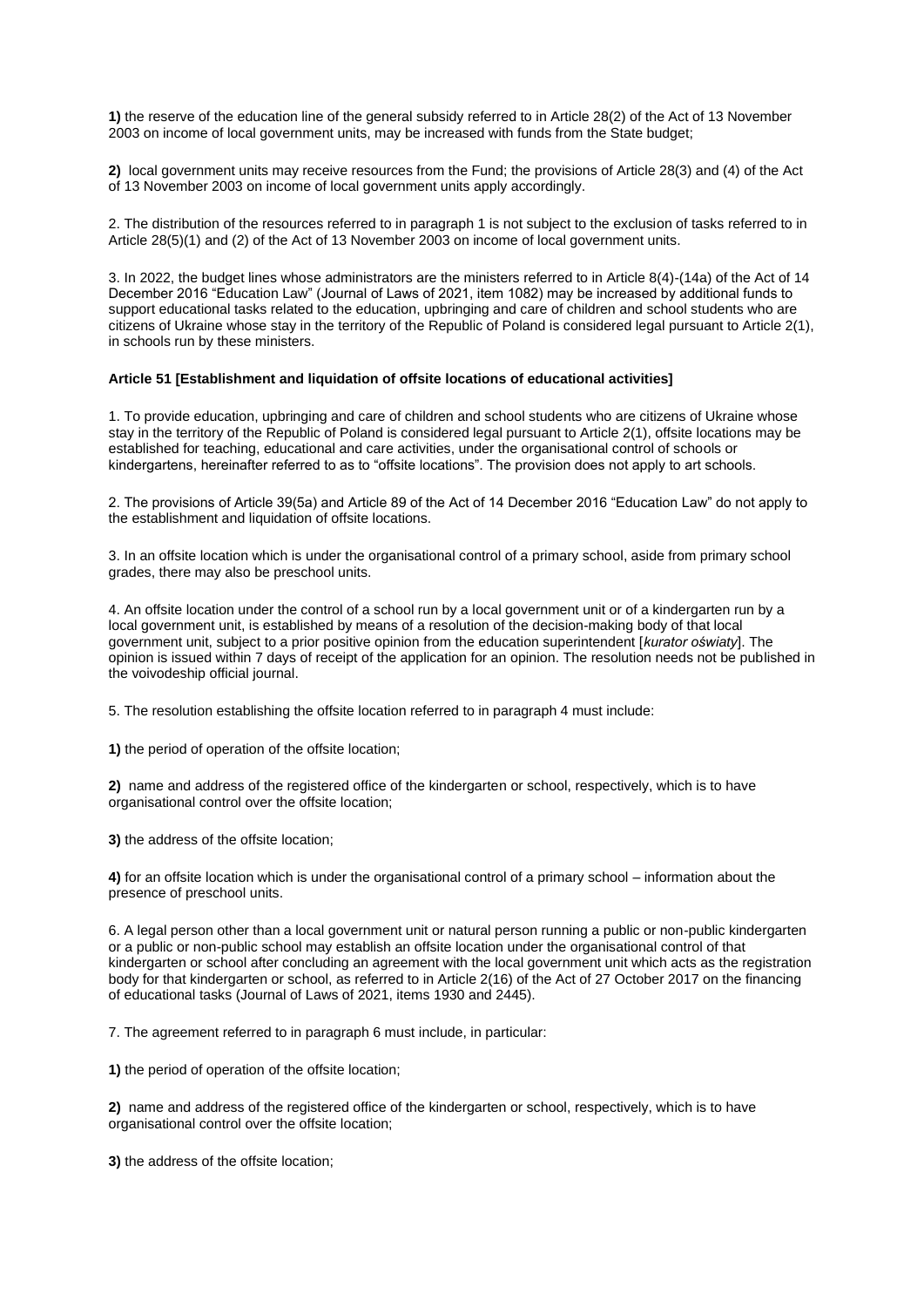**1)** the reserve of the education line of the general subsidy referred to in Article 28(2) of the Act of 13 November 2003 on income of local government units, may be increased with funds from the State budget;

**2)** local government units may receive resources from the Fund; the provisions of Article 28(3) and (4) of the Act of 13 November 2003 on income of local government units apply accordingly.

2. The distribution of the resources referred to in paragraph 1 is not subject to the exclusion of tasks referred to in Article 28(5)(1) and (2) of the Act of 13 November 2003 on income of local government units.

3. In 2022, the budget lines whose administrators are the ministers referred to in Article 8(4)-(14a) of the Act of 14 December 2016 "Education Law" (Journal of Laws of 2021, item 1082) may be increased by additional funds to support educational tasks related to the education, upbringing and care of children and school students who are citizens of Ukraine whose stay in the territory of the Republic of Poland is considered legal pursuant to Article 2(1), in schools run by these ministers.

**Article 51 [Establishment and liquidation of offsite locations of educational activities]**

1. To provide education, upbringing and care of children and school students who are citizens of Ukraine whose stay in the territory of the Republic of Poland is considered legal pursuant to Article 2(1), offsite locations may be established for teaching, educational and care activities, under the organisational control of schools or kindergartens, hereinafter referred to as to "offsite locations". The provision does not apply to art schools.

2. The provisions of Article 39(5a) and Article 89 of the Act of 14 December 2016 "Education Law" do not apply to the establishment and liquidation of offsite locations.

3. In an offsite location which is under the organisational control of a primary school, aside from primary school grades, there may also be preschool units.

4. An offsite location under the control of a school run by a local government unit or of a kindergarten run by a local government unit, is established by means of a resolution of the decision-making body of that local government unit, subject to a prior positive opinion from the education superintendent [*kurator oświaty*]. The opinion is issued within 7 days of receipt of the application for an opinion. The resolution needs not be published in the voivodeship official journal.

5. The resolution establishing the offsite location referred to in paragraph 4 must include:

**1)** the period of operation of the offsite location;

**2)** name and address of the registered office of the kindergarten or school, respectively, which is to have organisational control over the offsite location;

**3)** the address of the offsite location;

**4)** for an offsite location which is under the organisational control of a primary school – information about the presence of preschool units.

6. A legal person other than a local government unit or natural person running a public or non-public kindergarten or a public or non-public school may establish an offsite location under the organisational control of that kindergarten or school after concluding an agreement with the local government unit which acts as the registration body for that kindergarten or school, as referred to in Article 2(16) of the Act of 27 October 2017 on the financing of educational tasks (Journal of Laws of 2021, items 1930 and 2445).

7. The agreement referred to in paragraph 6 must include, in particular:

**1)** the period of operation of the offsite location;

**2)** name and address of the registered office of the kindergarten or school, respectively, which is to have organisational control over the offsite location;

**3)** the address of the offsite location;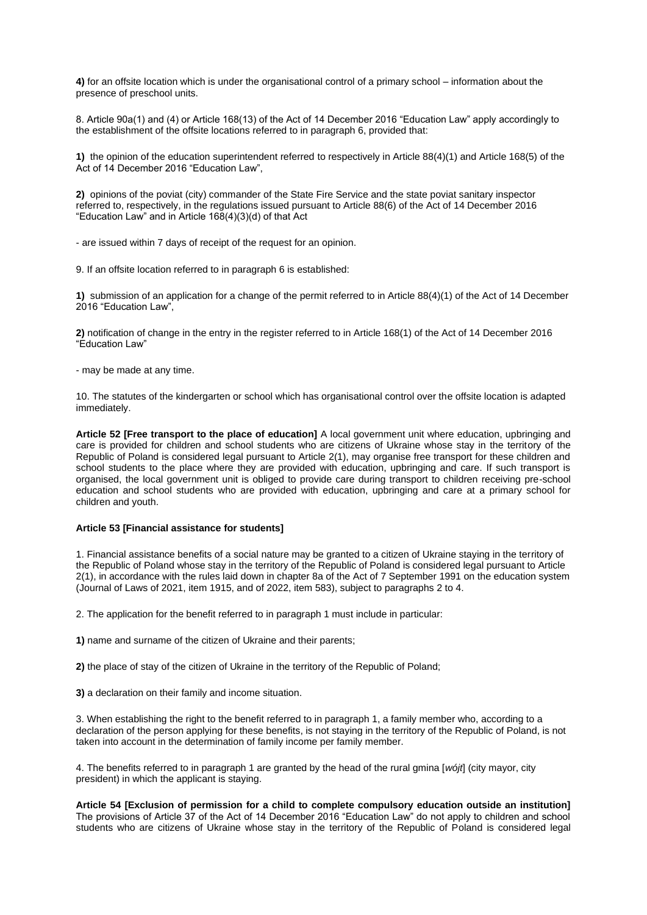**4)** for an offsite location which is under the organisational control of a primary school – information about the presence of preschool units.

8. Article 90a(1) and (4) or Article 168(13) of the Act of 14 December 2016 “Education Law” apply accordingly to the establishment of the offsite locations referred to in paragraph 6, provided that:

**1)** the opinion of the education superintendent referred to respectively in Article 88(4)(1) and Article 168(5) of the Act of 14 December 2016 “Education Law”,

**2)** opinions of the poviat (city) commander of the State Fire Service and the state poviat sanitary inspector referred to, respectively, in the regulations issued pursuant to Article 88(6) of the Act of 14 December 2016 “Education Law” and in Article 168(4)(3)(d) of that Act

- are issued within 7 days of receipt of the request for an opinion.

9. If an offsite location referred to in paragraph 6 is established:

**1)** submission of an application for a change of the permit referred to in Article 88(4)(1) of the Act of 14 December 2016 “Education Law”,

**2)** notification of change in the entry in the register referred to in Article 168(1) of the Act of 14 December 2016 “Education Law”

- may be made at any time.

10. The statutes of the kindergarten or school which has organisational control over the offsite location is adapted immediately.

**Article 52 [Free transport to the place of education]** A local government unit where education, upbringing and care is provided for children and school students who are citizens of Ukraine whose stay in the territory of the Republic of Poland is considered legal pursuant to Article 2(1), may organise free transport for these children and school students to the place where they are provided with education, upbringing and care. If such transport is organised, the local government unit is obliged to provide care during transport to children receiving pre-school education and school students who are provided with education, upbringing and care at a primary school for children and youth.

**Article 53 [Financial assistance for students]**

1. Financial assistance benefits of a social nature may be granted to a citizen of Ukraine staying in the territory of the Republic of Poland whose stay in the territory of the Republic of Poland is considered legal pursuant to Article 2(1), in accordance with the rules laid down in chapter 8a of the Act of 7 September 1991 on the education system (Journal of Laws of 2021, item 1915, and of 2022, item 583), subject to paragraphs 2 to 4.

2. The application for the benefit referred to in paragraph 1 must include in particular:

**1)** name and surname of the citizen of Ukraine and their parents;

**2)** the place of stay of the citizen of Ukraine in the territory of the Republic of Poland;

**3)** a declaration on their family and income situation.

3. When establishing the right to the benefit referred to in paragraph 1, a family member who, according to a declaration of the person applying for these benefits, is not staying in the territory of the Republic of Poland, is not taken into account in the determination of family income per family member.

4. The benefits referred to in paragraph 1 are granted by the head of the rural gmina [*wójt*] (city mayor, city president) in which the applicant is staying.

**Article 54 [Exclusion of permission for a child to complete compulsory education outside an institution]** The provisions of Article 37 of the Act of 14 December 2016 “Education Law” do not apply to children and school students who are citizens of Ukraine whose stay in the territory of the Republic of Poland is considered legal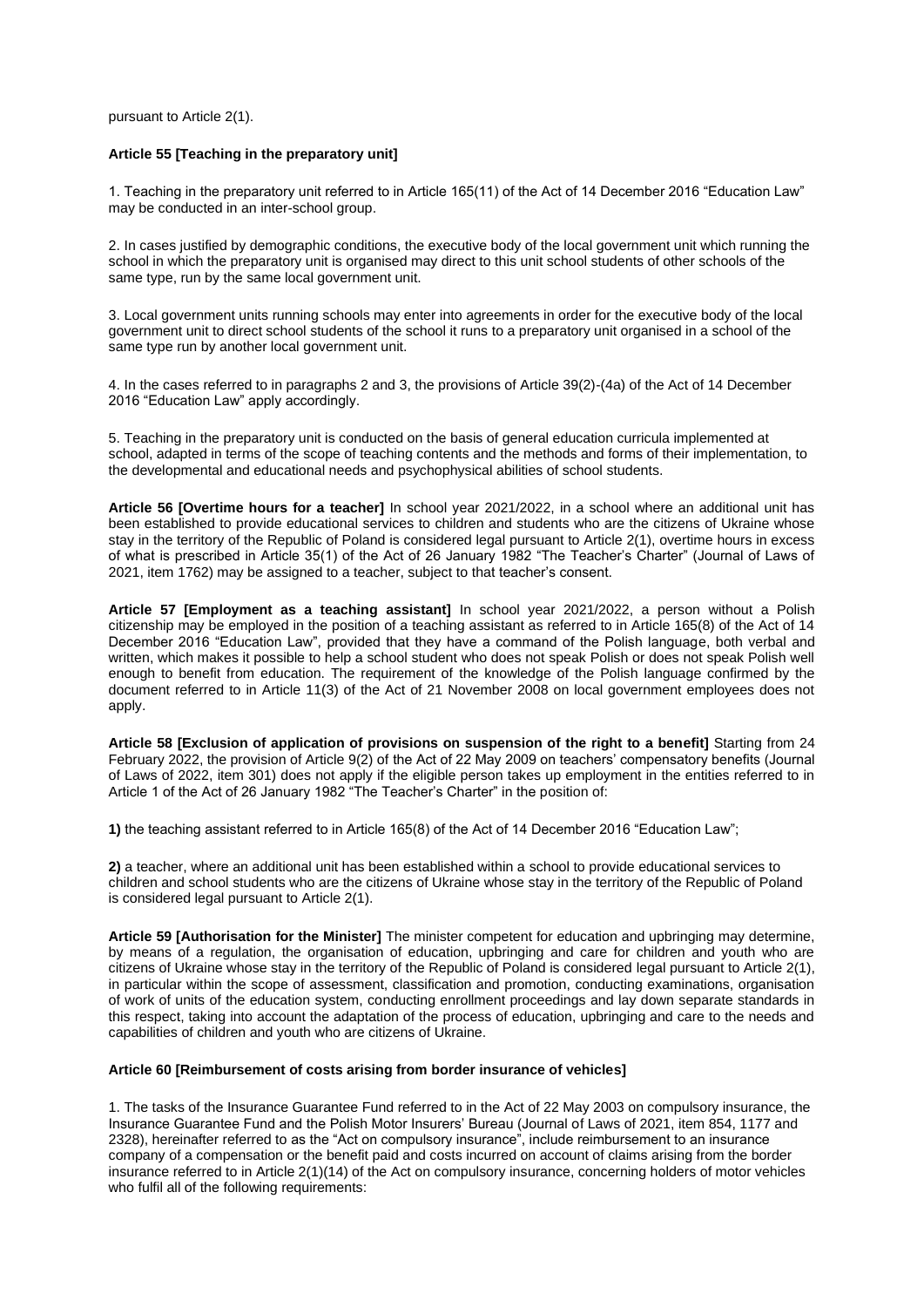pursuant to Article 2(1).

**Article 55 [Teaching in the preparatory unit]**

1. Teaching in the preparatory unit referred to in Article 165(11) of the Act of 14 December 2016 "Education Law" may be conducted in an inter-school group.

2. In cases justified by demographic conditions, the executive body of the local government unit which running the school in which the preparatory unit is organised may direct to this unit school students of other schools of the same type, run by the same local government unit.

3. Local government units running schools may enter into agreements in order for the executive body of the local government unit to direct school students of the school it runs to a preparatory unit organised in a school of the same type run by another local government unit.

4. In the cases referred to in paragraphs 2 and 3, the provisions of Article 39(2)-(4a) of the Act of 14 December 2016 "Education Law" apply accordingly.

5. Teaching in the preparatory unit is conducted on the basis of general education curricula implemented at school, adapted in terms of the scope of teaching contents and the methods and forms of their implementation, to the developmental and educational needs and psychophysical abilities of school students.

**Article 56 [Overtime hours for a teacher]** In school year 2021/2022, in a school where an additional unit has been established to provide educational services to children and students who are the citizens of Ukraine whose stay in the territory of the Republic of Poland is considered legal pursuant to Article 2(1), overtime hours in excess of what is prescribed in Article 35(1) of the Act of 26 January 1982 "The Teacher's Charter" (Journal of Laws of 2021, item 1762) may be assigned to a teacher, subject to that teacher's consent.

**Article 57 [Employment as a teaching assistant]** In school year 2021/2022, a person without a Polish citizenship may be employed in the position of a teaching assistant as referred to in Article 165(8) of the Act of 14 December 2016 "Education Law", provided that they have a command of the Polish language, both verbal and written, which makes it possible to help a school student who does not speak Polish or does not speak Polish well enough to benefit from education. The requirement of the knowledge of the Polish language confirmed by the document referred to in Article 11(3) of the Act of 21 November 2008 on local government employees does not apply.

**Article 58 [Exclusion of application of provisions on suspension of the right to a benefit]** Starting from 24 February 2022, the provision of Article 9(2) of the Act of 22 May 2009 on teachers' compensatory benefits (Journal of Laws of 2022, item 301) does not apply if the eligible person takes up employment in the entities referred to in Article 1 of the Act of 26 January 1982 "The Teacher's Charter" in the position of:

**1)** the teaching assistant referred to in Article 165(8) of the Act of 14 December 2016 "Education Law";

**2)** a teacher, where an additional unit has been established within a school to provide educational services to children and school students who are the citizens of Ukraine whose stay in the territory of the Republic of Poland is considered legal pursuant to Article 2(1).

**Article 59 [Authorisation for the Minister]** The minister competent for education and upbringing may determine, by means of a regulation, the organisation of education, upbringing and care for children and youth who are citizens of Ukraine whose stay in the territory of the Republic of Poland is considered legal pursuant to Article 2(1), in particular within the scope of assessment, classification and promotion, conducting examinations, organisation of work of units of the education system, conducting enrollment proceedings and lay down separate standards in this respect, taking into account the adaptation of the process of education, upbringing and care to the needs and capabilities of children and youth who are citizens of Ukraine.

**Article 60 [Reimbursement of costs arising from border insurance of vehicles]**

1. The tasks of the Insurance Guarantee Fund referred to in the Act of 22 May 2003 on compulsory insurance, the Insurance Guarantee Fund and the Polish Motor Insurers' Bureau (Journal of Laws of 2021, item 854, 1177 and 2328), hereinafter referred to as the "Act on compulsory insurance", include reimbursement to an insurance company of a compensation or the benefit paid and costs incurred on account of claims arising from the border insurance referred to in Article 2(1)(14) of the Act on compulsory insurance, concerning holders of motor vehicles who fulfil all of the following requirements: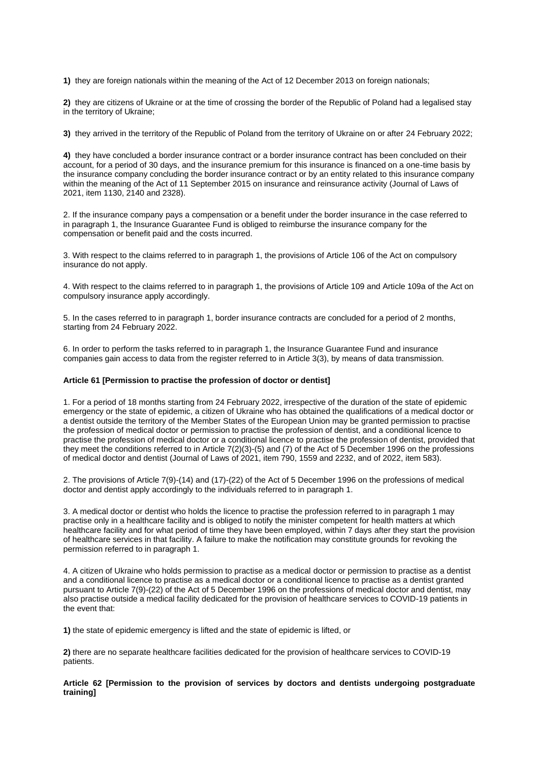**1)** they are foreign nationals within the meaning of the Act of 12 December 2013 on foreign nationals;

**2)** they are citizens of Ukraine or at the time of crossing the border of the Republic of Poland had a legalised stay in the territory of Ukraine;

**3)** they arrived in the territory of the Republic of Poland from the territory of Ukraine on or after 24 February 2022;

**4)** they have concluded a border insurance contract or a border insurance contract has been concluded on their account, for a period of 30 days, and the insurance premium for this insurance is financed on a one-time basis by the insurance company concluding the border insurance contract or by an entity related to this insurance company within the meaning of the Act of 11 September 2015 on insurance and reinsurance activity (Journal of Laws of 2021, item 1130, 2140 and 2328).

2. If the insurance company pays a compensation or a benefit under the border insurance in the case referred to in paragraph 1, the Insurance Guarantee Fund is obliged to reimburse the insurance company for the compensation or benefit paid and the costs incurred.

3. With respect to the claims referred to in paragraph 1, the provisions of Article 106 of the Act on compulsory insurance do not apply.

4. With respect to the claims referred to in paragraph 1, the provisions of Article 109 and Article 109a of the Act on compulsory insurance apply accordingly.

5. In the cases referred to in paragraph 1, border insurance contracts are concluded for a period of 2 months, starting from 24 February 2022.

6. In order to perform the tasks referred to in paragraph 1, the Insurance Guarantee Fund and insurance companies gain access to data from the register referred to in Article 3(3), by means of data transmission.

**Article 61 [Permission to practise the profession of doctor or dentist]**

1. For a period of 18 months starting from 24 February 2022, irrespective of the duration of the state of epidemic emergency or the state of epidemic, a citizen of Ukraine who has obtained the qualifications of a medical doctor or a dentist outside the territory of the Member States of the European Union may be granted permission to practise the profession of medical doctor or permission to practise the profession of dentist, and a conditional licence to practise the profession of medical doctor or a conditional licence to practise the profession of dentist, provided that they meet the conditions referred to in Article 7(2)(3)-(5) and (7) of the Act of 5 December 1996 on the professions of medical doctor and dentist (Journal of Laws of 2021, item 790, 1559 and 2232, and of 2022, item 583).

2. The provisions of Article 7(9)-(14) and (17)-(22) of the Act of 5 December 1996 on the professions of medical doctor and dentist apply accordingly to the individuals referred to in paragraph 1.

3. A medical doctor or dentist who holds the licence to practise the profession referred to in paragraph 1 may practise only in a healthcare facility and is obliged to notify the minister competent for health matters at which healthcare facility and for what period of time they have been employed, within 7 days after they start the provision of healthcare services in that facility. A failure to make the notification may constitute grounds for revoking the permission referred to in paragraph 1.

4. A citizen of Ukraine who holds permission to practise as a medical doctor or permission to practise as a dentist and a conditional licence to practise as a medical doctor or a conditional licence to practise as a dentist granted pursuant to Article 7(9)-(22) of the Act of 5 December 1996 on the professions of medical doctor and dentist, may also practise outside a medical facility dedicated for the provision of healthcare services to COVID-19 patients in the event that:

**1)** the state of epidemic emergency is lifted and the state of epidemic is lifted, or

**2)** there are no separate healthcare facilities dedicated for the provision of healthcare services to COVID-19 patients.

**Article 62 [Permission to the provision of services by doctors and dentists undergoing postgraduate training]**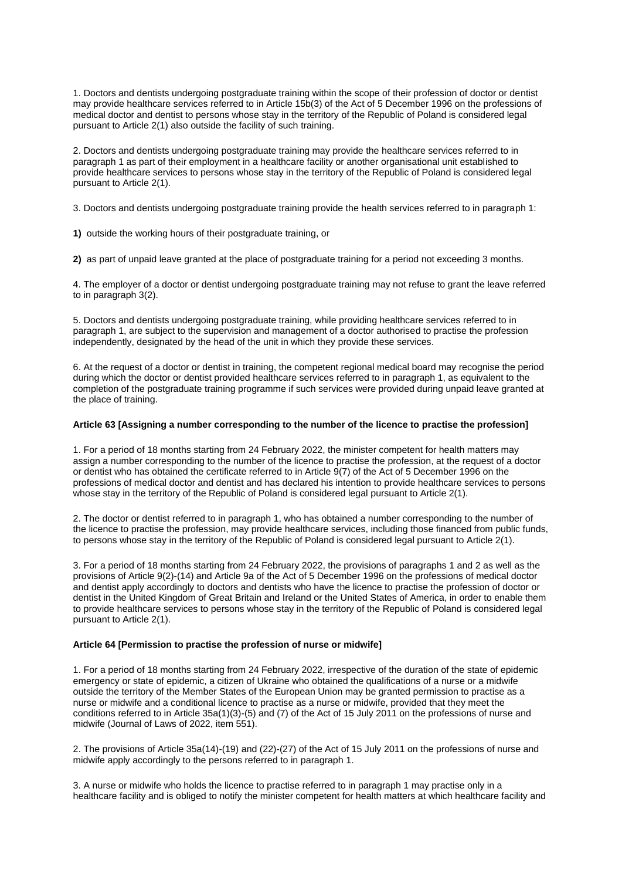1. Doctors and dentists undergoing postgraduate training within the scope of their profession of doctor or dentist may provide healthcare services referred to in Article 15b(3) of the Act of 5 December 1996 on the professions of medical doctor and dentist to persons whose stay in the territory of the Republic of Poland is considered legal pursuant to Article 2(1) also outside the facility of such training.

2. Doctors and dentists undergoing postgraduate training may provide the healthcare services referred to in paragraph 1 as part of their employment in a healthcare facility or another organisational unit established to provide healthcare services to persons whose stay in the territory of the Republic of Poland is considered legal pursuant to Article 2(1).

3. Doctors and dentists undergoing postgraduate training provide the health services referred to in paragraph 1:

**1)** outside the working hours of their postgraduate training, or

**2)** as part of unpaid leave granted at the place of postgraduate training for a period not exceeding 3 months.

4. The employer of a doctor or dentist undergoing postgraduate training may not refuse to grant the leave referred to in paragraph 3(2).

5. Doctors and dentists undergoing postgraduate training, while providing healthcare services referred to in paragraph 1, are subject to the supervision and management of a doctor authorised to practise the profession independently, designated by the head of the unit in which they provide these services.

6. At the request of a doctor or dentist in training, the competent regional medical board may recognise the period during which the doctor or dentist provided healthcare services referred to in paragraph 1, as equivalent to the completion of the postgraduate training programme if such services were provided during unpaid leave granted at the place of training.

**Article 63 [Assigning a number corresponding to the number of the licence to practise the profession]**

1. For a period of 18 months starting from 24 February 2022, the minister competent for health matters may assign a number corresponding to the number of the licence to practise the profession, at the request of a doctor or dentist who has obtained the certificate referred to in Article 9(7) of the Act of 5 December 1996 on the professions of medical doctor and dentist and has declared his intention to provide healthcare services to persons whose stay in the territory of the Republic of Poland is considered legal pursuant to Article 2(1).

2. The doctor or dentist referred to in paragraph 1, who has obtained a number corresponding to the number of the licence to practise the profession, may provide healthcare services, including those financed from public funds, to persons whose stay in the territory of the Republic of Poland is considered legal pursuant to Article 2(1).

3. For a period of 18 months starting from 24 February 2022, the provisions of paragraphs 1 and 2 as well as the provisions of Article 9(2)-(14) and Article 9a of the Act of 5 December 1996 on the professions of medical doctor and dentist apply accordingly to doctors and dentists who have the licence to practise the profession of doctor or dentist in the United Kingdom of Great Britain and Ireland or the United States of America, in order to enable them to provide healthcare services to persons whose stay in the territory of the Republic of Poland is considered legal pursuant to Article 2(1).

**Article 64 [Permission to practise the profession of nurse or midwife]**

1. For a period of 18 months starting from 24 February 2022, irrespective of the duration of the state of epidemic emergency or state of epidemic, a citizen of Ukraine who obtained the qualifications of a nurse or a midwife outside the territory of the Member States of the European Union may be granted permission to practise as a nurse or midwife and a conditional licence to practise as a nurse or midwife, provided that they meet the conditions referred to in Article 35a(1)(3)-(5) and (7) of the Act of 15 July 2011 on the professions of nurse and midwife (Journal of Laws of 2022, item 551).

2. The provisions of Article 35a(14)-(19) and (22)-(27) of the Act of 15 July 2011 on the professions of nurse and midwife apply accordingly to the persons referred to in paragraph 1.

3. A nurse or midwife who holds the licence to practise referred to in paragraph 1 may practise only in a healthcare facility and is obliged to notify the minister competent for health matters at which healthcare facility and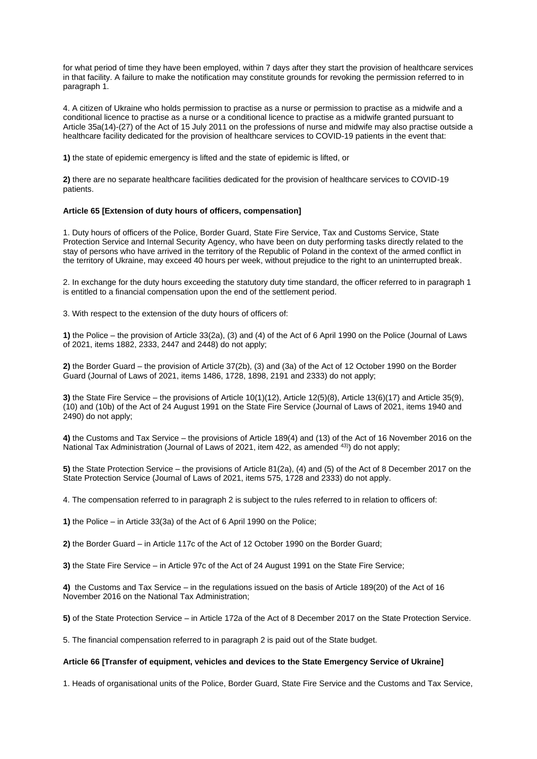for what period of time they have been employed, within 7 days after they start the provision of healthcare services in that facility. A failure to make the notification may constitute grounds for revoking the permission referred to in paragraph 1.

4. A citizen of Ukraine who holds permission to practise as a nurse or permission to practise as a midwife and a conditional licence to practise as a nurse or a conditional licence to practise as a midwife granted pursuant to Article 35a(14)-(27) of the Act of 15 July 2011 on the professions of nurse and midwife may also practise outside a healthcare facility dedicated for the provision of healthcare services to COVID-19 patients in the event that:

**1)** the state of epidemic emergency is lifted and the state of epidemic is lifted, or

**2)** there are no separate healthcare facilities dedicated for the provision of healthcare services to COVID-19 patients.

**Article 65 [Extension of duty hours of officers, compensation]**

1. Duty hours of officers of the Police, Border Guard, State Fire Service, Tax and Customs Service, State Protection Service and Internal Security Agency, who have been on duty performing tasks directly related to the stay of persons who have arrived in the territory of the Republic of Poland in the context of the armed conflict in the territory of Ukraine, may exceed 40 hours per week, without prejudice to the right to an uninterrupted break.

2. In exchange for the duty hours exceeding the statutory duty time standard, the officer referred to in paragraph 1 is entitled to a financial compensation upon the end of the settlement period.

3. With respect to the extension of the duty hours of officers of:

**1)** the Police – the provision of Article 33(2a), (3) and (4) of the Act of 6 April 1990 on the Police (Journal of Laws of 2021, items 1882, 2333, 2447 and 2448) do not apply;

**2)** the Border Guard – the provision of Article 37(2b), (3) and (3a) of the Act of 12 October 1990 on the Border Guard (Journal of Laws of 2021, items 1486, 1728, 1898, 2191 and 2333) do not apply;

**3)** the State Fire Service – the provisions of Article 10(1)(12), Article 12(5)(8), Article 13(6)(17) and Article 35(9), (10) and (10b) of the Act of 24 August 1991 on the State Fire Service (Journal of Laws of 2021, items 1940 and 2490) do not apply;

**4)** the Customs and Tax Service – the provisions of Article 189(4) and (13) of the Act of 16 November 2016 on the National Tax Administration (Journal of Laws of 2021, item 422, as amended [43)]) do not apply;

**5)** the State Protection Service – the provisions of Article 81(2a), (4) and (5) of the Act of 8 December 2017 on the State Protection Service (Journal of Laws of 2021, items 575, 1728 and 2333) do not apply.

4. The compensation referred to in paragraph 2 is subject to the rules referred to in relation to officers of:

**1)** the Police – in Article 33(3a) of the Act of 6 April 1990 on the Police;

**2)** the Border Guard – in Article 117c of the Act of 12 October 1990 on the Border Guard;

**3)** the State Fire Service – in Article 97c of the Act of 24 August 1991 on the State Fire Service;

**4)** the Customs and Tax Service – in the regulations issued on the basis of Article 189(20) of the Act of 16 November 2016 on the National Tax Administration;

**5)** of the State Protection Service – in Article 172a of the Act of 8 December 2017 on the State Protection Service.

5. The financial compensation referred to in paragraph 2 is paid out of the State budget.

**Article 66 [Transfer of equipment, vehicles and devices to the State Emergency Service of Ukraine]**

1. Heads of organisational units of the Police, Border Guard, State Fire Service and the Customs and Tax Service,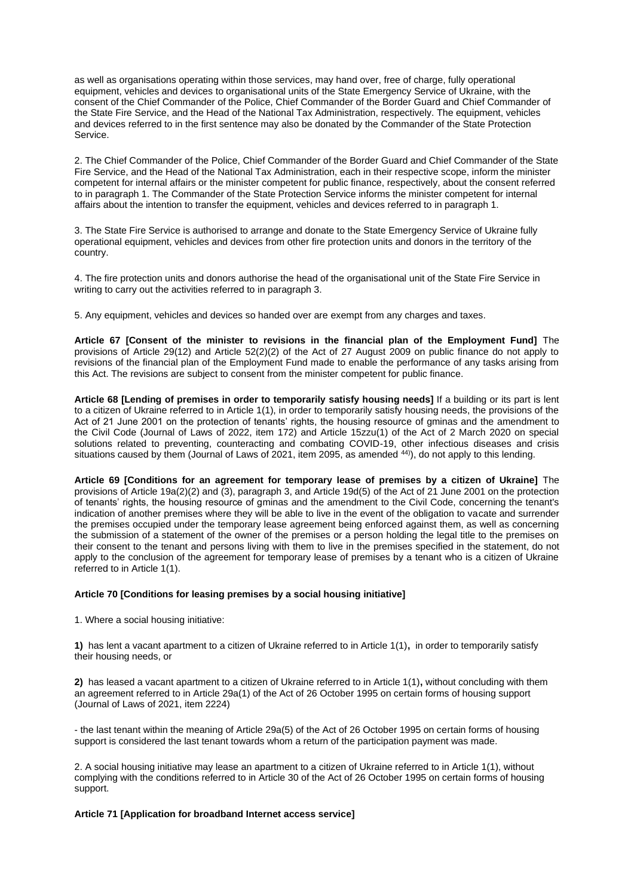as well as organisations operating within those services, may hand over, free of charge, fully operational equipment, vehicles and devices to organisational units of the State Emergency Service of Ukraine, with the consent of the Chief Commander of the Police, Chief Commander of the Border Guard and Chief Commander of the State Fire Service, and the Head of the National Tax Administration, respectively. The equipment, vehicles and devices referred to in the first sentence may also be donated by the Commander of the State Protection Service.

2. The Chief Commander of the Police, Chief Commander of the Border Guard and Chief Commander of the State Fire Service, and the Head of the National Tax Administration, each in their respective scope, inform the minister competent for internal affairs or the minister competent for public finance, respectively, about the consent referred to in paragraph 1. The Commander of the State Protection Service informs the minister competent for internal affairs about the intention to transfer the equipment, vehicles and devices referred to in paragraph 1.

3. The State Fire Service is authorised to arrange and donate to the State Emergency Service of Ukraine fully operational equipment, vehicles and devices from other fire protection units and donors in the territory of the country.

4. The fire protection units and donors authorise the head of the organisational unit of the State Fire Service in writing to carry out the activities referred to in paragraph 3.

5. Any equipment, vehicles and devices so handed over are exempt from any charges and taxes.

**Article 67 [Consent of the minister to revisions in the financial plan of the Employment Fund]** The provisions of Article 29(12) and Article 52(2)(2) of the Act of 27 August 2009 on public finance do not apply to revisions of the financial plan of the Employment Fund made to enable the performance of any tasks arising from this Act. The revisions are subject to consent from the minister competent for public finance.

**Article 68 [Lending of premises in order to temporarily satisfy housing needs]** If a building or its part is lent to a citizen of Ukraine referred to in Article 1(1), in order to temporarily satisfy housing needs, the provisions of the Act of 21 June 2001 on the protection of tenants' rights, the housing resource of gminas and the amendment to the Civil Code (Journal of Laws of 2022, item 172) and Article 15zzu(1) of the Act of 2 March 2020 on special solutions related to preventing, counteracting and combating COVID-19, other infectious diseases and crisis situations caused by them (Journal of Laws of 2021, item 2095, as amended [44)]), do not apply to this lending.

**Article 69 [Conditions for an agreement for temporary lease of premises by a citizen of Ukraine]** The provisions of Article 19a(2)(2) and (3), paragraph 3, and Article 19d(5) of the Act of 21 June 2001 on the protection of tenants' rights, the housing resource of gminas and the amendment to the Civil Code, concerning the tenant's indication of another premises where they will be able to live in the event of the obligation to vacate and surrender the premises occupied under the temporary lease agreement being enforced against them, as well as concerning the submission of a statement of the owner of the premises or a person holding the legal title to the premises on their consent to the tenant and persons living with them to live in the premises specified in the statement, do not apply to the conclusion of the agreement for temporary lease of premises by a tenant who is a citizen of Ukraine referred to in Article 1(1).

**Article 70 [Conditions for leasing premises by a social housing initiative]**

1. Where a social housing initiative:

**1)** has lent a vacant apartment to a citizen of Ukraine referred to in Article 1(1)**,** in order to temporarily satisfy their housing needs, or

**2)** has leased a vacant apartment to a citizen of Ukraine referred to in Article 1(1)**,** without concluding with them an agreement referred to in Article 29a(1) of the Act of 26 October 1995 on certain forms of housing support (Journal of Laws of 2021, item 2224)

- the last tenant within the meaning of Article 29a(5) of the Act of 26 October 1995 on certain forms of housing support is considered the last tenant towards whom a return of the participation payment was made.

2. A social housing initiative may lease an apartment to a citizen of Ukraine referred to in Article 1(1), without complying with the conditions referred to in Article 30 of the Act of 26 October 1995 on certain forms of housing support.

**Article 71 [Application for broadband Internet access service]**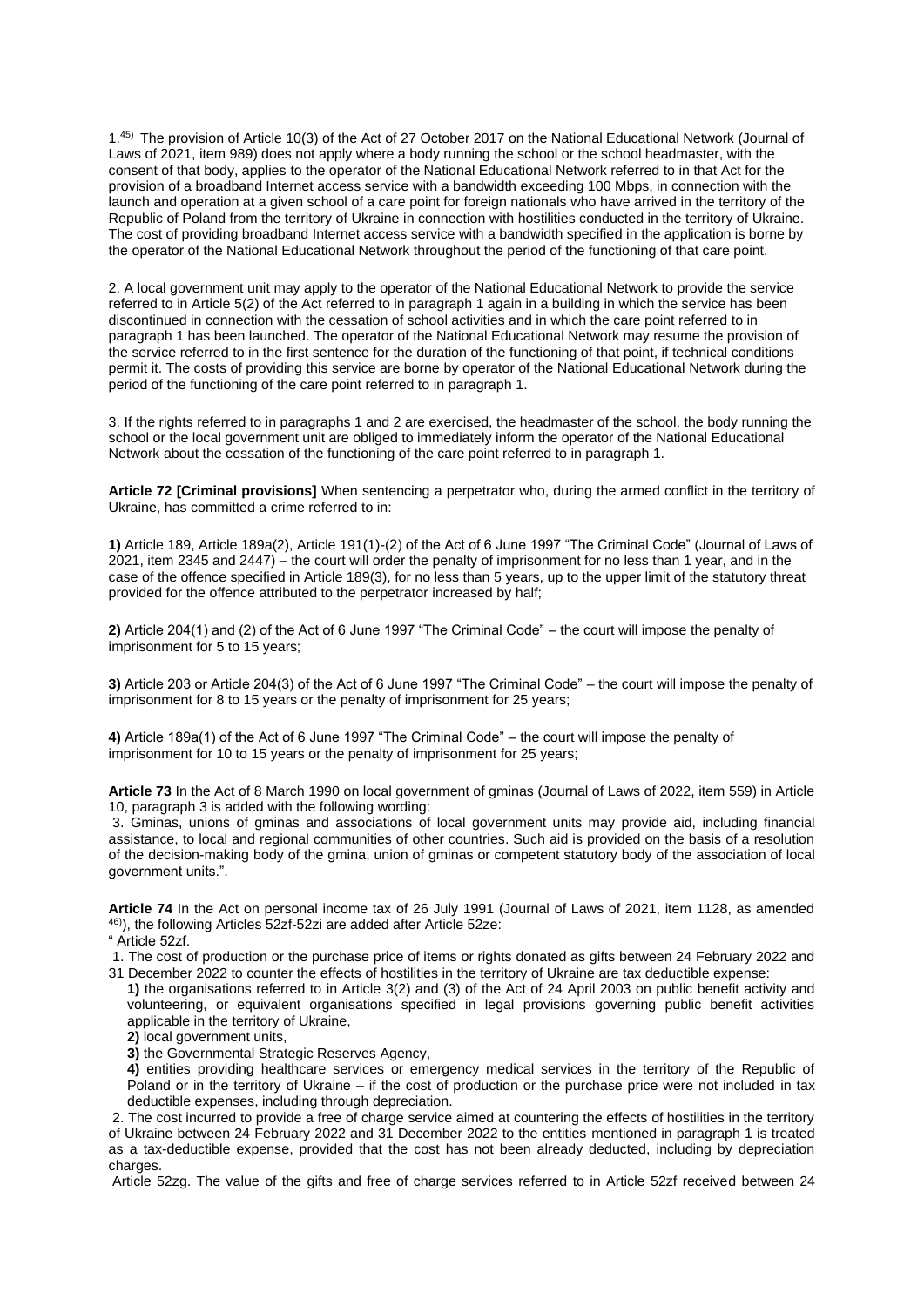1.[45] The provision of Article 10(3) of the Act of 27 October 2017 on the National Educational Network (Journal of Laws of 2021, item 989) does not apply where a body running the school or the school headmaster, with the consent of that body, applies to the operator of the National Educational Network referred to in that Act for the provision of a broadband Internet access service with a bandwidth exceeding 100 Mbps, in connection with the launch and operation at a given school of a care point for foreign nationals who have arrived in the territory of the Republic of Poland from the territory of Ukraine in connection with hostilities conducted in the territory of Ukraine. The cost of providing broadband Internet access service with a bandwidth specified in the application is borne by the operator of the National Educational Network throughout the period of the functioning of that care point.

2. A local government unit may apply to the operator of the National Educational Network to provide the service referred to in Article 5(2) of the Act referred to in paragraph 1 again in a building in which the service has been discontinued in connection with the cessation of school activities and in which the care point referred to in paragraph 1 has been launched. The operator of the National Educational Network may resume the provision of the service referred to in the first sentence for the duration of the functioning of that point, if technical conditions permit it. The costs of providing this service are borne by operator of the National Educational Network during the period of the functioning of the care point referred to in paragraph 1.

3. If the rights referred to in paragraphs 1 and 2 are exercised, the headmaster of the school, the body running the school or the local government unit are obliged to immediately inform the operator of the National Educational Network about the cessation of the functioning of the care point referred to in paragraph 1.

**Article 72 [Criminal provisions]** When sentencing a perpetrator who, during the armed conflict in the territory of Ukraine, has committed a crime referred to in:

**1)** Article 189, Article 189a(2), Article 191(1)-(2) of the Act of 6 June 1997 "The Criminal Code" (Journal of Laws of 2021, item 2345 and 2447) – the court will order the penalty of imprisonment for no less than 1 year, and in the case of the offence specified in Article 189(3), for no less than 5 years, up to the upper limit of the statutory threat provided for the offence attributed to the perpetrator increased by half;

**2)** Article 204(1) and (2) of the Act of 6 June 1997 "The Criminal Code" – the court will impose the penalty of imprisonment for 5 to 15 years;

**3)** Article 203 or Article 204(3) of the Act of 6 June 1997 "The Criminal Code" – the court will impose the penalty of imprisonment for 8 to 15 years or the penalty of imprisonment for 25 years;

**4)** Article 189a(1) of the Act of 6 June 1997 "The Criminal Code" – the court will impose the penalty of imprisonment for 10 to 15 years or the penalty of imprisonment for 25 years;

**Article 73** In the Act of 8 March 1990 on local government of gminas (Journal of Laws of 2022, item 559) in Article 10, paragraph 3 is added with the following wording:

3. Gminas, unions of gminas and associations of local government units may provide aid, including financial assistance, to local and regional communities of other countries. Such aid is provided on the basis of a resolution of the decision-making body of the gmina, union of gminas or competent statutory body of the association of local government units.".

**Article 74** In the Act on personal income tax of 26 July 1991 (Journal of Laws of 2021, item 1128, as amended [46]), the following Articles 52zf-52zi are added after Article 52ze:

" Article 52zf.

1. The cost of production or the purchase price of items or rights donated as gifts between 24 February 2022 and 31 December 2022 to counter the effects of hostilities in the territory of Ukraine are tax deductible expense:

**1)** the organisations referred to in Article 3(2) and (3) of the Act of 24 April 2003 on public benefit activity and volunteering, or equivalent organisations specified in legal provisions governing public benefit activities applicable in the territory of Ukraine,

**2)** local government units,

**3)** the Governmental Strategic Reserves Agency,

**4)** entities providing healthcare services or emergency medical services in the territory of the Republic of Poland or in the territory of Ukraine – if the cost of production or the purchase price were not included in tax deductible expenses, including through depreciation.

2. The cost incurred to provide a free of charge service aimed at countering the effects of hostilities in the territory of Ukraine between 24 February 2022 and 31 December 2022 to the entities mentioned in paragraph 1 is treated as a tax-deductible expense, provided that the cost has not been already deducted, including by depreciation charges.

Article 52zg. The value of the gifts and free of charge services referred to in Article 52zf received between 24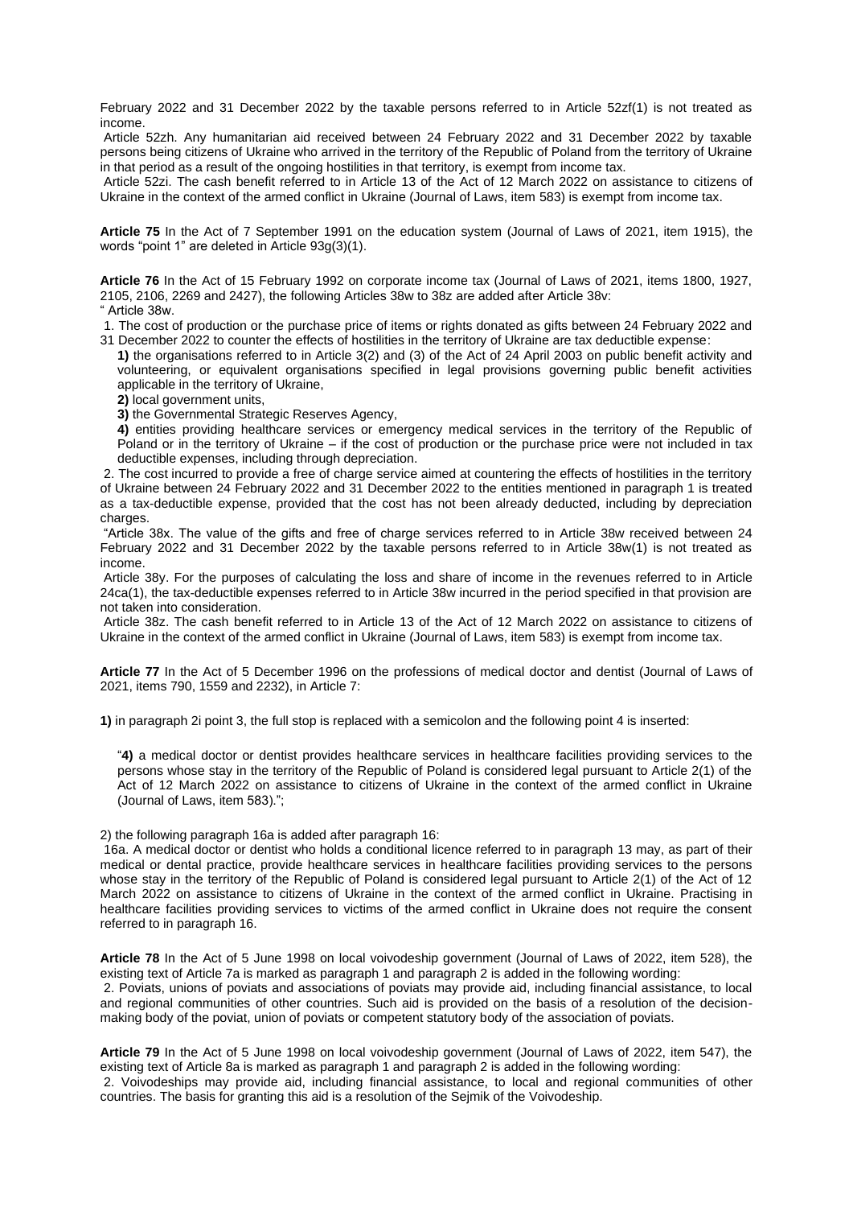February 2022 and 31 December 2022 by the taxable persons referred to in Article 52zf(1) is not treated as income.

Article 52zh. Any humanitarian aid received between 24 February 2022 and 31 December 2022 by taxable persons being citizens of Ukraine who arrived in the territory of the Republic of Poland from the territory of Ukraine in that period as a result of the ongoing hostilities in that territory, is exempt from income tax.

Article 52zi. The cash benefit referred to in Article 13 of the Act of 12 March 2022 on assistance to citizens of Ukraine in the context of the armed conflict in Ukraine (Journal of Laws, item 583) is exempt from income tax.

**Article 75** In the Act of 7 September 1991 on the education system (Journal of Laws of 2021, item 1915), the words "point 1" are deleted in Article 93g(3)(1).

**Article 76** In the Act of 15 February 1992 on corporate income tax (Journal of Laws of 2021, items 1800, 1927, 2105, 2106, 2269 and 2427), the following Articles 38w to 38z are added after Article 38v:

" Article 38w.

1. The cost of production or the purchase price of items or rights donated as gifts between 24 February 2022 and 31 December 2022 to counter the effects of hostilities in the territory of Ukraine are tax deductible expense:

**1)** the organisations referred to in Article 3(2) and (3) of the Act of 24 April 2003 on public benefit activity and volunteering, or equivalent organisations specified in legal provisions governing public benefit activities applicable in the territory of Ukraine,

**2)** local government units,

**3)** the Governmental Strategic Reserves Agency,

**4)** entities providing healthcare services or emergency medical services in the territory of the Republic of Poland or in the territory of Ukraine – if the cost of production or the purchase price were not included in tax deductible expenses, including through depreciation.

2. The cost incurred to provide a free of charge service aimed at countering the effects of hostilities in the territory of Ukraine between 24 February 2022 and 31 December 2022 to the entities mentioned in paragraph 1 is treated as a tax-deductible expense, provided that the cost has not been already deducted, including by depreciation charges.

"Article 38x. The value of the gifts and free of charge services referred to in Article 38w received between 24 February 2022 and 31 December 2022 by the taxable persons referred to in Article 38w(1) is not treated as income.

Article 38y. For the purposes of calculating the loss and share of income in the revenues referred to in Article 24ca(1), the tax-deductible expenses referred to in Article 38w incurred in the period specified in that provision are not taken into consideration.

Article 38z. The cash benefit referred to in Article 13 of the Act of 12 March 2022 on assistance to citizens of Ukraine in the context of the armed conflict in Ukraine (Journal of Laws, item 583) is exempt from income tax.

**Article 77** In the Act of 5 December 1996 on the professions of medical doctor and dentist (Journal of Laws of 2021, items 790, 1559 and 2232), in Article 7:

**1)** in paragraph 2i point 3, the full stop is replaced with a semicolon and the following point 4 is inserted:

"**4)** a medical doctor or dentist provides healthcare services in healthcare facilities providing services to the persons whose stay in the territory of the Republic of Poland is considered legal pursuant to Article 2(1) of the Act of 12 March 2022 on assistance to citizens of Ukraine in the context of the armed conflict in Ukraine (Journal of Laws, item 583).";

2) the following paragraph 16a is added after paragraph 16:

16a. A medical doctor or dentist who holds a conditional licence referred to in paragraph 13 may, as part of their medical or dental practice, provide healthcare services in healthcare facilities providing services to the persons whose stay in the territory of the Republic of Poland is considered legal pursuant to Article 2(1) of the Act of 12 March 2022 on assistance to citizens of Ukraine in the context of the armed conflict in Ukraine. Practising in healthcare facilities providing services to victims of the armed conflict in Ukraine does not require the consent referred to in paragraph 16.

**Article 78** In the Act of 5 June 1998 on local voivodeship government (Journal of Laws of 2022, item 528), the existing text of Article 7a is marked as paragraph 1 and paragraph 2 is added in the following wording:

2. Poviats, unions of poviats and associations of poviats may provide aid, including financial assistance, to local and regional communities of other countries. Such aid is provided on the basis of a resolution of the decision-making body of the poviat, union of poviats or competent statutory body of the association of poviats.

**Article 79** In the Act of 5 June 1998 on local voivodeship government (Journal of Laws of 2022, item 547), the existing text of Article 8a is marked as paragraph 1 and paragraph 2 is added in the following wording:

2. Voivodeships may provide aid, including financial assistance, to local and regional communities of other countries. The basis for granting this aid is a resolution of the Sejmik of the Voivodeship.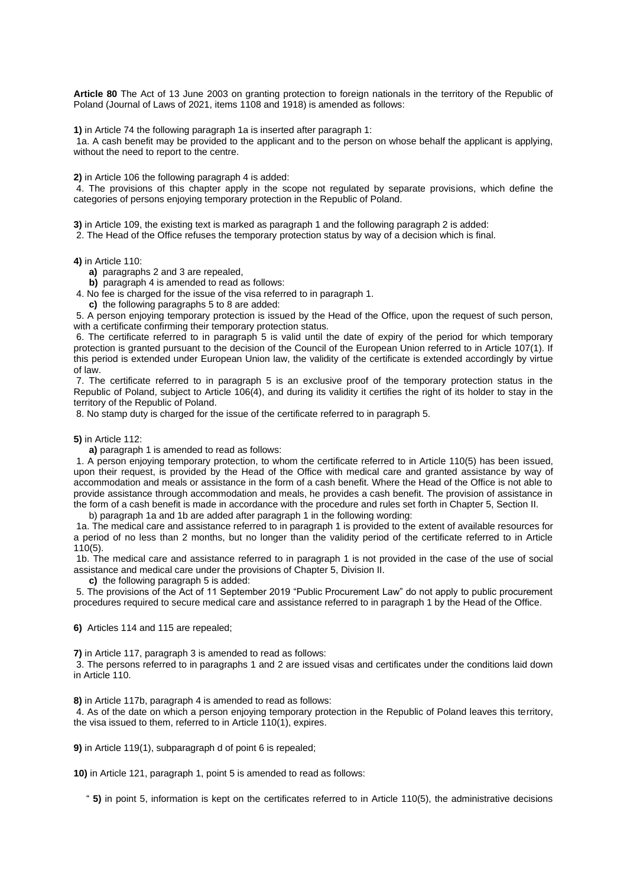**Article 80** The Act of 13 June 2003 on granting protection to foreign nationals in the territory of the Republic of Poland (Journal of Laws of 2021, items 1108 and 1918) is amended as follows:

**1)** in Article 74 the following paragraph 1a is inserted after paragraph 1:

1a. A cash benefit may be provided to the applicant and to the person on whose behalf the applicant is applying, without the need to report to the centre.

**2)** in Article 106 the following paragraph 4 is added:

4. The provisions of this chapter apply in the scope not regulated by separate provisions, which define the categories of persons enjoying temporary protection in the Republic of Poland.

**3)** in Article 109, the existing text is marked as paragraph 1 and the following paragraph 2 is added:

2. The Head of the Office refuses the temporary protection status by way of a decision which is final.

**4)** in Article 110:

**a)** paragraphs 2 and 3 are repealed,

**b)** paragraph 4 is amended to read as follows:

4. No fee is charged for the issue of the visa referred to in paragraph 1.

**c)** the following paragraphs 5 to 8 are added:

5. A person enjoying temporary protection is issued by the Head of the Office, upon the request of such person, with a certificate confirming their temporary protection status.

6. The certificate referred to in paragraph 5 is valid until the date of expiry of the period for which temporary protection is granted pursuant to the decision of the Council of the European Union referred to in Article 107(1). If this period is extended under European Union law, the validity of the certificate is extended accordingly by virtue of law.

7. The certificate referred to in paragraph 5 is an exclusive proof of the temporary protection status in the Republic of Poland, subject to Article 106(4), and during its validity it certifies the right of its holder to stay in the territory of the Republic of Poland.

8. No stamp duty is charged for the issue of the certificate referred to in paragraph 5.

**5)** in Article 112:

**a)** paragraph 1 is amended to read as follows:

1. A person enjoying temporary protection, to whom the certificate referred to in Article 110(5) has been issued, upon their request, is provided by the Head of the Office with medical care and granted assistance by way of accommodation and meals or assistance in the form of a cash benefit. Where the Head of the Office is not able to provide assistance through accommodation and meals, he provides a cash benefit. The provision of assistance in the form of a cash benefit is made in accordance with the procedure and rules set forth in Chapter 5, Section II.

b) paragraph 1a and 1b are added after paragraph 1 in the following wording:

1a. The medical care and assistance referred to in paragraph 1 is provided to the extent of available resources for a period of no less than 2 months, but no longer than the validity period of the certificate referred to in Article 110(5).

1b. The medical care and assistance referred to in paragraph 1 is not provided in the case of the use of social assistance and medical care under the provisions of Chapter 5, Division II.

**c)** the following paragraph 5 is added:

5. The provisions of the Act of 11 September 2019 "Public Procurement Law" do not apply to public procurement procedures required to secure medical care and assistance referred to in paragraph 1 by the Head of the Office.

**6)** Articles 114 and 115 are repealed;

**7)** in Article 117, paragraph 3 is amended to read as follows:

3. The persons referred to in paragraphs 1 and 2 are issued visas and certificates under the conditions laid down in Article 110.

**8)** in Article 117b, paragraph 4 is amended to read as follows:

4. As of the date on which a person enjoying temporary protection in the Republic of Poland leaves this territory, the visa issued to them, referred to in Article 110(1), expires.

**9)** in Article 119(1), subparagraph d of point 6 is repealed;

**10)** in Article 121, paragraph 1, point 5 is amended to read as follows:

" **5)** in point 5, information is kept on the certificates referred to in Article 110(5), the administrative decisions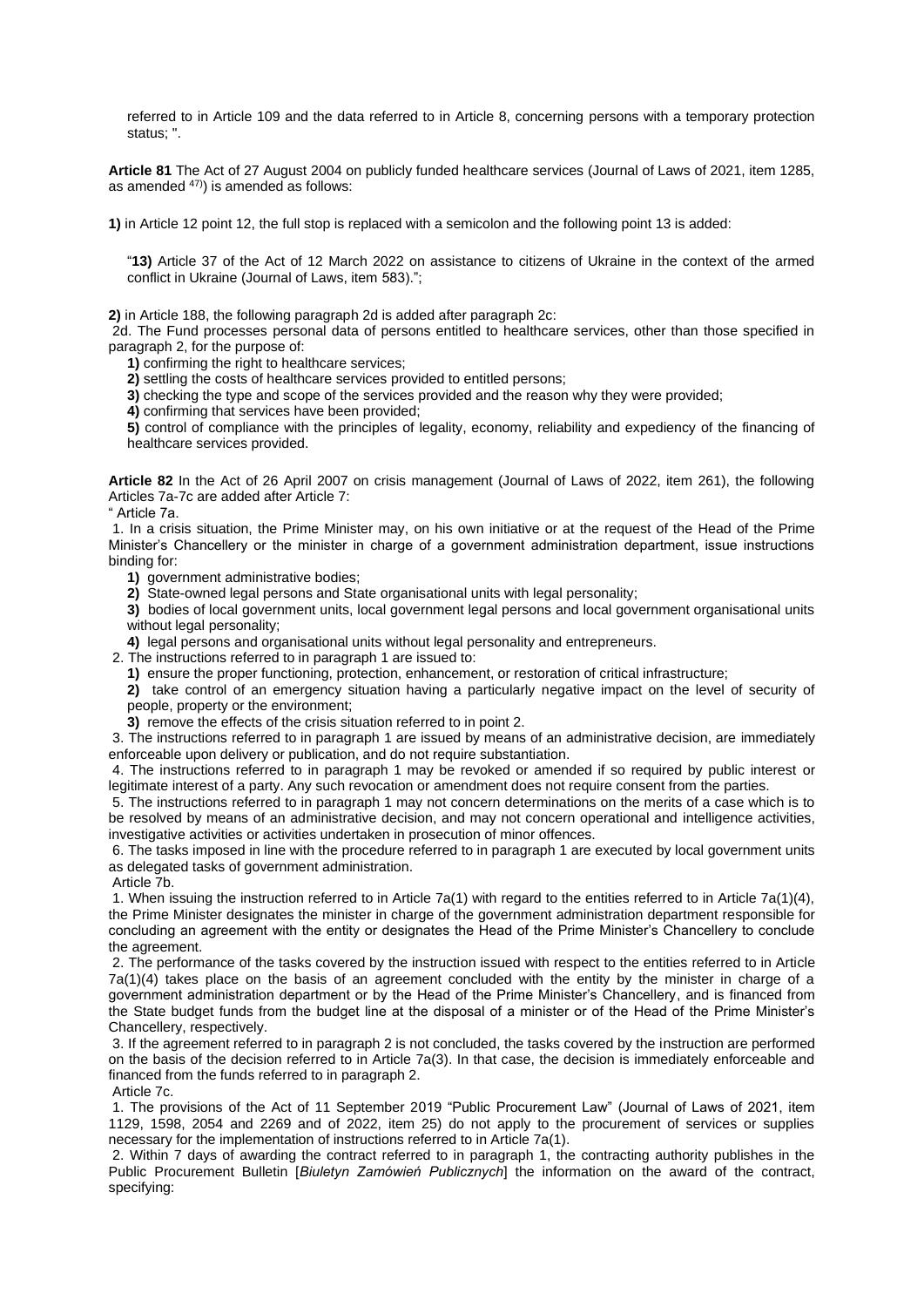referred to in Article 109 and the data referred to in Article 8, concerning persons with a temporary protection status; ".

**Article 81** The Act of 27 August 2004 on publicly funded healthcare services (Journal of Laws of 2021, item 1285, as amended [47)]) is amended as follows:

**1)** in Article 12 point 12, the full stop is replaced with a semicolon and the following point 13 is added:

"**13)** Article 37 of the Act of 12 March 2022 on assistance to citizens of Ukraine in the context of the armed conflict in Ukraine (Journal of Laws, item 583).";

**2)** in Article 188, the following paragraph 2d is added after paragraph 2c:

2d. The Fund processes personal data of persons entitled to healthcare services, other than those specified in paragraph 2, for the purpose of:

**1)** confirming the right to healthcare services;

**2)** settling the costs of healthcare services provided to entitled persons;

**3)** checking the type and scope of the services provided and the reason why they were provided;

**4)** confirming that services have been provided;

**5)** control of compliance with the principles of legality, economy, reliability and expediency of the financing of healthcare services provided.

**Article 82** In the Act of 26 April 2007 on crisis management (Journal of Laws of 2022, item 261), the following Articles 7a-7c are added after Article 7:

" Article 7a.

1. In a crisis situation, the Prime Minister may, on his own initiative or at the request of the Head of the Prime Minister's Chancellery or the minister in charge of a government administration department, issue instructions binding for:

**1)** government administrative bodies;

**2)** State-owned legal persons and State organisational units with legal personality;

**3)** bodies of local government units, local government legal persons and local government organisational units without legal personality;

**4)** legal persons and organisational units without legal personality and entrepreneurs.

2. The instructions referred to in paragraph 1 are issued to:

**1)** ensure the proper functioning, protection, enhancement, or restoration of critical infrastructure;

**2)** take control of an emergency situation having a particularly negative impact on the level of security of people, property or the environment;

**3)** remove the effects of the crisis situation referred to in point 2.

3. The instructions referred to in paragraph 1 are issued by means of an administrative decision, are immediately enforceable upon delivery or publication, and do not require substantiation.

4. The instructions referred to in paragraph 1 may be revoked or amended if so required by public interest or legitimate interest of a party. Any such revocation or amendment does not require consent from the parties.

5. The instructions referred to in paragraph 1 may not concern determinations on the merits of a case which is to be resolved by means of an administrative decision, and may not concern operational and intelligence activities, investigative activities or activities undertaken in prosecution of minor offences.

6. The tasks imposed in line with the procedure referred to in paragraph 1 are executed by local government units as delegated tasks of government administration.

Article 7b.

1. When issuing the instruction referred to in Article 7a(1) with regard to the entities referred to in Article 7a(1)(4), the Prime Minister designates the minister in charge of the government administration department responsible for concluding an agreement with the entity or designates the Head of the Prime Minister's Chancellery to conclude the agreement.

2. The performance of the tasks covered by the instruction issued with respect to the entities referred to in Article 7a(1)(4) takes place on the basis of an agreement concluded with the entity by the minister in charge of a government administration department or by the Head of the Prime Minister's Chancellery, and is financed from the State budget funds from the budget line at the disposal of a minister or of the Head of the Prime Minister's Chancellery, respectively.

3. If the agreement referred to in paragraph 2 is not concluded, the tasks covered by the instruction are performed on the basis of the decision referred to in Article 7a(3). In that case, the decision is immediately enforceable and financed from the funds referred to in paragraph 2.

Article 7c.

1. The provisions of the Act of 11 September 2019 "Public Procurement Law" (Journal of Laws of 2021, item 1129, 1598, 2054 and 2269 and of 2022, item 25) do not apply to the procurement of services or supplies necessary for the implementation of instructions referred to in Article 7a(1).

2. Within 7 days of awarding the contract referred to in paragraph 1, the contracting authority publishes in the Public Procurement Bulletin [*Biuletyn Zamówień Publicznych*] the information on the award of the contract, specifying: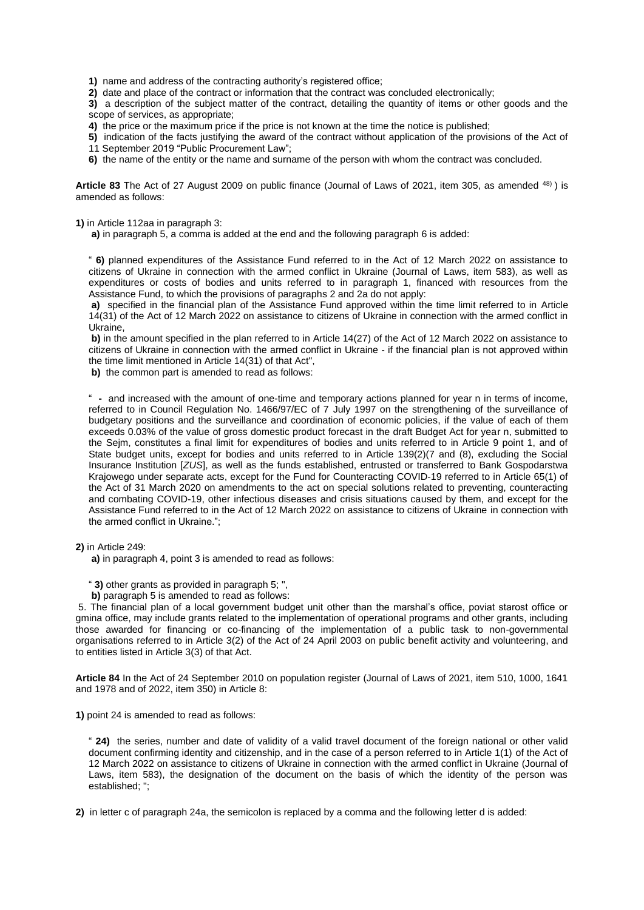**1)** name and address of the contracting authority's registered office;

**2)** date and place of the contract or information that the contract was concluded electronically;

**3)** a description of the subject matter of the contract, detailing the quantity of items or other goods and the scope of services, as appropriate;

**4)** the price or the maximum price if the price is not known at the time the notice is published;

**5)** indication of the facts justifying the award of the contract without application of the provisions of the Act of 11 September 2019 "Public Procurement Law";

**6)** the name of the entity or the name and surname of the person with whom the contract was concluded.

**Article 83** The Act of 27 August 2009 on public finance (Journal of Laws of 2021, item 305, as amended [48)] ) is amended as follows:

**1)** in Article 112aa in paragraph 3:

**a)** in paragraph 5, a comma is added at the end and the following paragraph 6 is added:

" **6)** planned expenditures of the Assistance Fund referred to in the Act of 12 March 2022 on assistance to citizens of Ukraine in connection with the armed conflict in Ukraine (Journal of Laws, item 583), as well as expenditures or costs of bodies and units referred to in paragraph 1, financed with resources from the Assistance Fund, to which the provisions of paragraphs 2 and 2a do not apply:

**a)** specified in the financial plan of the Assistance Fund approved within the time limit referred to in Article 14(31) of the Act of 12 March 2022 on assistance to citizens of Ukraine in connection with the armed conflict in Ukraine,

**b)** in the amount specified in the plan referred to in Article 14(27) of the Act of 12 March 2022 on assistance to citizens of Ukraine in connection with the armed conflict in Ukraine - if the financial plan is not approved within the time limit mentioned in Article 14(31) of that Act",

**b)** the common part is amended to read as follows:

" **-** and increased with the amount of one-time and temporary actions planned for year n in terms of income, referred to in Council Regulation No. 1466/97/EC of 7 July 1997 on the strengthening of the surveillance of budgetary positions and the surveillance and coordination of economic policies, if the value of each of them exceeds 0.03% of the value of gross domestic product forecast in the draft Budget Act for year n, submitted to the Sejm, constitutes a final limit for expenditures of bodies and units referred to in Article 9 point 1, and of State budget units, except for bodies and units referred to in Article 139(2)(7 and (8), excluding the Social Insurance Institution [*ZUS*], as well as the funds established, entrusted or transferred to Bank Gospodarstwa Krajowego under separate acts, except for the Fund for Counteracting COVID-19 referred to in Article 65(1) of the Act of 31 March 2020 on amendments to the act on special solutions related to preventing, counteracting and combating COVID-19, other infectious diseases and crisis situations caused by them, and except for the Assistance Fund referred to in the Act of 12 March 2022 on assistance to citizens of Ukraine in connection with the armed conflict in Ukraine.";

**2)** in Article 249:

**a)** in paragraph 4, point 3 is amended to read as follows:

" **3)** other grants as provided in paragraph 5; ",

**b)** paragraph 5 is amended to read as follows:

5. The financial plan of a local government budget unit other than the marshal's office, poviat starost office or gmina office, may include grants related to the implementation of operational programs and other grants, including those awarded for financing or co-financing of the implementation of a public task to non-governmental organisations referred to in Article 3(2) of the Act of 24 April 2003 on public benefit activity and volunteering, and to entities listed in Article 3(3) of that Act.

**Article 84** In the Act of 24 September 2010 on population register (Journal of Laws of 2021, item 510, 1000, 1641 and 1978 and of 2022, item 350) in Article 8:

**1)** point 24 is amended to read as follows:

" **24)** the series, number and date of validity of a valid travel document of the foreign national or other valid document confirming identity and citizenship, and in the case of a person referred to in Article 1(1) of the Act of 12 March 2022 on assistance to citizens of Ukraine in connection with the armed conflict in Ukraine (Journal of Laws, item 583), the designation of the document on the basis of which the identity of the person was established; ";

**2)** in letter c of paragraph 24a, the semicolon is replaced by a comma and the following letter d is added: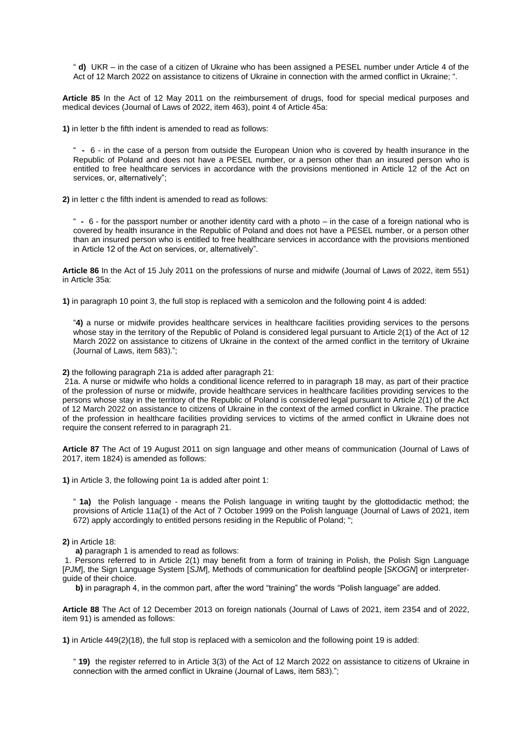" **d)** UKR – in the case of a citizen of Ukraine who has been assigned a PESEL number under Article 4 of the Act of 12 March 2022 on assistance to citizens of Ukraine in connection with the armed conflict in Ukraine; ".

**Article 85** In the Act of 12 May 2011 on the reimbursement of drugs, food for special medical purposes and medical devices (Journal of Laws of 2022, item 463), point 4 of Article 45a:

**1)** in letter b the fifth indent is amended to read as follows:

" **-** 6 - in the case of a person from outside the European Union who is covered by health insurance in the Republic of Poland and does not have a PESEL number, or a person other than an insured person who is entitled to free healthcare services in accordance with the provisions mentioned in Article 12 of the Act on services, or, alternatively";

**2)** in letter c the fifth indent is amended to read as follows:

" **-** 6 - for the passport number or another identity card with a photo – in the case of a foreign national who is covered by health insurance in the Republic of Poland and does not have a PESEL number, or a person other than an insured person who is entitled to free healthcare services in accordance with the provisions mentioned in Article 12 of the Act on services, or, alternatively".

**Article 86** In the Act of 15 July 2011 on the professions of nurse and midwife (Journal of Laws of 2022, item 551) in Article 35a:

**1)** in paragraph 10 point 3, the full stop is replaced with a semicolon and the following point 4 is added:

"**4)** a nurse or midwife provides healthcare services in healthcare facilities providing services to the persons whose stay in the territory of the Republic of Poland is considered legal pursuant to Article 2(1) of the Act of 12 March 2022 on assistance to citizens of Ukraine in the context of the armed conflict in the territory of Ukraine (Journal of Laws, item 583).";

**2)** the following paragraph 21a is added after paragraph 21:

21a. A nurse or midwife who holds a conditional licence referred to in paragraph 18 may, as part of their practice of the profession of nurse or midwife, provide healthcare services in healthcare facilities providing services to the persons whose stay in the territory of the Republic of Poland is considered legal pursuant to Article 2(1) of the Act of 12 March 2022 on assistance to citizens of Ukraine in the context of the armed conflict in Ukraine. The practice of the profession in healthcare facilities providing services to victims of the armed conflict in Ukraine does not require the consent referred to in paragraph 21.

**Article 87** The Act of 19 August 2011 on sign language and other means of communication (Journal of Laws of 2017, item 1824) is amended as follows:

**1)** in Article 3, the following point 1a is added after point 1:

" **1a)** the Polish language - means the Polish language in writing taught by the glottodidactic method; the provisions of Article 11a(1) of the Act of 7 October 1999 on the Polish language (Journal of Laws of 2021, item 672) apply accordingly to entitled persons residing in the Republic of Poland; ";

**2)** in Article 18:

**a)** paragraph 1 is amended to read as follows:

1. Persons referred to in Article 2(1) may benefit from a form of training in Polish, the Polish Sign Language [*PJM*], the Sign Language System [*SJM*], Methods of communication for deafblind people [*SKOGN*] or interpreter-guide of their choice.

**b)** in paragraph 4, in the common part, after the word "training" the words "Polish language" are added.

**Article 88** The Act of 12 December 2013 on foreign nationals (Journal of Laws of 2021, item 2354 and of 2022, item 91) is amended as follows:

**1)** in Article 449(2)(18), the full stop is replaced with a semicolon and the following point 19 is added:

" **19)** the register referred to in Article 3(3) of the Act of 12 March 2022 on assistance to citizens of Ukraine in connection with the armed conflict in Ukraine (Journal of Laws, item 583).";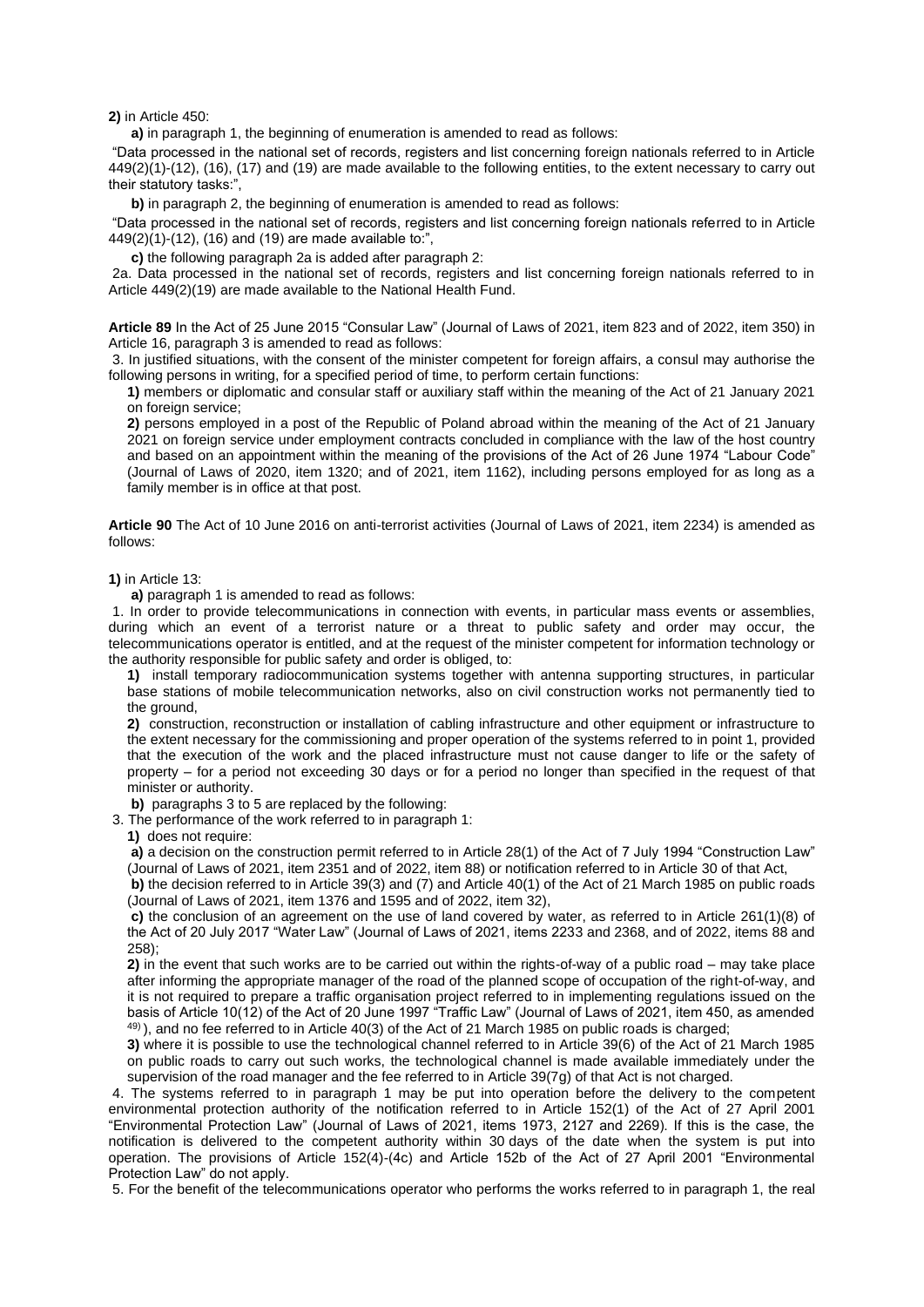**2)** in Article 450:

**a)** in paragraph 1, the beginning of enumeration is amended to read as follows:

"Data processed in the national set of records, registers and list concerning foreign nationals referred to in Article 449(2)(1)-(12), (16), (17) and (19) are made available to the following entities, to the extent necessary to carry out their statutory tasks:",

**b)** in paragraph 2, the beginning of enumeration is amended to read as follows:

"Data processed in the national set of records, registers and list concerning foreign nationals referred to in Article 449(2)(1)-(12), (16) and (19) are made available to:",

**c)** the following paragraph 2a is added after paragraph 2:

2a. Data processed in the national set of records, registers and list concerning foreign nationals referred to in Article 449(2)(19) are made available to the National Health Fund.

**Article 89** In the Act of 25 June 2015 "Consular Law" (Journal of Laws of 2021, item 823 and of 2022, item 350) in Article 16, paragraph 3 is amended to read as follows:

3. In justified situations, with the consent of the minister competent for foreign affairs, a consul may authorise the following persons in writing, for a specified period of time, to perform certain functions:

**1)** members or diplomatic and consular staff or auxiliary staff within the meaning of the Act of 21 January 2021 on foreign service;

**2)** persons employed in a post of the Republic of Poland abroad within the meaning of the Act of 21 January 2021 on foreign service under employment contracts concluded in compliance with the law of the host country and based on an appointment within the meaning of the provisions of the Act of 26 June 1974 "Labour Code" (Journal of Laws of 2020, item 1320; and of 2021, item 1162), including persons employed for as long as a family member is in office at that post.

**Article 90** The Act of 10 June 2016 on anti-terrorist activities (Journal of Laws of 2021, item 2234) is amended as follows:

**1)** in Article 13:

**a)** paragraph 1 is amended to read as follows:

1. In order to provide telecommunications in connection with events, in particular mass events or assemblies, during which an event of a terrorist nature or a threat to public safety and order may occur, the telecommunications operator is entitled, and at the request of the minister competent for information technology or the authority responsible for public safety and order is obliged, to:

**1)** install temporary radiocommunication systems together with antenna supporting structures, in particular base stations of mobile telecommunication networks, also on civil construction works not permanently tied to the ground,

**2)** construction, reconstruction or installation of cabling infrastructure and other equipment or infrastructure to the extent necessary for the commissioning and proper operation of the systems referred to in point 1, provided that the execution of the work and the placed infrastructure must not cause danger to life or the safety of property – for a period not exceeding 30 days or for a period no longer than specified in the request of that minister or authority.

**b)** paragraphs 3 to 5 are replaced by the following:

3. The performance of the work referred to in paragraph 1:

**1)** does not require:

**a)** a decision on the construction permit referred to in Article 28(1) of the Act of 7 July 1994 "Construction Law" (Journal of Laws of 2021, item 2351 and of 2022, item 88) or notification referred to in Article 30 of that Act,

**b)** the decision referred to in Article 39(3) and (7) and Article 40(1) of the Act of 21 March 1985 on public roads (Journal of Laws of 2021, item 1376 and 1595 and of 2022, item 32),

**c)** the conclusion of an agreement on the use of land covered by water, as referred to in Article 261(1)(8) of the Act of 20 July 2017 "Water Law" (Journal of Laws of 2021, items 2233 and 2368, and of 2022, items 88 and 258);

**2)** in the event that such works are to be carried out within the rights-of-way of a public road – may take place after informing the appropriate manager of the road of the planned scope of occupation of the right-of-way, and it is not required to prepare a traffic organisation project referred to in implementing regulations issued on the basis of Article 10(12) of the Act of 20 June 1997 "Traffic Law" (Journal of Laws of 2021, item 450, as amended [49]), and no fee referred to in Article 40(3) of the Act of 21 March 1985 on public roads is charged;

**3)** where it is possible to use the technological channel referred to in Article 39(6) of the Act of 21 March 1985 on public roads to carry out such works, the technological channel is made available immediately under the supervision of the road manager and the fee referred to in Article 39(7g) of that Act is not charged.

4. The systems referred to in paragraph 1 may be put into operation before the delivery to the competent environmental protection authority of the notification referred to in Article 152(1) of the Act of 27 April 2001 "Environmental Protection Law" (Journal of Laws of 2021, items 1973, 2127 and 2269). If this is the case, the notification is delivered to the competent authority within 30 days of the date when the system is put into operation. The provisions of Article 152(4)-(4c) and Article 152b of the Act of 27 April 2001 "Environmental Protection Law" do not apply.

5. For the benefit of the telecommunications operator who performs the works referred to in paragraph 1, the real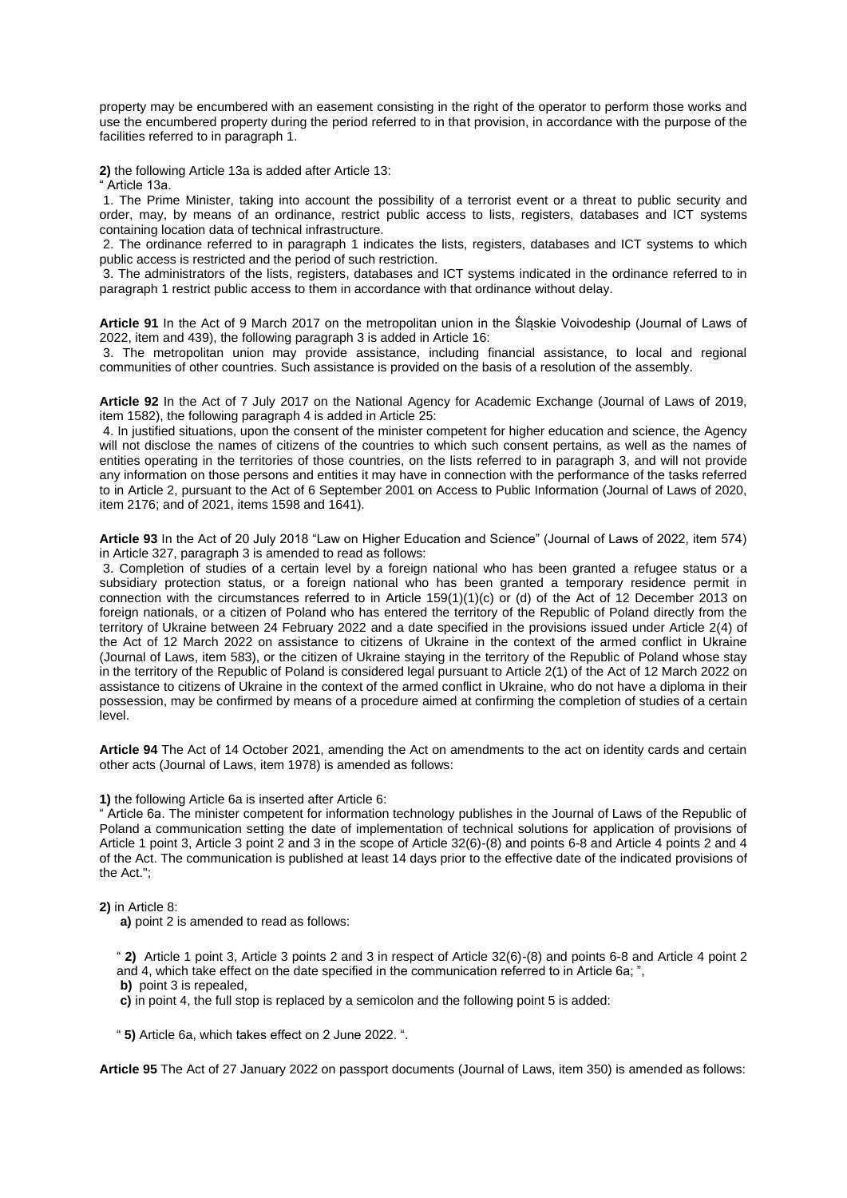property may be encumbered with an easement consisting in the right of the operator to perform those works and use the encumbered property during the period referred to in that provision, in accordance with the purpose of the facilities referred to in paragraph 1.

**2)** the following Article 13a is added after Article 13:

" Article 13a.

1. The Prime Minister, taking into account the possibility of a terrorist event or a threat to public security and order, may, by means of an ordinance, restrict public access to lists, registers, databases and ICT systems containing location data of technical infrastructure.

2. The ordinance referred to in paragraph 1 indicates the lists, registers, databases and ICT systems to which public access is restricted and the period of such restriction.

3. The administrators of the lists, registers, databases and ICT systems indicated in the ordinance referred to in paragraph 1 restrict public access to them in accordance with that ordinance without delay.

**Article 91** In the Act of 9 March 2017 on the metropolitan union in the Śląskie Voivodeship (Journal of Laws of 2022, item and 439), the following paragraph 3 is added in Article 16:

3. The metropolitan union may provide assistance, including financial assistance, to local and regional communities of other countries. Such assistance is provided on the basis of a resolution of the assembly.

**Article 92** In the Act of 7 July 2017 on the National Agency for Academic Exchange (Journal of Laws of 2019, item 1582), the following paragraph 4 is added in Article 25:

4. In justified situations, upon the consent of the minister competent for higher education and science, the Agency will not disclose the names of citizens of the countries to which such consent pertains, as well as the names of entities operating in the territories of those countries, on the lists referred to in paragraph 3, and will not provide any information on those persons and entities it may have in connection with the performance of the tasks referred to in Article 2, pursuant to the Act of 6 September 2001 on Access to Public Information (Journal of Laws of 2020, item 2176; and of 2021, items 1598 and 1641).

**Article 93** In the Act of 20 July 2018 "Law on Higher Education and Science" (Journal of Laws of 2022, item 574) in Article 327, paragraph 3 is amended to read as follows:

3. Completion of studies of a certain level by a foreign national who has been granted a refugee status or a subsidiary protection status, or a foreign national who has been granted a temporary residence permit in connection with the circumstances referred to in Article 159(1)(1)(c) or (d) of the Act of 12 December 2013 on foreign nationals, or a citizen of Poland who has entered the territory of the Republic of Poland directly from the territory of Ukraine between 24 February 2022 and a date specified in the provisions issued under Article 2(4) of the Act of 12 March 2022 on assistance to citizens of Ukraine in the context of the armed conflict in Ukraine (Journal of Laws, item 583), or the citizen of Ukraine staying in the territory of the Republic of Poland whose stay in the territory of the Republic of Poland is considered legal pursuant to Article 2(1) of the Act of 12 March 2022 on assistance to citizens of Ukraine in the context of the armed conflict in Ukraine, who do not have a diploma in their possession, may be confirmed by means of a procedure aimed at confirming the completion of studies of a certain level.

**Article 94** The Act of 14 October 2021, amending the Act on amendments to the act on identity cards and certain other acts (Journal of Laws, item 1978) is amended as follows:

**1)** the following Article 6a is inserted after Article 6:

" Article 6a. The minister competent for information technology publishes in the Journal of Laws of the Republic of Poland a communication setting the date of implementation of technical solutions for application of provisions of Article 1 point 3, Article 3 point 2 and 3 in the scope of Article 32(6)-(8) and points 6-8 and Article 4 points 2 and 4 of the Act. The communication is published at least 14 days prior to the effective date of the indicated provisions of the Act.";

**2)** in Article 8:

**a)** point 2 is amended to read as follows:

" **2)** Article 1 point 3, Article 3 points 2 and 3 in respect of Article 32(6)-(8) and points 6-8 and Article 4 point 2 and 4, which take effect on the date specified in the communication referred to in Article 6a; ",

**b)** point 3 is repealed,

**c)** in point 4, the full stop is replaced by a semicolon and the following point 5 is added:

" **5)** Article 6a, which takes effect on 2 June 2022. ".

**Article 95** The Act of 27 January 2022 on passport documents (Journal of Laws, item 350) is amended as follows: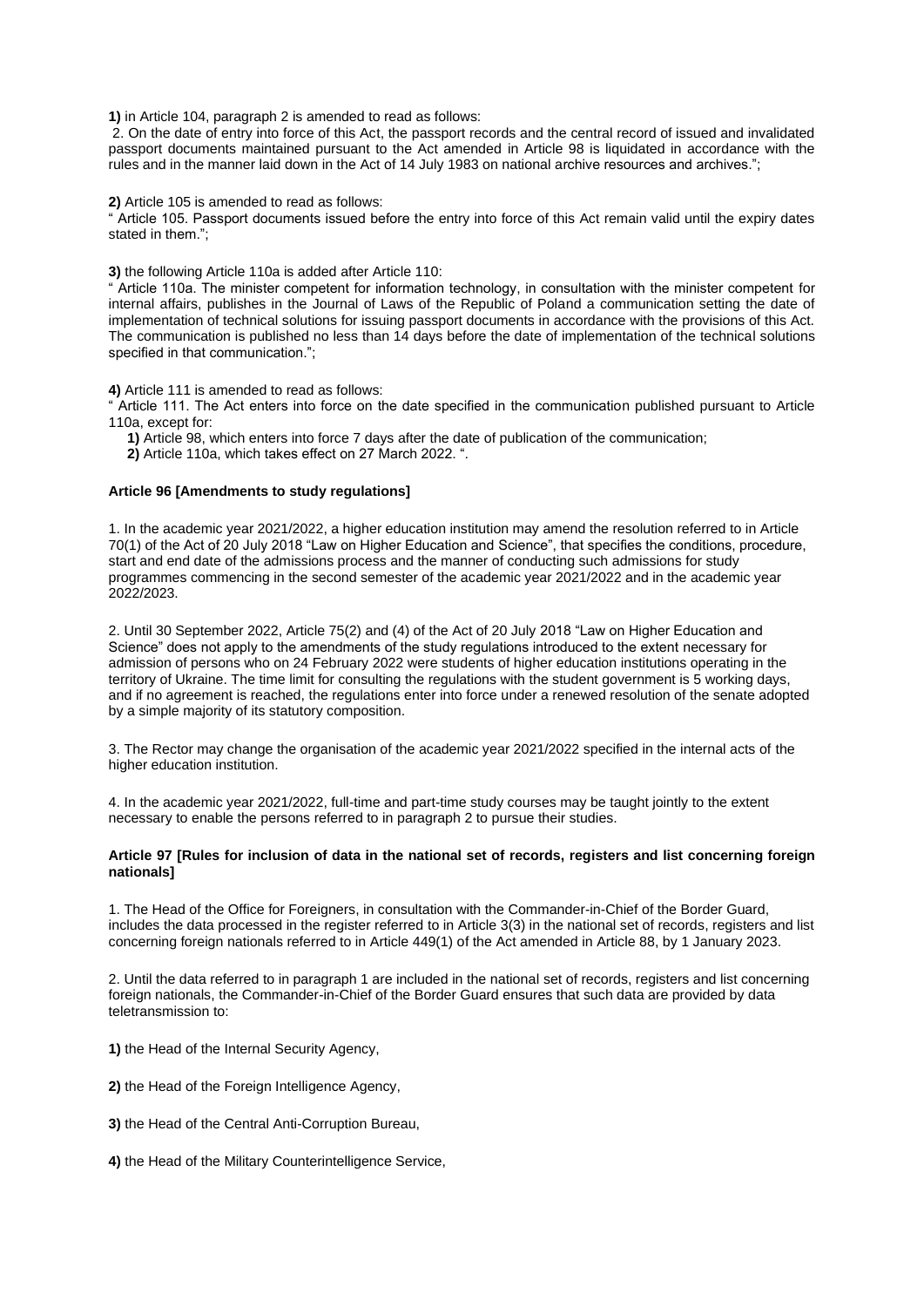**1)** in Article 104, paragraph 2 is amended to read as follows:

2. On the date of entry into force of this Act, the passport records and the central record of issued and invalidated passport documents maintained pursuant to the Act amended in Article 98 is liquidated in accordance with the rules and in the manner laid down in the Act of 14 July 1983 on national archive resources and archives.";

**2)** Article 105 is amended to read as follows:

" Article 105. Passport documents issued before the entry into force of this Act remain valid until the expiry dates stated in them.";

**3)** the following Article 110a is added after Article 110:

" Article 110a. The minister competent for information technology, in consultation with the minister competent for internal affairs, publishes in the Journal of Laws of the Republic of Poland a communication setting the date of implementation of technical solutions for issuing passport documents in accordance with the provisions of this Act. The communication is published no less than 14 days before the date of implementation of the technical solutions specified in that communication.";

**4)** Article 111 is amended to read as follows:

" Article 111. The Act enters into force on the date specified in the communication published pursuant to Article 110a, except for:

**1)** Article 98, which enters into force 7 days after the date of publication of the communication;

**2)** Article 110a, which takes effect on 27 March 2022. ".

**Article 96 [Amendments to study regulations]**

1. In the academic year 2021/2022, a higher education institution may amend the resolution referred to in Article 70(1) of the Act of 20 July 2018 "Law on Higher Education and Science", that specifies the conditions, procedure, start and end date of the admissions process and the manner of conducting such admissions for study programmes commencing in the second semester of the academic year 2021/2022 and in the academic year 2022/2023.

2. Until 30 September 2022, Article 75(2) and (4) of the Act of 20 July 2018 "Law on Higher Education and Science" does not apply to the amendments of the study regulations introduced to the extent necessary for admission of persons who on 24 February 2022 were students of higher education institutions operating in the territory of Ukraine. The time limit for consulting the regulations with the student government is 5 working days, and if no agreement is reached, the regulations enter into force under a renewed resolution of the senate adopted by a simple majority of its statutory composition.

3. The Rector may change the organisation of the academic year 2021/2022 specified in the internal acts of the higher education institution.

4. In the academic year 2021/2022, full-time and part-time study courses may be taught jointly to the extent necessary to enable the persons referred to in paragraph 2 to pursue their studies.

**Article 97 [Rules for inclusion of data in the national set of records, registers and list concerning foreign nationals]**

1. The Head of the Office for Foreigners, in consultation with the Commander-in-Chief of the Border Guard, includes the data processed in the register referred to in Article 3(3) in the national set of records, registers and list concerning foreign nationals referred to in Article 449(1) of the Act amended in Article 88, by 1 January 2023.

2. Until the data referred to in paragraph 1 are included in the national set of records, registers and list concerning foreign nationals, the Commander-in-Chief of the Border Guard ensures that such data are provided by data teletransmission to:

**1)** the Head of the Internal Security Agency,

**2)** the Head of the Foreign Intelligence Agency,

**3)** the Head of the Central Anti-Corruption Bureau,

**4)** the Head of the Military Counterintelligence Service,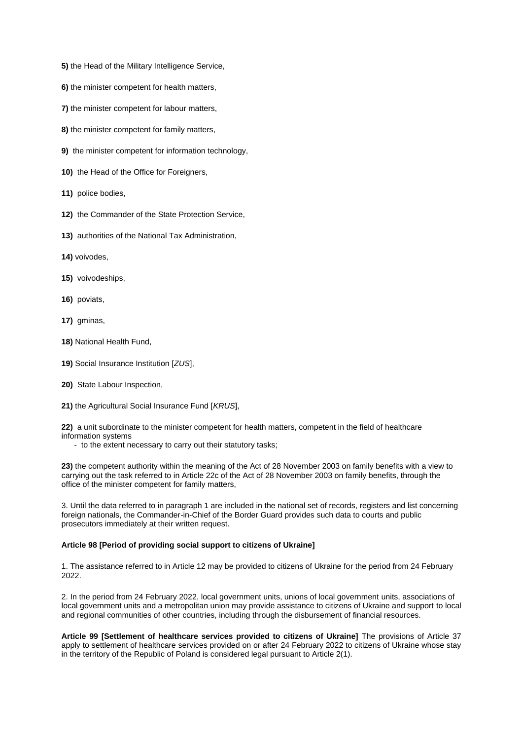**5)** the Head of the Military Intelligence Service,

**6)** the minister competent for health matters,

**7)** the minister competent for labour matters,

**8)** the minister competent for family matters,

**9)** the minister competent for information technology,

**10)** the Head of the Office for Foreigners,

**11)** police bodies,

**12)** the Commander of the State Protection Service,

**13)** authorities of the National Tax Administration,

**14)** voivodes,

**15)** voivodeships,

**16)** poviats,

**17)** gminas,

**18)** National Health Fund,

**19)** Social Insurance Institution [*ZUS*],

**20)** State Labour Inspection,

**21)** the Agricultural Social Insurance Fund [*KRUS*],

**22)** a unit subordinate to the minister competent for health matters, competent in the field of healthcare information systems

- to the extent necessary to carry out their statutory tasks;

**23)** the competent authority within the meaning of the Act of 28 November 2003 on family benefits with a view to carrying out the task referred to in Article 22c of the Act of 28 November 2003 on family benefits, through the office of the minister competent for family matters,

3. Until the data referred to in paragraph 1 are included in the national set of records, registers and list concerning foreign nationals, the Commander-in-Chief of the Border Guard provides such data to courts and public prosecutors immediately at their written request.

**Article 98 [Period of providing social support to citizens of Ukraine]**

1. The assistance referred to in Article 12 may be provided to citizens of Ukraine for the period from 24 February 2022.

2. In the period from 24 February 2022, local government units, unions of local government units, associations of local government units and a metropolitan union may provide assistance to citizens of Ukraine and support to local and regional communities of other countries, including through the disbursement of financial resources.

**Article 99 [Settlement of healthcare services provided to citizens of Ukraine]** The provisions of Article 37 apply to settlement of healthcare services provided on or after 24 February 2022 to citizens of Ukraine whose stay in the territory of the Republic of Poland is considered legal pursuant to Article 2(1).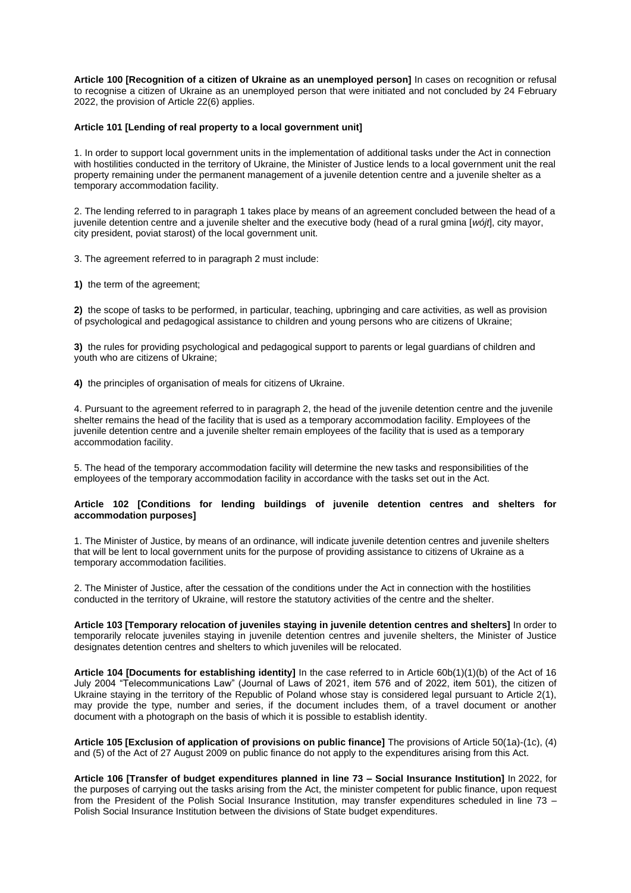**Article 100 [Recognition of a citizen of Ukraine as an unemployed person]** In cases on recognition or refusal to recognise a citizen of Ukraine as an unemployed person that were initiated and not concluded by 24 February 2022, the provision of Article 22(6) applies.

**Article 101 [Lending of real property to a local government unit]**

1. In order to support local government units in the implementation of additional tasks under the Act in connection with hostilities conducted in the territory of Ukraine, the Minister of Justice lends to a local government unit the real property remaining under the permanent management of a juvenile detention centre and a juvenile shelter as a temporary accommodation facility.

2. The lending referred to in paragraph 1 takes place by means of an agreement concluded between the head of a juvenile detention centre and a juvenile shelter and the executive body (head of a rural gmina [*wójt*], city mayor, city president, poviat starost) of the local government unit.

3. The agreement referred to in paragraph 2 must include:

**1)** the term of the agreement;

**2)** the scope of tasks to be performed, in particular, teaching, upbringing and care activities, as well as provision of psychological and pedagogical assistance to children and young persons who are citizens of Ukraine;

**3)** the rules for providing psychological and pedagogical support to parents or legal guardians of children and youth who are citizens of Ukraine;

**4)** the principles of organisation of meals for citizens of Ukraine.

4. Pursuant to the agreement referred to in paragraph 2, the head of the juvenile detention centre and the juvenile shelter remains the head of the facility that is used as a temporary accommodation facility. Employees of the juvenile detention centre and a juvenile shelter remain employees of the facility that is used as a temporary accommodation facility.

5. The head of the temporary accommodation facility will determine the new tasks and responsibilities of the employees of the temporary accommodation facility in accordance with the tasks set out in the Act.

**Article 102 [Conditions for lending buildings of juvenile detention centres and shelters for accommodation purposes]**

1. The Minister of Justice, by means of an ordinance, will indicate juvenile detention centres and juvenile shelters that will be lent to local government units for the purpose of providing assistance to citizens of Ukraine as a temporary accommodation facilities.

2. The Minister of Justice, after the cessation of the conditions under the Act in connection with the hostilities conducted in the territory of Ukraine, will restore the statutory activities of the centre and the shelter.

**Article 103 [Temporary relocation of juveniles staying in juvenile detention centres and shelters]** In order to temporarily relocate juveniles staying in juvenile detention centres and juvenile shelters, the Minister of Justice designates detention centres and shelters to which juveniles will be relocated.

**Article 104 [Documents for establishing identity]** In the case referred to in Article 60b(1)(1)(b) of the Act of 16 July 2004 "Telecommunications Law" (Journal of Laws of 2021, item 576 and of 2022, item 501), the citizen of Ukraine staying in the territory of the Republic of Poland whose stay is considered legal pursuant to Article 2(1), may provide the type, number and series, if the document includes them, of a travel document or another document with a photograph on the basis of which it is possible to establish identity.

**Article 105 [Exclusion of application of provisions on public finance]** The provisions of Article 50(1a)-(1c), (4) and (5) of the Act of 27 August 2009 on public finance do not apply to the expenditures arising from this Act.

**Article 106 [Transfer of budget expenditures planned in line 73 – Social Insurance Institution]** In 2022, for the purposes of carrying out the tasks arising from the Act, the minister competent for public finance, upon request from the President of the Polish Social Insurance Institution, may transfer expenditures scheduled in line 73 – Polish Social Insurance Institution between the divisions of State budget expenditures.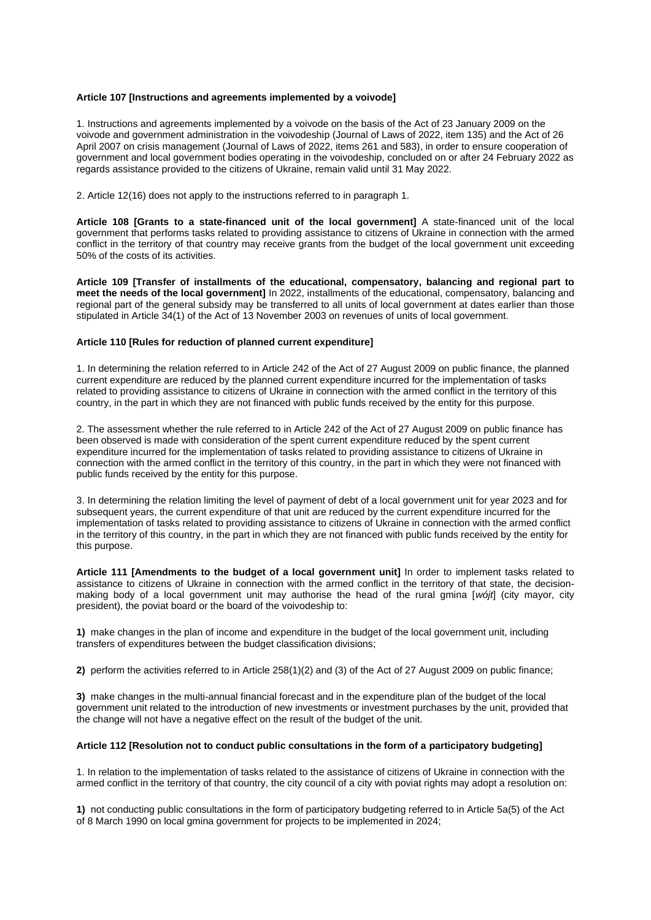**Article 107 [Instructions and agreements implemented by a voivode]**

1. Instructions and agreements implemented by a voivode on the basis of the Act of 23 January 2009 on the voivode and government administration in the voivodeship (Journal of Laws of 2022, item 135) and the Act of 26 April 2007 on crisis management (Journal of Laws of 2022, items 261 and 583), in order to ensure cooperation of government and local government bodies operating in the voivodeship, concluded on or after 24 February 2022 as regards assistance provided to the citizens of Ukraine, remain valid until 31 May 2022.

2. Article 12(16) does not apply to the instructions referred to in paragraph 1.

**Article 108 [Grants to a state-financed unit of the local government]** A state-financed unit of the local government that performs tasks related to providing assistance to citizens of Ukraine in connection with the armed conflict in the territory of that country may receive grants from the budget of the local government unit exceeding 50% of the costs of its activities.

**Article 109 [Transfer of installments of the educational, compensatory, balancing and regional part to meet the needs of the local government]** In 2022, installments of the educational, compensatory, balancing and regional part of the general subsidy may be transferred to all units of local government at dates earlier than those stipulated in Article 34(1) of the Act of 13 November 2003 on revenues of units of local government.

**Article 110 [Rules for reduction of planned current expenditure]**

1. In determining the relation referred to in Article 242 of the Act of 27 August 2009 on public finance, the planned current expenditure are reduced by the planned current expenditure incurred for the implementation of tasks related to providing assistance to citizens of Ukraine in connection with the armed conflict in the territory of this country, in the part in which they are not financed with public funds received by the entity for this purpose.

2. The assessment whether the rule referred to in Article 242 of the Act of 27 August 2009 on public finance has been observed is made with consideration of the spent current expenditure reduced by the spent current expenditure incurred for the implementation of tasks related to providing assistance to citizens of Ukraine in connection with the armed conflict in the territory of this country, in the part in which they were not financed with public funds received by the entity for this purpose.

3. In determining the relation limiting the level of payment of debt of a local government unit for year 2023 and for subsequent years, the current expenditure of that unit are reduced by the current expenditure incurred for the implementation of tasks related to providing assistance to citizens of Ukraine in connection with the armed conflict in the territory of this country, in the part in which they are not financed with public funds received by the entity for this purpose.

**Article 111 [Amendments to the budget of a local government unit]** In order to implement tasks related to assistance to citizens of Ukraine in connection with the armed conflict in the territory of that state, the decision-making body of a local government unit may authorise the head of the rural gmina [*wójt*] (city mayor, city president), the poviat board or the board of the voivodeship to:

**1)** make changes in the plan of income and expenditure in the budget of the local government unit, including transfers of expenditures between the budget classification divisions;

**2)** perform the activities referred to in Article 258(1)(2) and (3) of the Act of 27 August 2009 on public finance;

**3)** make changes in the multi-annual financial forecast and in the expenditure plan of the budget of the local government unit related to the introduction of new investments or investment purchases by the unit, provided that the change will not have a negative effect on the result of the budget of the unit.

**Article 112 [Resolution not to conduct public consultations in the form of a participatory budgeting]**

1. In relation to the implementation of tasks related to the assistance of citizens of Ukraine in connection with the armed conflict in the territory of that country, the city council of a city with poviat rights may adopt a resolution on:

**1)** not conducting public consultations in the form of participatory budgeting referred to in Article 5a(5) of the Act of 8 March 1990 on local gmina government for projects to be implemented in 2024;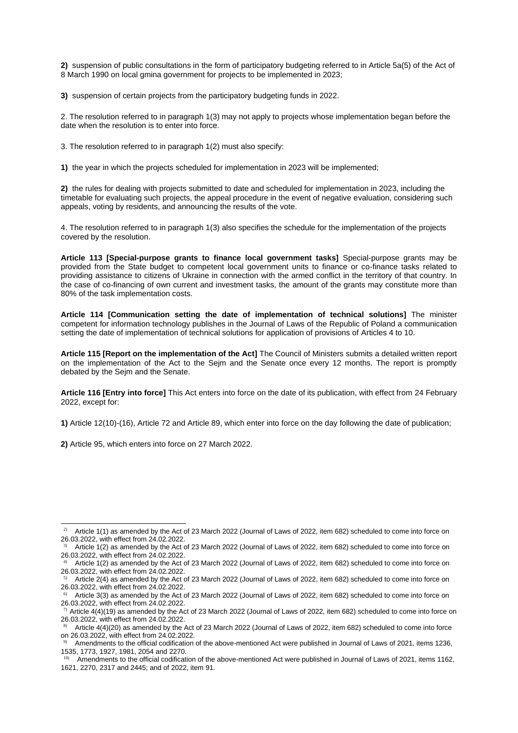**2)** suspension of public consultations in the form of participatory budgeting referred to in Article 5a(5) of the Act of 8 March 1990 on local gmina government for projects to be implemented in 2023;

**3)** suspension of certain projects from the participatory budgeting funds in 2022.

2. The resolution referred to in paragraph 1(3) may not apply to projects whose implementation began before the date when the resolution is to enter into force.

3. The resolution referred to in paragraph 1(2) must also specify:

**1)** the year in which the projects scheduled for implementation in 2023 will be implemented;

**2)** the rules for dealing with projects submitted to date and scheduled for implementation in 2023, including the timetable for evaluating such projects, the appeal procedure in the event of negative evaluation, considering such appeals, voting by residents, and announcing the results of the vote.

4. The resolution referred to in paragraph 1(3) also specifies the schedule for the implementation of the projects covered by the resolution.

**Article 113 [Special-purpose grants to finance local government tasks]** Special-purpose grants may be provided from the State budget to competent local government units to finance or co-finance tasks related to providing assistance to citizens of Ukraine in connection with the armed conflict in the territory of that country. In the case of co-financing of own current and investment tasks, the amount of the grants may constitute more than 80% of the task implementation costs.

**Article 114 [Communication setting the date of implementation of technical solutions]** The minister competent for information technology publishes in the Journal of Laws of the Republic of Poland a communication setting the date of implementation of technical solutions for application of provisions of Articles 4 to 10.

**Article 115 [Report on the implementation of the Act]** The Council of Ministers submits a detailed written report on the implementation of the Act to the Sejm and the Senate once every 12 months. The report is promptly debated by the Sejm and the Senate.

**Article 116 [Entry into force]** This Act enters into force on the date of its publication, with effect from 24 February 2022, except for:

**1)** Article 12(10)-(16), Article 72 and Article 89, which enter into force on the day following the date of publication;

**2)** Article 95, which enters into force on 27 March 2022.

---

[2] Article 1(1) as amended by the Act of 23 March 2022 (Journal of Laws of 2022, item 682) scheduled to come into force on 26.03.2022, with effect from 24.02.2022.

[3] Article 1(2) as amended by the Act of 23 March 2022 (Journal of Laws of 2022, item 682) scheduled to come into force on 26.03.2022, with effect from 24.02.2022.

[4] Article 1(2) as amended by the Act of 23 March 2022 (Journal of Laws of 2022, item 682) scheduled to come into force on 26.03.2022, with effect from 24.02.2022.

[5] Article 2(4) as amended by the Act of 23 March 2022 (Journal of Laws of 2022, item 682) scheduled to come into force on 26.03.2022, with effect from 24.02.2022.

[6] Article 3(3) as amended by the Act of 23 March 2022 (Journal of Laws of 2022, item 682) scheduled to come into force on 26.03.2022, with effect from 24.02.2022.

[7] Article 4(4)(19) as amended by the Act of 23 March 2022 (Journal of Laws of 2022, item 682) scheduled to come into force on 26.03.2022, with effect from 24.02.2022.

[8] Article 4(4)(20) as amended by the Act of 23 March 2022 (Journal of Laws of 2022, item 682) scheduled to come into force on 26.03.2022, with effect from 24.02.2022.

[9] Amendments to the official codification of the above-mentioned Act were published in Journal of Laws of 2021, items 1236, 1535, 1773, 1927, 1981, 2054 and 2270.

[10] Amendments to the official codification of the above-mentioned Act were published in Journal of Laws of 2021, items 1162, 1621, 2270, 2317 and 2445; and of 2022, item 91.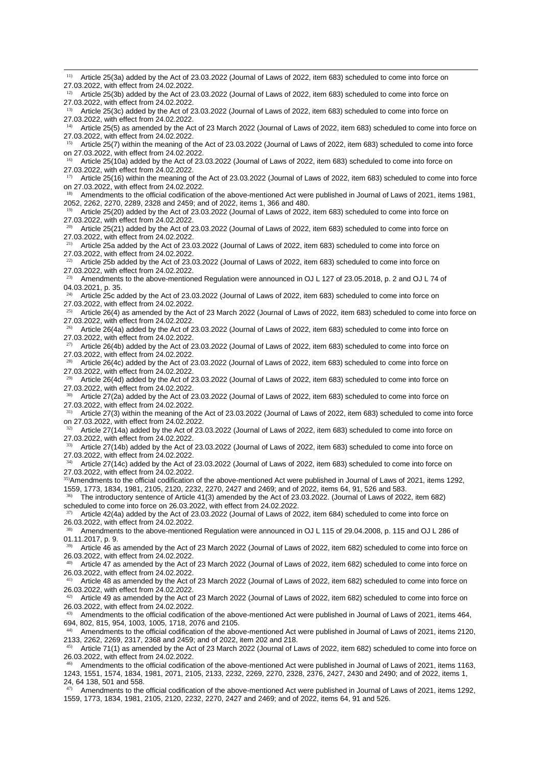[11] Article 25(3a) added by the Act of 23.03.2022 (Journal of Laws of 2022, item 683) scheduled to come into force on 27.03.2022, with effect from 24.02.2022.

[12] Article 25(3b) added by the Act of 23.03.2022 (Journal of Laws of 2022, item 683) scheduled to come into force on 27.03.2022, with effect from 24.02.2022.

[13] Article 25(3c) added by the Act of 23.03.2022 (Journal of Laws of 2022, item 683) scheduled to come into force on 27.03.2022, with effect from 24.02.2022.

[14] Article 25(5) as amended by the Act of 23 March 2022 (Journal of Laws of 2022, item 683) scheduled to come into force on 27.03.2022, with effect from 24.02.2022.

[15] Article 25(7) within the meaning of the Act of 23.03.2022 (Journal of Laws of 2022, item 683) scheduled to come into force on 27.03.2022, with effect from 24.02.2022.

[16] Article 25(10a) added by the Act of 23.03.2022 (Journal of Laws of 2022, item 683) scheduled to come into force on 27.03.2022, with effect from 24.02.2022.

[17] Article 25(16) within the meaning of the Act of 23.03.2022 (Journal of Laws of 2022, item 683) scheduled to come into force on 27.03.2022, with effect from 24.02.2022.

[18] Amendments to the official codification of the above-mentioned Act were published in Journal of Laws of 2021, items 1981, 2052, 2262, 2270, 2289, 2328 and 2459; and of 2022, items 1, 366 and 480.

[19] Article 25(20) added by the Act of 23.03.2022 (Journal of Laws of 2022, item 683) scheduled to come into force on 27.03.2022, with effect from 24.02.2022.

[20] Article 25(21) added by the Act of 23.03.2022 (Journal of Laws of 2022, item 683) scheduled to come into force on 27.03.2022, with effect from 24.02.2022.

[21] Article 25a added by the Act of 23.03.2022 (Journal of Laws of 2022, item 683) scheduled to come into force on 27.03.2022, with effect from 24.02.2022.

[22] Article 25b added by the Act of 23.03.2022 (Journal of Laws of 2022, item 683) scheduled to come into force on 27.03.2022, with effect from 24.02.2022.

[23] Amendments to the above-mentioned Regulation were announced in OJ L 127 of 23.05.2018, p. 2 and OJ L 74 of 04.03.2021, p. 35.

[24] Article 25c added by the Act of 23.03.2022 (Journal of Laws of 2022, item 683) scheduled to come into force on 27.03.2022, with effect from 24.02.2022.

[25] Article 26(4) as amended by the Act of 23 March 2022 (Journal of Laws of 2022, item 683) scheduled to come into force on 27.03.2022, with effect from 24.02.2022.

[26] Article 26(4a) added by the Act of 23.03.2022 (Journal of Laws of 2022, item 683) scheduled to come into force on 27.03.2022, with effect from 24.02.2022.

[27] Article 26(4b) added by the Act of 23.03.2022 (Journal of Laws of 2022, item 683) scheduled to come into force on 27.03.2022, with effect from 24.02.2022.

[28] Article 26(4c) added by the Act of 23.03.2022 (Journal of Laws of 2022, item 683) scheduled to come into force on 27.03.2022, with effect from 24.02.2022.

[29] Article 26(4d) added by the Act of 23.03.2022 (Journal of Laws of 2022, item 683) scheduled to come into force on 27.03.2022, with effect from 24.02.2022.

[30] Article 27(2a) added by the Act of 23.03.2022 (Journal of Laws of 2022, item 683) scheduled to come into force on 27.03.2022, with effect from 24.02.2022.

[31] Article 27(3) within the meaning of the Act of 23.03.2022 (Journal of Laws of 2022, item 683) scheduled to come into force on 27.03.2022, with effect from 24.02.2022.

[32] Article 27(14a) added by the Act of 23.03.2022 (Journal of Laws of 2022, item 683) scheduled to come into force on 27.03.2022, with effect from 24.02.2022.

[33] Article 27(14b) added by the Act of 23.03.2022 (Journal of Laws of 2022, item 683) scheduled to come into force on 27.03.2022, with effect from 24.02.2022.

[34] Article 27(14c) added by the Act of 23.03.2022 (Journal of Laws of 2022, item 683) scheduled to come into force on 27.03.2022, with effect from 24.02.2022.

[35] Amendments to the official codification of the above-mentioned Act were published in Journal of Laws of 2021, items 1292, 1559, 1773, 1834, 1981, 2105, 2120, 2232, 2270, 2427 and 2469; and of 2022, items 64, 91, 526 and 583.

[36] The introductory sentence of Article 41(3) amended by the Act of 23.03.2022. (Journal of Laws of 2022, item 682) scheduled to come into force on 26.03.2022, with effect from 24.02.2022.

[37] Article 42(4a) added by the Act of 23.03.2022 (Journal of Laws of 2022, item 684) scheduled to come into force on 26.03.2022, with effect from 24.02.2022.

[38] Amendments to the above-mentioned Regulation were announced in OJ L 115 of 29.04.2008, p. 115 and OJ L 286 of 01.11.2017, p. 9.

[39] Article 46 as amended by the Act of 23 March 2022 (Journal of Laws of 2022, item 682) scheduled to come into force on 26.03.2022, with effect from 24.02.2022.

[40] Article 47 as amended by the Act of 23 March 2022 (Journal of Laws of 2022, item 682) scheduled to come into force on 26.03.2022, with effect from 24.02.2022.

[41] Article 48 as amended by the Act of 23 March 2022 (Journal of Laws of 2022, item 682) scheduled to come into force on 26.03.2022, with effect from 24.02.2022.

[42] Article 49 as amended by the Act of 23 March 2022 (Journal of Laws of 2022, item 682) scheduled to come into force on 26.03.2022, with effect from 24.02.2022.

[43] Amendments to the official codification of the above-mentioned Act were published in Journal of Laws of 2021, items 464, 694, 802, 815, 954, 1003, 1005, 1718, 2076 and 2105.

[44] Amendments to the official codification of the above-mentioned Act were published in Journal of Laws of 2021, items 2120, 2133, 2262, 2269, 2317, 2368 and 2459; and of 2022, item 202 and 218.

[45] Article 71(1) as amended by the Act of 23 March 2022 (Journal of Laws of 2022, item 682) scheduled to come into force on 26.03.2022, with effect from 24.02.2022.

[46] Amendments to the official codification of the above-mentioned Act were published in Journal of Laws of 2021, items 1163, 1243, 1551, 1574, 1834, 1981, 2071, 2105, 2133, 2232, 2269, 2270, 2328, 2376, 2427, 2430 and 2490; and of 2022, items 1, 24, 64 138, 501 and 558.

[47] Amendments to the official codification of the above-mentioned Act were published in Journal of Laws of 2021, items 1292, 1559, 1773, 1834, 1981, 2105, 2120, 2232, 2270, 2427 and 2469; and of 2022, items 64, 91 and 526.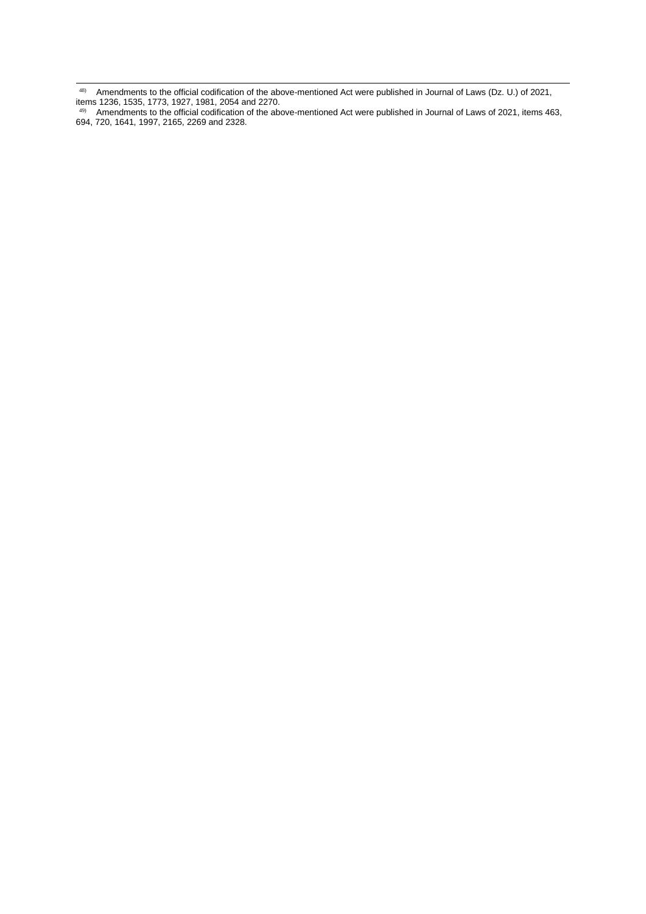[48] Amendments to the official codification of the above-mentioned Act were published in Journal of Laws (Dz. U.) of 2021, items 1236, 1535, 1773, 1927, 1981, 2054 and 2270.

[49] Amendments to the official codification of the above-mentioned Act were published in Journal of Laws of 2021, items 463, 694, 720, 1641, 1997, 2165, 2269 and 2328.